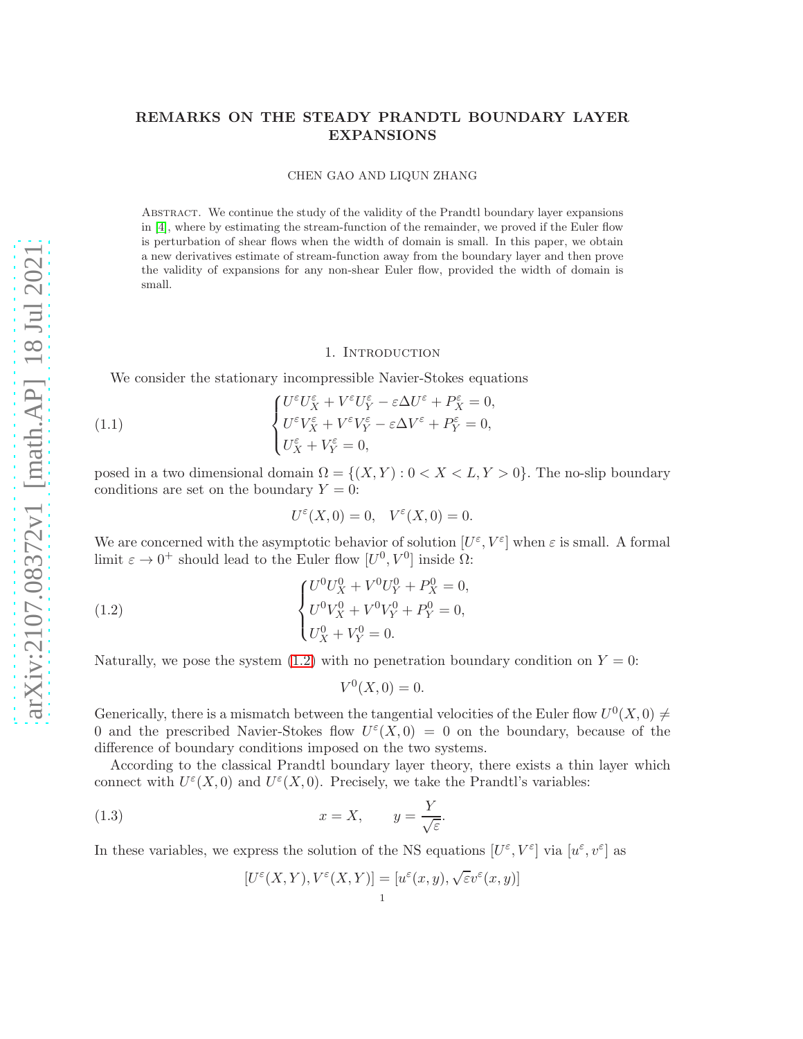# REMARKS ON THE STEADY PRANDTL BOUNDARY LAYER EXPANSIONS

CHEN GAO AND LIQUN ZHANG

Abstract. We continue the study of the validity of the Prandtl boundary layer expansions in [4], where by estimating the stream-function of the remainder, we proved if the Euler flow is perturbation of shear flows when the width of domain is small. In this paper, we obtain a new derivatives estimate of stream-function away from the boundary layer and then prove the validity of expansions for any non-shear Euler flow, provided the width of domain is small.

## 1. Introduction

We consider the stationary incompressible Navier-Stokes equations

$$
\begin{cases} U^\varepsilon U^\varepsilon_X + V^\varepsilon U^\varepsilon_Y - \varepsilon \Delta U^\varepsilon + P^\varepsilon_X = 0, \\ U^\varepsilon V^\varepsilon_X + V^\varepsilon V^\varepsilon_Y - \varepsilon \Delta V^\varepsilon + P^\varepsilon_Y = 0, \\ U^\varepsilon_X + V^\varepsilon_Y = 0, \end{cases} \tag{1.1}
$$

posed in a two dimensional domain $\Omega = \{(X,Y) : 0 < X < L, Y > 0\}$. The no-slip boundary conditions are set on the boundary $Y = 0$:

$$
U^\varepsilon(X,0) = 0, \quad V^\varepsilon(X,0) = 0.
$$

We are concerned with the asymptotic behavior of solution $[U^\varepsilon, V^\varepsilon]$ when $\varepsilon$ is small. A formal limit $\varepsilon \to 0^+$ should lead to the Euler flow $[U^0, V^0]$ inside $\Omega$:

$$
\begin{cases} U^0 U^0_X + V^0 U^0_Y + P^0_X = 0, \\ U^0 V^0_X + V^0 V^0_Y + P^0_Y = 0, \\ U^0_X + V^0_Y = 0. \end{cases} \tag{1.2}
$$

Naturally, we pose the system (1.2) with no penetration boundary condition on $Y = 0$:

$$
V^0(X,0) = 0.
$$

Generically, there is a mismatch between the tangential velocities of the Euler flow $U^0(X,0) \neq 0$ and the prescribed Navier-Stokes flow $U^\varepsilon(X,0) = 0$ on the boundary, because of the difference of boundary conditions imposed on the two systems.

According to the classical Prandtl boundary layer theory, there exists a thin layer which connect with $U^\varepsilon(X,0)$ and $U^\varepsilon(X,0)$. Precisely, we take the Prandtl's variables:

$$
x = X, \qquad y = \frac{Y}{\sqrt{\varepsilon}}. \tag{1.3}
$$

In these variables, we express the solution of the NS equations $[U^\varepsilon, V^\varepsilon]$ via $[u^\varepsilon, v^\varepsilon]$ as

$$
[U^\varepsilon(X,Y), V^\varepsilon(X,Y)] = [u^\varepsilon(x,y), \sqrt{\varepsilon} v^\varepsilon(x,y)]
$$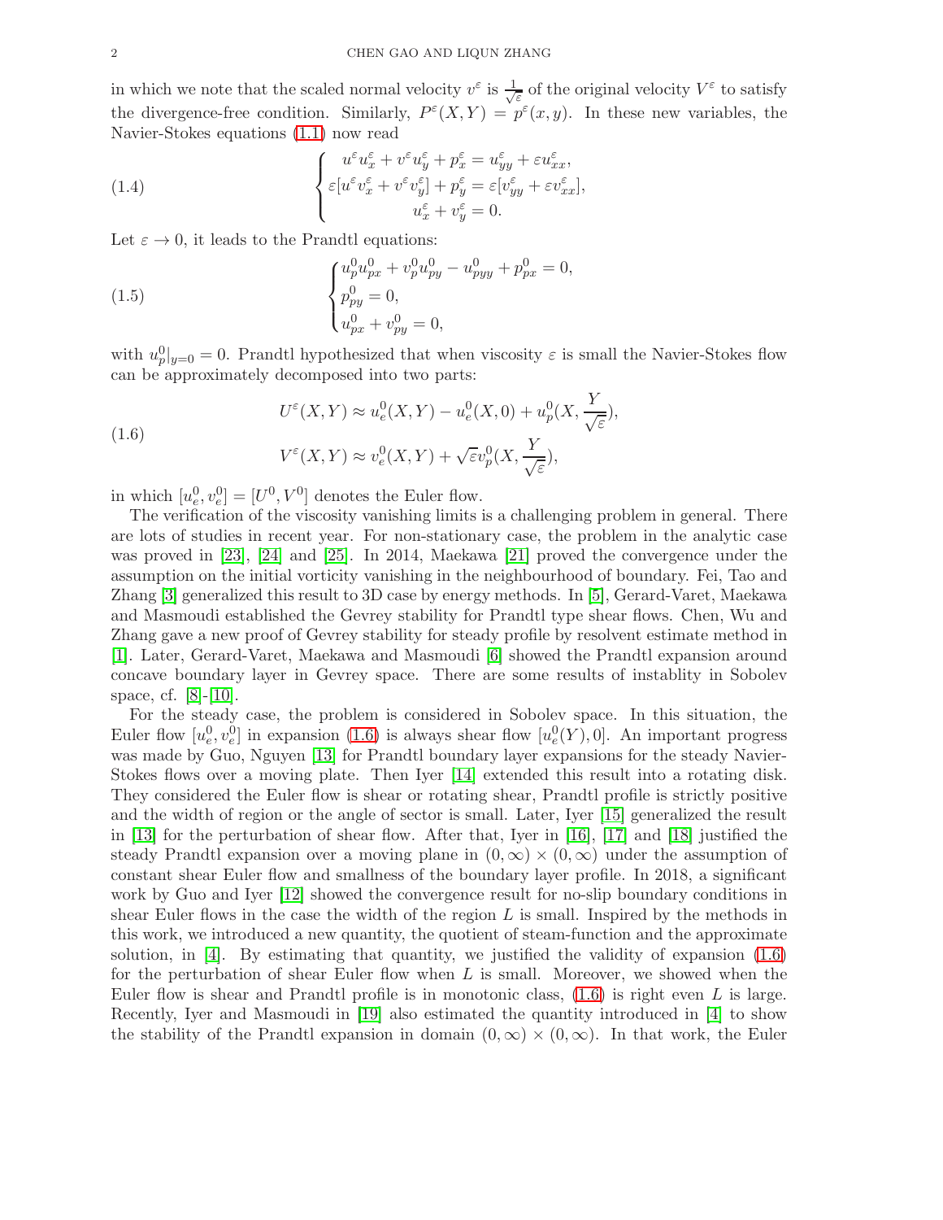in which we note that the scaled normal velocity $v^\varepsilon$ is $\frac{1}{\sqrt{\varepsilon}}$ of the original velocity $V^\varepsilon$ to satisfy the divergence-free condition. Similarly, $P^\varepsilon(X,Y) = p^\varepsilon(x,y)$. In these new variables, the Navier-Stokes equations (1.1) now read

$$
\begin{cases}
u^\varepsilon u^\varepsilon_x + v^\varepsilon u^\varepsilon_y + p^\varepsilon_x = u^\varepsilon_{yy} + \varepsilon u^\varepsilon_{xx}, \\
\varepsilon[u^\varepsilon v^\varepsilon_x + v^\varepsilon v^\varepsilon_y] + p^\varepsilon_y = \varepsilon[v^\varepsilon_{yy} + \varepsilon v^\varepsilon_{xx}], \\
u^\varepsilon_x + v^\varepsilon_y = 0.
\end{cases}
\tag{1.4}
$$

Let $\varepsilon \to 0$, it leads to the Prandtl equations:

$$
\begin{cases}
u^0_p u^0_{px} + v^0_p u^0_{py} - u^0_{pyy} + p^0_{px} = 0, \\
p^0_{py} = 0, \\
u^0_{px} + v^0_{py} = 0,
\end{cases}
\tag{1.5}
$$

with $u^0_p|_{y=0} = 0$. Prandtl hypothesized that when viscosity $\varepsilon$ is small the Navier-Stokes flow can be approximately decomposed into two parts:

$$
\begin{aligned}
U^\varepsilon(X,Y) &\approx u^0_e(X,Y) - u^0_e(X,0) + u^0_p(X, \frac{Y}{\sqrt{\varepsilon}}), \\
V^\varepsilon(X,Y) &\approx v^0_e(X,Y) + \sqrt{\varepsilon} v^0_p(X, \frac{Y}{\sqrt{\varepsilon}}),
\end{aligned}
\tag{1.6}
$$

in which $[u^0_e, v^0_e] = [U^0, V^0]$ denotes the Euler flow.

The verification of the viscosity vanishing limits is a challenging problem in general. There are lots of studies in recent year. For non-stationary case, the problem in the analytic case was proved in [23], [24] and [25]. In 2014, Maekawa [21] proved the convergence under the assumption on the initial vorticity vanishing in the neighbourhood of boundary. Fei, Tao and Zhang [3] generalized this result to 3D case by energy methods. In [5], Gerard-Varet, Maekawa and Masmoudi established the Gevrey stability for Prandtl type shear flows. Chen, Wu and Zhang gave a new proof of Gevrey stability for steady profile by resolvent estimate method in [1]. Later, Gerard-Varet, Maekawa and Masmoudi [6] showed the Prandtl expansion around concave boundary layer in Gevrey space. There are some results of instablity in Sobolev space, cf. [8]-[10].

For the steady case, the problem is considered in Sobolev space. In this situation, the Euler flow $[u^0_e, v^0_e]$ in expansion (1.6) is always shear flow $[u^0_e(Y), 0]$. An important progress was made by Guo, Nguyen [13] for Prandtl boundary layer expansions for the steady Navier-Stokes flows over a moving plate. Then Iyer [14] extended this result into a rotating disk. They considered the Euler flow is shear or rotating shear, Prandtl profile is strictly positive and the width of region or the angle of sector is small. Later, Iyer [15] generalized the result in [13] for the perturbation of shear flow. After that, Iyer in [16], [17] and [18] justified the steady Prandtl expansion over a moving plane in $(0,\infty) \times (0,\infty)$ under the assumption of constant shear Euler flow and smallness of the boundary layer profile. In 2018, a significant work by Guo and Iyer [12] showed the convergence result for no-slip boundary conditions in shear Euler flows in the case the width of the region $L$ is small. Inspired by the methods in this work, we introduced a new quantity, the quotient of steam-function and the approximate solution, in [4]. By estimating that quantity, we justified the validity of expansion (1.6) for the perturbation of shear Euler flow when $L$ is small. Moreover, we showed when the Euler flow is shear and Prandtl profile is in monotonic class, (1.6) is right even $L$ is large. Recently, Iyer and Masmoudi [19] also estimated the quantity introduced in [4] to show the stability of the Prandtl expansion in domain $(0,\infty) \times (0,\infty)$. In that work, the Euler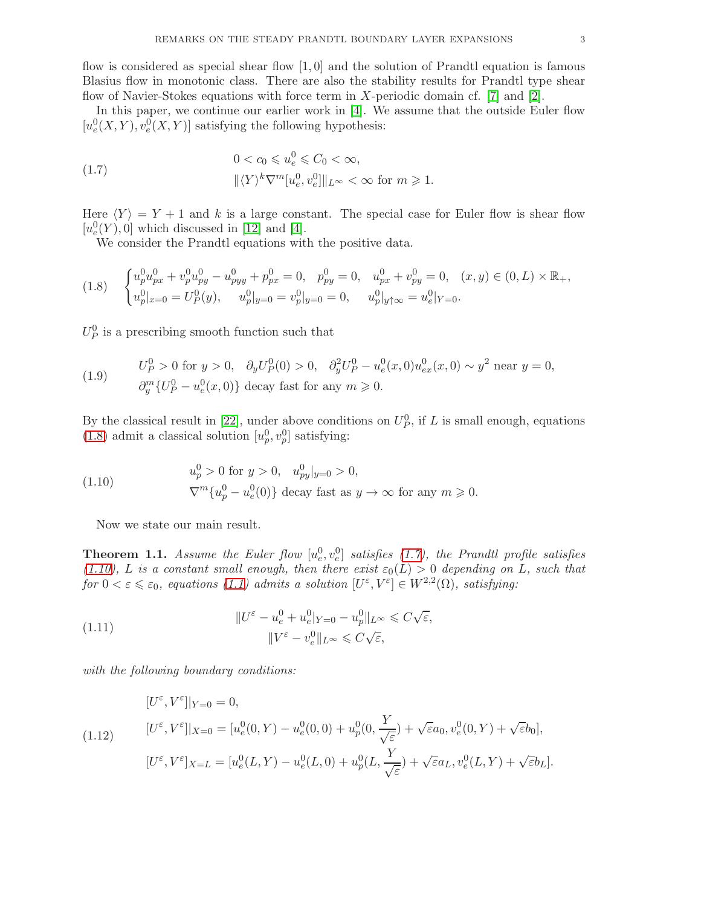flow is considered as special shear flow $[1, 0]$ and the solution of Prandtl equation is famous Blasius flow in monotonic class. There are also the stability results for Prandtl type shear flow of Navier-Stokes equations with force term in $X$-periodic domain cf. [7] and [2].

In this paper, we continue our earlier work in [4]. We assume that the outside Euler flow $[u_e^0(X,Y), v_e^0(X,Y)]$ satisfying the following hypothesis:

$$
\begin{aligned}
&0 < c_0 \leqslant u_e^0 \leqslant C_0 < \infty, \\
&\|\langle Y\rangle^k \nabla^m [u_e^0, v_e^0]\|_{L^\infty} < \infty \text{ for } m \geqslant 1.
\end{aligned} \tag{1.7}
$$

Here $\langle Y\rangle = Y + 1$ and $k$ is a large constant. The special case for Euler flow is shear flow $[u_e^0(Y), 0]$ which discussed in [12] and [4].

We consider the Prandtl equations with the positive data.

$$
\begin{cases}
u_p^0 u_{px}^0 + v_p^0 u_{py}^0 - u_{pyy}^0 + p_{px}^0 = 0, \quad p_{py}^0 = 0, \quad u_{px}^0 + v_{py}^0 = 0, \quad (x,y) \in (0,L) \times \mathbb{R}_+, \\
u_p^0|_{x=0} = U_P^0(y), \quad u_p^0|_{y=0} = v_p^0|_{y=0} = 0, \quad u_p^0|_{y\uparrow\infty} = u_e^0|_{Y=0}.
\end{cases} \tag{1.8}
$$

$U_P^0$ is a prescribing smooth function such that

$$
\begin{aligned}
&U_P^0 > 0 \text{ for } y > 0, \quad \partial_y U_P^0(0) > 0, \quad \partial_y^2 U_P^0 - u_e^0(x,0) u_{ex}^0(x,0) \sim y^2 \text{ near } y = 0, \\
&\partial_y^m \{U_P^0 - u_e^0(x,0)\} \text{ decay fast for any } m \geqslant 0.
\end{aligned} \tag{1.9}
$$

By the classical result in [22], under above conditions on $U_P^0$, if $L$ is small enough, equations (1.8) admit a classical solution $[u_p^0, v_p^0]$ satisfying:

$$
\begin{aligned}
&u_p^0 > 0 \text{ for } y > 0, \quad u_{py}^0|_{y=0} > 0, \\
&\nabla^m \{u_p^0 - u_e^0(0)\} \text{ decay fast as } y \to \infty \text{ for any } m \geqslant 0.
\end{aligned} \tag{1.10}
$$

Now we state our main result.

**Theorem 1.1.** *Assume the Euler flow $[u_e^0, v_e^0]$ satisfies (1.7), the Prandtl profile satisfies (1.10), $L$ is a constant small enough, then there exist $\varepsilon_0(L) > 0$ depending on $L$, such that for $0 < \varepsilon \leqslant \varepsilon_0$, equations (1.1) admits a solution $[U^\varepsilon, V^\varepsilon] \in W^{2,2}(\Omega)$, satisfying:*

$$
\begin{aligned}
&\|U^\varepsilon - u_e^0 + u_e^0|_{Y=0} - u_p^0\|_{L^\infty} \leqslant C\sqrt{\varepsilon}, \\
&\|V^\varepsilon - v_e^0\|_{L^\infty} \leqslant C\sqrt{\varepsilon},
\end{aligned} \tag{1.11}
$$

*with the following boundary conditions:*

$$
\begin{aligned}
&[U^\varepsilon, V^\varepsilon]|_{Y=0} = 0, \\
&[U^\varepsilon, V^\varepsilon]|_{X=0} = [u_e^0(0,Y) - u_e^0(0,0) + u_p^0(0, \frac{Y}{\sqrt{\varepsilon}}) + \sqrt{\varepsilon} a_0, v_e^0(0,Y) + \sqrt{\varepsilon} b_0], \\
&[U^\varepsilon, V^\varepsilon]_{X=L} = [u_e^0(L,Y) - u_e^0(L,0) + u_p^0(L, \frac{Y}{\sqrt{\varepsilon}}) + \sqrt{\varepsilon} a_L, v_e^0(L,Y) + \sqrt{\varepsilon} b_L].
\end{aligned} \tag{1.12}
$$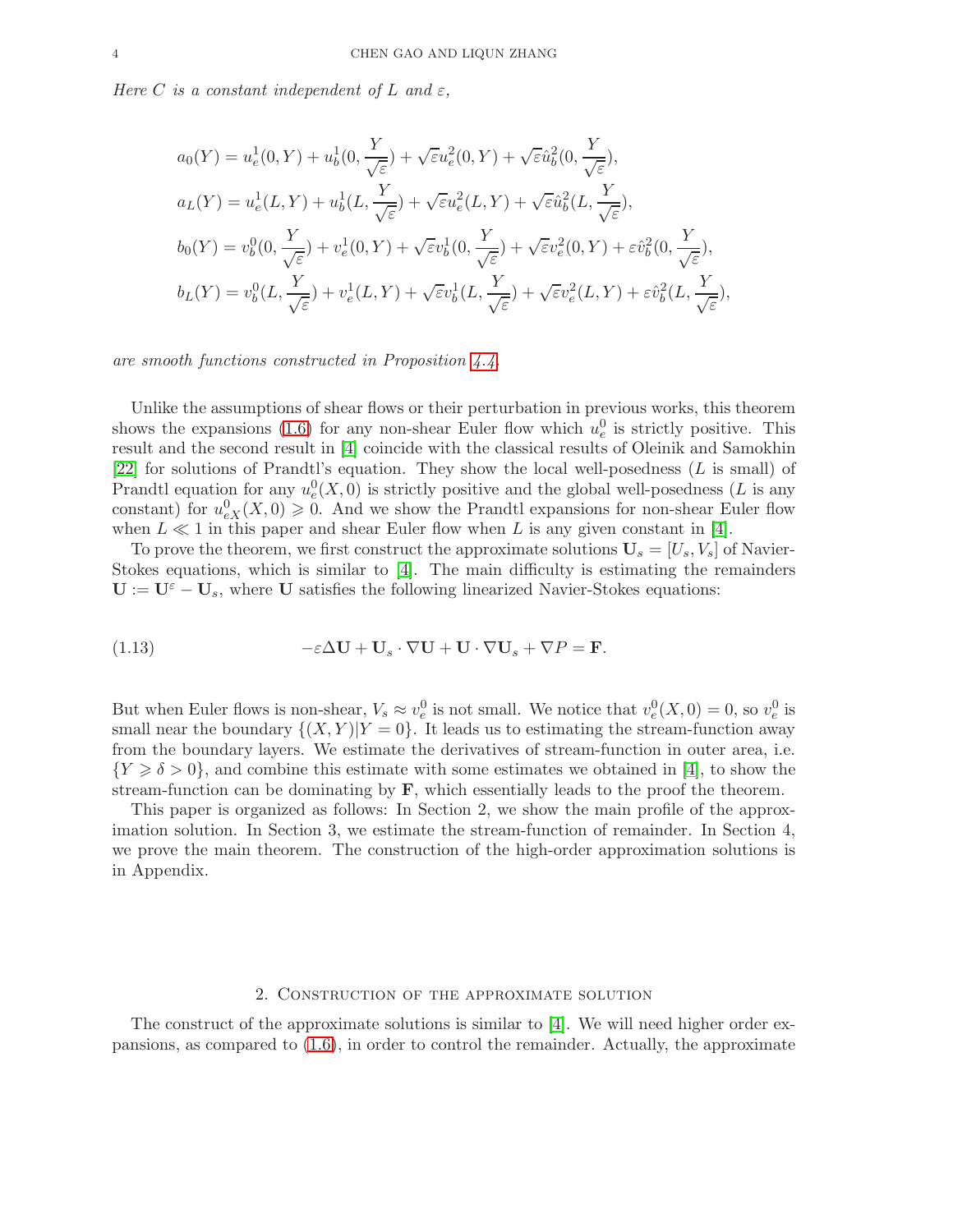*Here $C$ is a constant independent of $L$ and $\varepsilon$,*

$$
\begin{aligned}
a_0(Y) &= u_e^1(0,Y) + u_b^1(0,\frac{Y}{\sqrt{\varepsilon}}) + \sqrt{\varepsilon}u_e^2(0,Y) + \sqrt{\varepsilon}\hat{u}_b^2(0,\frac{Y}{\sqrt{\varepsilon}}),\\
a_L(Y) &= u_e^1(L,Y) + u_b^1(L,\frac{Y}{\sqrt{\varepsilon}}) + \sqrt{\varepsilon}u_e^2(L,Y) + \sqrt{\varepsilon}\hat{u}_b^2(L,\frac{Y}{\sqrt{\varepsilon}}),\\
b_0(Y) &= v_b^0(0,\frac{Y}{\sqrt{\varepsilon}}) + v_e^1(0,Y) + \sqrt{\varepsilon}v_b^1(0,\frac{Y}{\sqrt{\varepsilon}}) + \sqrt{\varepsilon}v_e^2(0,Y) + \varepsilon\hat{v}_b^2(0,\frac{Y}{\sqrt{\varepsilon}}),\\
b_L(Y) &= v_b^0(L,\frac{Y}{\sqrt{\varepsilon}}) + v_e^1(L,Y) + \sqrt{\varepsilon}v_b^1(L,\frac{Y}{\sqrt{\varepsilon}}) + \sqrt{\varepsilon}v_e^2(L,Y) + \varepsilon\hat{v}_b^2(L,\frac{Y}{\sqrt{\varepsilon}}),
\end{aligned}
$$

*are smooth functions constructed in Proposition 4.4.*

Unlike the assumptions of shear flows or their perturbation in previous works, this theorem shows the expansions (1.6) for any non-shear Euler flow which $u_e^0$ is strictly positive. This result and the second result in [4] coincide with the classical results of Oleinik and Samokhin [22] for solutions of Prandtl's equation. They show the local well-posedness ($L$ is small) of Prandtl equation for any $u_e^0(X,0)$ is strictly positive and the global well-posedness ($L$ is any constant) for $u_{eX}^0(X,0) \geqslant 0$. And we show the Prandtl expansions for non-shear Euler flow when $L \ll 1$ in this paper and shear Euler flow when $L$ is any given constant in [4].

To prove the theorem, we first construct the approximate solutions $\mathbf{U}_s = [U_s, V_s]$ of Navier-Stokes equations, which is similar to [4]. The main difficulty is estimating the remainders $\mathbf{U} := \mathbf{U}^\varepsilon - \mathbf{U}_s$, where $\mathbf{U}$ satisfies the following linearized Navier-Stokes equations:

$$
-\varepsilon\Delta\mathbf{U} + \mathbf{U}_s\cdot\nabla\mathbf{U} + \mathbf{U}\cdot\nabla\mathbf{U}_s + \nabla P = \mathbf{F}. \tag{1.13}
$$

But when Euler flows is non-shear, $V_s \approx v_e^0$ is not small. We notice that $v_e^0(X,0) = 0$, so $v_e^0$ is small near the boundary $\{(X,Y)|Y=0\}$. It leads us to estimating the stream-function away from the boundary layers. We estimate the derivatives of stream-function in outer area, i.e. $\{Y \geqslant \delta > 0\}$, and combine this estimate with some estimates we obtained in [4], to show the stream-function can be dominating by $\mathbf{F}$, which essentially leads to the proof the theorem.

This paper is organized as follows: In Section 2, we show the main profile of the approximation solution. In Section 3, we estimate the stream-function of remainder. In Section 4, we prove the main theorem. The construction of the high-order approximation solutions is in Appendix.

## 2. Construction of the approximate solution

The construct of the approximate solutions is similar to [4]. We will need higher order expansions, as compared to (1.6), in order to control the remainder. Actually, the approximate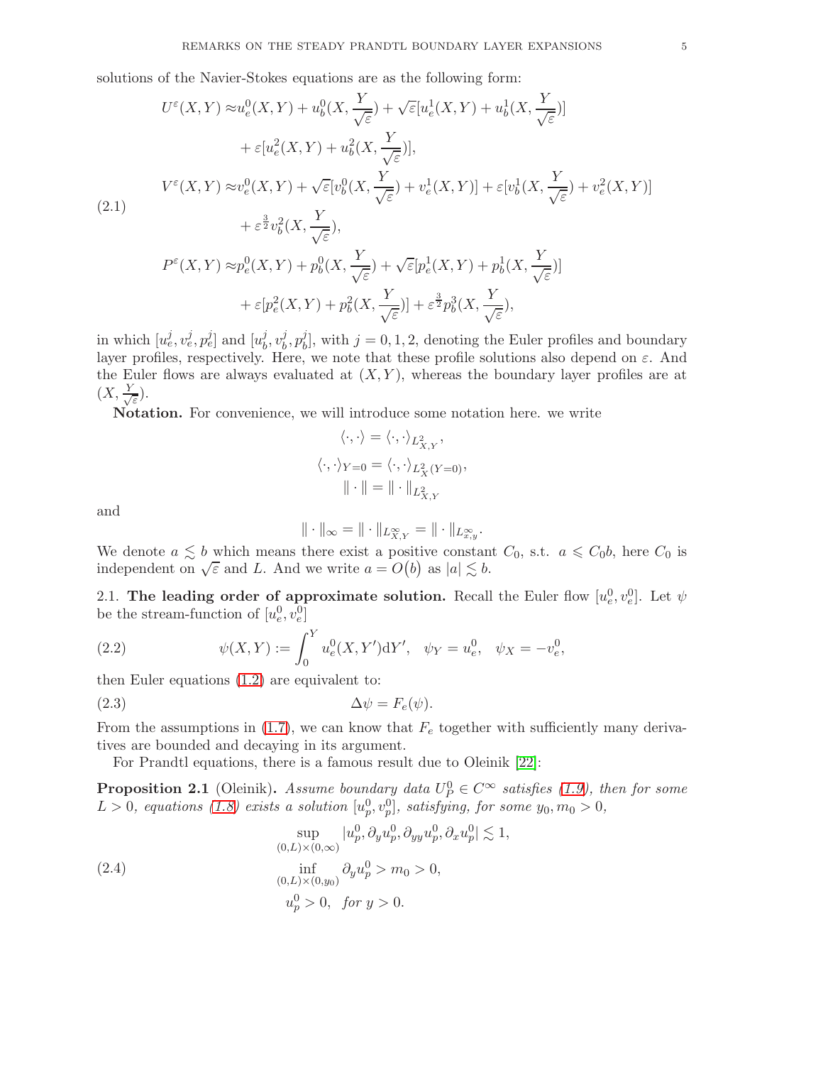solutions of the Navier-Stokes equations are as the following form:

$$
\begin{aligned}
U^\varepsilon(X,Y) \approx & u_e^0(X,Y) + u_b^0(X,\frac{Y}{\sqrt{\varepsilon}}) + \sqrt{\varepsilon}[u_e^1(X,Y) + u_b^1(X,\frac{Y}{\sqrt{\varepsilon}})] \\
& + \varepsilon[u_e^2(X,Y) + u_b^2(X,\frac{Y}{\sqrt{\varepsilon}})], \\
V^\varepsilon(X,Y) \approx & v_e^0(X,Y) + \sqrt{\varepsilon}[v_b^0(X,\frac{Y}{\sqrt{\varepsilon}}) + v_e^1(X,Y)] + \varepsilon[v_b^1(X,\frac{Y}{\sqrt{\varepsilon}}) + v_e^2(X,Y)] \\
& + \varepsilon^{\frac{3}{2}} v_b^2(X,\frac{Y}{\sqrt{\varepsilon}}), \\
P^\varepsilon(X,Y) \approx & p_e^0(X,Y) + p_b^0(X,\frac{Y}{\sqrt{\varepsilon}}) + \sqrt{\varepsilon}[p_e^1(X,Y) + p_b^1(X,\frac{Y}{\sqrt{\varepsilon}})] \\
& + \varepsilon[p_e^2(X,Y) + p_b^2(X,\frac{Y}{\sqrt{\varepsilon}})] + \varepsilon^{\frac{3}{2}} p_b^3(X,\frac{Y}{\sqrt{\varepsilon}}),
\end{aligned}
\tag{2.1}
$$

in which $[u_e^j, v_e^j, p_e^j]$ and $[u_b^j, v_b^j, p_b^j]$, with $j = 0,1,2$, denoting the Euler profiles and boundary layer profiles, respectively. Here, we note that these profile solutions also depend on $\varepsilon$. And the Euler flows are always evaluated at $(X,Y)$, whereas the boundary layer profiles are at $(X, \frac{Y}{\sqrt{\varepsilon}})$.

**Notation.** For convenience, we will introduce some notation here. we write

$$
\langle \cdot, \cdot \rangle = \langle \cdot, \cdot \rangle_{L^2_{X,Y}},
$$

$$
\langle \cdot, \cdot \rangle_{Y=0} = \langle \cdot, \cdot \rangle_{L^2_X(Y=0)},
$$

$$
\| \cdot \| = \| \cdot \|_{L^2_{X,Y}}
$$

and

$$
\| \cdot \|_\infty = \| \cdot \|_{L^\infty_{X,Y}} = \| \cdot \|_{L^\infty_{x,y}}.
$$

We denote $a \lesssim b$ which means there exist a positive constant $C_0$, s.t. $a \leqslant C_0 b$, here $C_0$ is independent on $\sqrt{\varepsilon}$ and $L$. And we write $a = O(b)$ as $|a| \lesssim b$.

2.1. **The leading order of approximate solution.** Recall the Euler flow $[u_e^0, v_e^0]$. Let $\psi$ be the stream-function of $[u_e^0, v_e^0]$

$$
\psi(X,Y) := \int_0^Y u_e^0(X,Y')\mathrm{d}Y', \quad \psi_Y = u_e^0, \quad \psi_X = -v_e^0,
\tag{2.2}
$$

then Euler equations (1.2) are equivalent to:

$$
\Delta \psi = F_e(\psi).
\tag{2.3}
$$

From the assumptions in (1.7), we can know that $F_e$ together with sufficiently many derivatives are bounded and decaying in its argument.

For Prandtl equations, there is a famous result due to Oleinik [22]:

**Proposition 2.1** (Oleinik). *Assume boundary data $U_P^0 \in C^\infty$ satisfies (1.9), then for some $L > 0$, equations (1.8) exists a solution $[u_p^0, v_p^0]$, satisfying, for some $y_0, m_0 > 0$,*

$$
\begin{aligned}
& \sup_{(0,L)\times(0,\infty)} |u_p^0, \partial_y u_p^0, \partial_{yy} u_p^0, \partial_x u_p^0| \lesssim 1, \\
& \inf_{(0,L)\times(0,y_0)} \partial_y u_p^0 > m_0 > 0, \\
& u_p^0 > 0, \quad \textit{for } y > 0.
\end{aligned}
\tag{2.4}
$$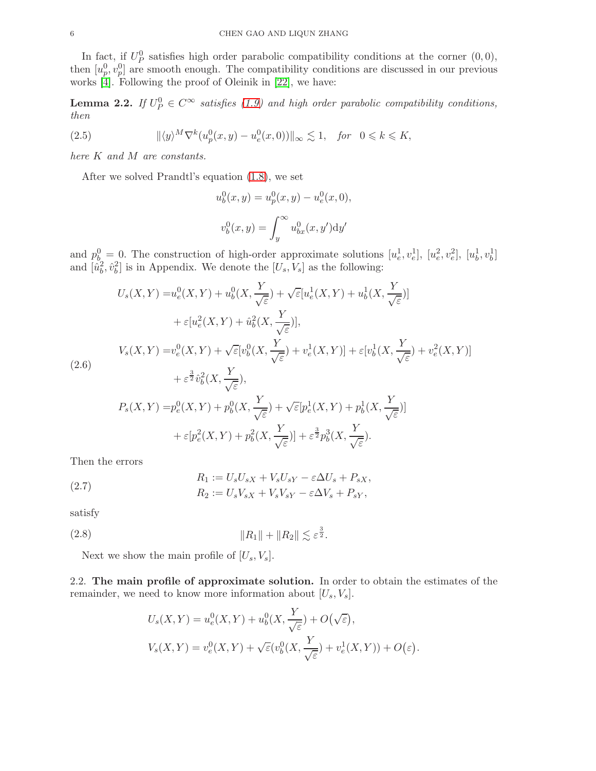In fact, if $U_P^0$ satisfies high order parabolic compatibility conditions at the corner $(0,0)$, then $[u_p^0, v_p^0]$ are smooth enough. The compatibility conditions are discussed in our previous works [4]. Following the proof of Oleinik in [22], we have:

**Lemma 2.2.** *If $U_P^0 \in C^\infty$ satisfies (1.9) and high order parabolic compatibility conditions, then*

$$\|\langle y\rangle^M \nabla^k (u_p^0(x,y) - u_e^0(x,0))\|_\infty \lesssim 1, \quad \text{for} \quad 0 \leqslant k \leqslant K, \tag{2.5}$$

*here $K$ and $M$ are constants.*

After we solved Prandtl's equation (1.8), we set

$$u_b^0(x,y) = u_p^0(x,y) - u_e^0(x,0),$$

$$v_b^0(x,y) = \int_y^\infty u_{bx}^0(x,y')\mathrm{d}y'$$

and $p_b^0 = 0$. The construction of high-order approximate solutions $[u_e^1, v_e^1]$, $[u_e^2, v_e^2]$, $[u_b^1, v_b^1]$ and $[\hat{u}_b^2, \hat{v}_b^2]$ is in Appendix. We denote the $[U_s, V_s]$ as the following:

$$\begin{aligned}
U_s(X,Y) =& u_e^0(X,Y) + u_b^0(X,\frac{Y}{\sqrt{\varepsilon}}) + \sqrt{\varepsilon}[u_e^1(X,Y) + u_b^1(X,\frac{Y}{\sqrt{\varepsilon}})] \\
&+ \varepsilon[u_e^2(X,Y) + \hat{u}_b^2(X,\frac{Y}{\sqrt{\varepsilon}})], \\
V_s(X,Y) =& v_e^0(X,Y) + \sqrt{\varepsilon}[v_b^0(X,\frac{Y}{\sqrt{\varepsilon}}) + v_e^1(X,Y)] + \varepsilon[v_b^1(X,\frac{Y}{\sqrt{\varepsilon}}) + v_e^2(X,Y)] \\
&+ \varepsilon^{\frac{3}{2}}\hat{v}_b^2(X,\frac{Y}{\sqrt{\varepsilon}}), \\
P_s(X,Y) =& p_e^0(X,Y) + p_b^0(X,\frac{Y}{\sqrt{\varepsilon}}) + \sqrt{\varepsilon}[p_e^1(X,Y) + p_b^1(X,\frac{Y}{\sqrt{\varepsilon}})] \\
&+ \varepsilon[p_e^2(X,Y) + p_b^2(X,\frac{Y}{\sqrt{\varepsilon}})] + \varepsilon^{\frac{3}{2}}p_b^3(X,\frac{Y}{\sqrt{\varepsilon}}).
\end{aligned} \tag{2.6}$$

Then the errors

$$\begin{aligned}
R_1 &:= U_sU_{sX} + V_sU_{sY} - \varepsilon\Delta U_s + P_{sX}, \\
R_2 &:= U_sV_{sX} + V_sV_{sY} - \varepsilon\Delta V_s + P_{sY},
\end{aligned} \tag{2.7}$$

satisfy

$$\|R_1\| + \|R_2\| \lesssim \varepsilon^{\frac{3}{2}}. \tag{2.8}$$

Next we show the main profile of $[U_s, V_s]$.

### 2.2. The main profile of approximate solution.

In order to obtain the estimates of the remainder, we need to know more information about $[U_s, V_s]$.

$$\begin{aligned}
U_s(X,Y) &= u_e^0(X,Y) + u_b^0(X,\frac{Y}{\sqrt{\varepsilon}}) + O(\sqrt{\varepsilon}), \\
V_s(X,Y) &= v_e^0(X,Y) + \sqrt{\varepsilon}(v_b^0(X,\frac{Y}{\sqrt{\varepsilon}}) + v_e^1(X,Y)) + O(\varepsilon).
\end{aligned}$$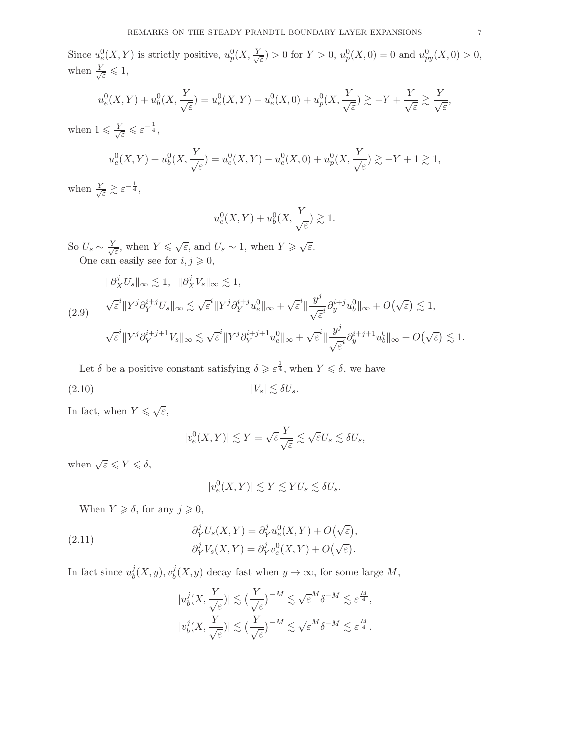Since $u_e^0(X,Y)$ is strictly positive, $u_p^0(X,\frac{Y}{\sqrt{\varepsilon}})>0$ for $Y>0$, $u_p^0(X,0)=0$ and $u_{py}^0(X,0)>0$, when $\frac{Y}{\sqrt{\varepsilon}}\leqslant 1$,

$$
u_e^0(X,Y)+u_b^0(X,\frac{Y}{\sqrt{\varepsilon}})=u_e^0(X,Y)-u_e^0(X,0)+u_p^0(X,\frac{Y}{\sqrt{\varepsilon}})\gtrsim -Y+\frac{Y}{\sqrt{\varepsilon}}\gtrsim \frac{Y}{\sqrt{\varepsilon}},
$$

when $1\leqslant \frac{Y}{\sqrt{\varepsilon}}\leqslant \varepsilon^{-\frac{1}{4}}$,

$$
u_e^0(X,Y)+u_b^0(X,\frac{Y}{\sqrt{\varepsilon}})=u_e^0(X,Y)-u_e^0(X,0)+u_p^0(X,\frac{Y}{\sqrt{\varepsilon}})\gtrsim -Y+1\gtrsim 1,
$$

when $\frac{Y}{\sqrt{\varepsilon}}\gtrsim \varepsilon^{-\frac{1}{4}}$,

$$
u_e^0(X,Y)+u_b^0(X,\frac{Y}{\sqrt{\varepsilon}})\gtrsim 1.
$$

So $U_s\sim \frac{Y}{\sqrt{\varepsilon}}$, when $Y\leqslant\sqrt{\varepsilon}$, and $U_s\sim 1$, when $Y\geqslant\sqrt{\varepsilon}$.

One can easily see for $i,j\geqslant 0$,

$$
\begin{aligned}
&\|\partial_X^j U_s\|_\infty\lesssim 1,\ \ \|\partial_X^j V_s\|_\infty\lesssim 1,\\
&\sqrt{\varepsilon}^i\|Y^j\partial_Y^{i+j}U_s\|_\infty\lesssim \sqrt{\varepsilon}^i\|Y^j\partial_Y^{i+j}u_e^0\|_\infty+\sqrt{\varepsilon}^i\|\frac{y^j}{\sqrt{\varepsilon}^i}\partial_y^{i+j}u_b^0\|_\infty+O\big(\sqrt{\varepsilon}\big)\lesssim 1,\\
&\sqrt{\varepsilon}^i\|Y^j\partial_Y^{i+j+1}V_s\|_\infty\lesssim \sqrt{\varepsilon}^i\|Y^j\partial_Y^{i+j+1}u_e^0\|_\infty+\sqrt{\varepsilon}^i\|\frac{y^j}{\sqrt{\varepsilon}^i}\partial_y^{i+j+1}u_b^0\|_\infty+O\big(\sqrt{\varepsilon}\big)\lesssim 1.
\end{aligned}
\tag{2.9}
$$

Let $\delta$ be a positive constant satisfying $\delta\geqslant\varepsilon^{\frac{1}{4}}$, when $Y\leqslant\delta$, we have

$$
|V_s|\lesssim \delta U_s. \tag{2.10}
$$

In fact, when $Y\leqslant\sqrt{\varepsilon}$,

$$
|v_e^0(X,Y)|\lesssim Y=\sqrt{\varepsilon}\frac{Y}{\sqrt{\varepsilon}}\lesssim\sqrt{\varepsilon}U_s\lesssim\delta U_s,
$$

when $\sqrt{\varepsilon}\leqslant Y\leqslant\delta$,

$$
|v_e^0(X,Y)|\lesssim Y\lesssim YU_s\lesssim\delta U_s.
$$

When $Y\geqslant\delta$, for any $j\geqslant 0$,

$$
\begin{aligned}
\partial_Y^j U_s(X,Y)&=\partial_Y^j u_e^0(X,Y)+O\big(\sqrt{\varepsilon}\big),\\
\partial_Y^j V_s(X,Y)&=\partial_Y^j v_e^0(X,Y)+O\big(\sqrt{\varepsilon}\big).
\end{aligned}
\tag{2.11}
$$

In fact since $u_b^j(X,y),v_b^j(X,y)$ decay fast when $y\to\infty$, for some large $M$,

$$
\begin{aligned}
|u_b^j(X,\frac{Y}{\sqrt{\varepsilon}})|&\lesssim\big(\frac{Y}{\sqrt{\varepsilon}}\big)^{-M}\lesssim\sqrt{\varepsilon}^M\delta^{-M}\lesssim\varepsilon^{\frac{M}{4}},\\
|v_b^j(X,\frac{Y}{\sqrt{\varepsilon}})|&\lesssim\big(\frac{Y}{\sqrt{\varepsilon}}\big)^{-M}\lesssim\sqrt{\varepsilon}^M\delta^{-M}\lesssim\varepsilon^{\frac{M}{4}}.
\end{aligned}
$$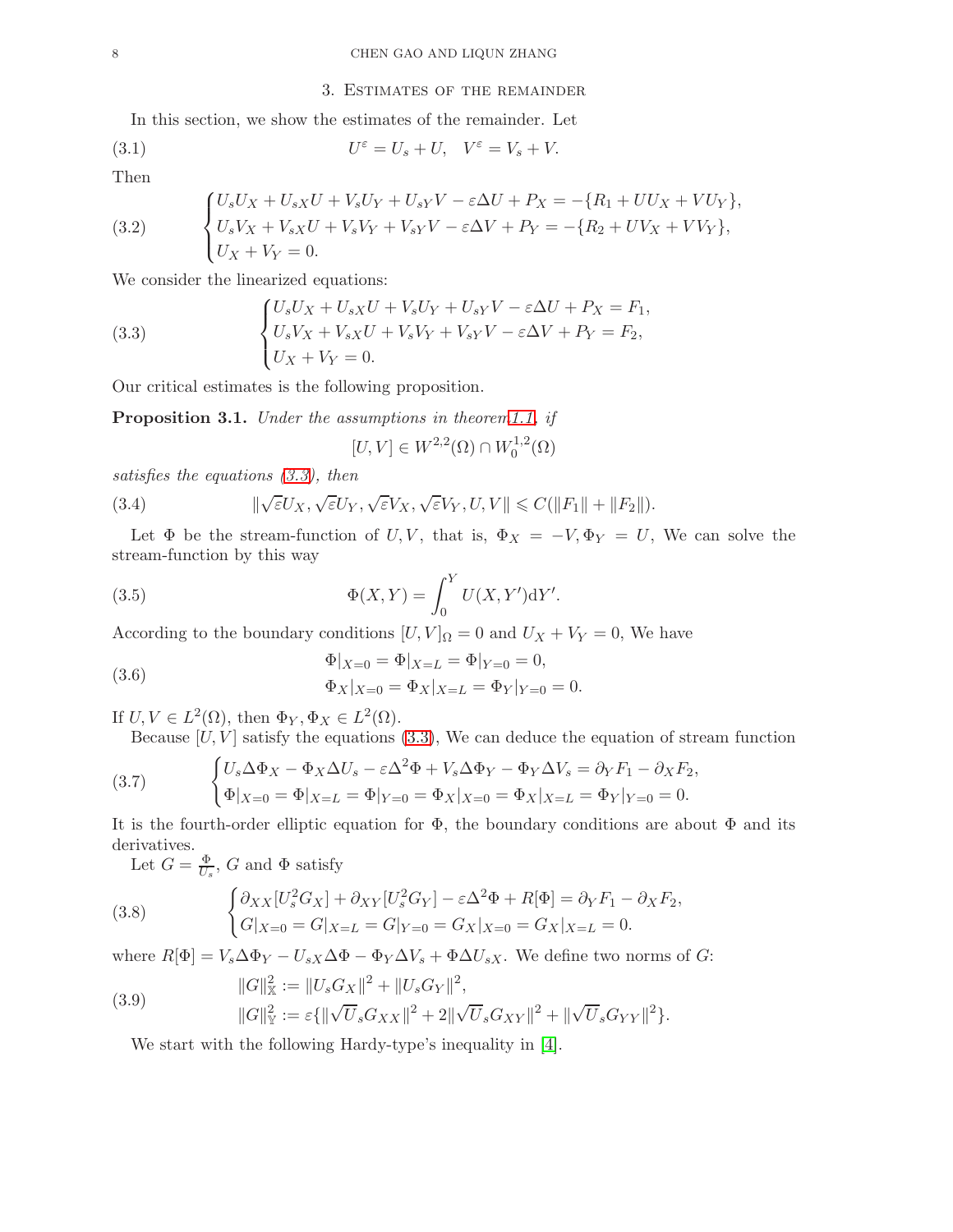## 3. Estimates of the remainder

In this section, we show the estimates of the remainder. Let

$$U^\varepsilon = U_s + U, \quad V^\varepsilon = V_s + V. \tag{3.1}$$

Then

$$\begin{cases} U_s U_X + U_{sX} U + V_s U_Y + U_{sY} V - \varepsilon \Delta U + P_X = -\{R_1 + U U_X + V U_Y\}, \\ U_s V_X + V_{sX} U + V_s V_Y + V_{sY} V - \varepsilon \Delta V + P_Y = -\{R_2 + U V_X + V V_Y\}, \\ U_X + V_Y = 0. \end{cases} \tag{3.2}$$

We consider the linearized equations:

$$\begin{cases} U_s U_X + U_{sX} U + V_s U_Y + U_{sY} V - \varepsilon \Delta U + P_X = F_1, \\ U_s V_X + V_{sX} U + V_s V_Y + V_{sY} V - \varepsilon \Delta V + P_Y = F_2, \\ U_X + V_Y = 0. \end{cases} \tag{3.3}$$

Our critical estimates is the following proposition.

**Proposition 3.1.** *Under the assumptions in theorem1.1, if*

$$[U, V] \in W^{2,2}(\Omega) \cap W_0^{1,2}(\Omega)$$

*satisfies the equations (3.3), then*

$$\|\sqrt{\varepsilon} U_X, \sqrt{\varepsilon} U_Y, \sqrt{\varepsilon} V_X, \sqrt{\varepsilon} V_Y, U, V\| \leqslant C(\|F_1\| + \|F_2\|). \tag{3.4}$$

Let $\Phi$ be the stream-function of $U, V$, that is, $\Phi_X = -V, \Phi_Y = U$, We can solve the stream-function by this way

$$\Phi(X, Y) = \int_0^Y U(X, Y')\mathrm{d}Y'. \tag{3.5}$$

According to the boundary conditions $[U, V]_\Omega = 0$ and $U_X + V_Y = 0$, We have

$$\begin{aligned} &\Phi|_{X=0} = \Phi|_{X=L} = \Phi|_{Y=0} = 0, \\ &\Phi_X|_{X=0} = \Phi_X|_{X=L} = \Phi_Y|_{Y=0} = 0. \end{aligned} \tag{3.6}$$

If $U, V \in L^2(\Omega)$, then $\Phi_Y, \Phi_X \in L^2(\Omega)$.

Because $[U, V]$ satisfy the equations (3.3), We can deduce the equation of stream function

$$\begin{cases} U_s \Delta \Phi_X - \Phi_X \Delta U_s - \varepsilon \Delta^2 \Phi + V_s \Delta \Phi_Y - \Phi_Y \Delta V_s = \partial_Y F_1 - \partial_X F_2, \\ \Phi|_{X=0} = \Phi|_{X=L} = \Phi|_{Y=0} = \Phi_X|_{X=0} = \Phi_X|_{X=L} = \Phi_Y|_{Y=0} = 0. \end{cases} \tag{3.7}$$

It is the fourth-order elliptic equation for $\Phi$, the boundary conditions are about $\Phi$ and its derivatives.

Let $G = \frac{\Phi}{U_s}$, $G$ and $\Phi$ satisfy

$$\begin{cases} \partial_{XX}[U_s^2 G_X] + \partial_{XY}[U_s^2 G_Y] - \varepsilon \Delta^2 \Phi + R[\Phi] = \partial_Y F_1 - \partial_X F_2, \\ G|_{X=0} = G|_{X=L} = G|_{Y=0} = G_X|_{X=0} = G_X|_{X=L} = 0. \end{cases} \tag{3.8}$$

where $R[\Phi] = V_s \Delta \Phi_Y - U_{sX} \Delta \Phi - \Phi_Y \Delta V_s + \Phi \Delta U_{sX}$. We define two norms of $G$:

$$\begin{aligned} &\|G\|_{\mathbb{X}}^2 := \|U_s G_X\|^2 + \|U_s G_Y\|^2, \\ &\|G\|_{\mathbb{Y}}^2 := \varepsilon \{\|\sqrt{U}_s G_{XX}\|^2 + 2\|\sqrt{U}_s G_{XY}\|^2 + \|\sqrt{U}_s G_{YY}\|^2\}. \end{aligned} \tag{3.9}$$

We start with the following Hardy-type's inequality in [4].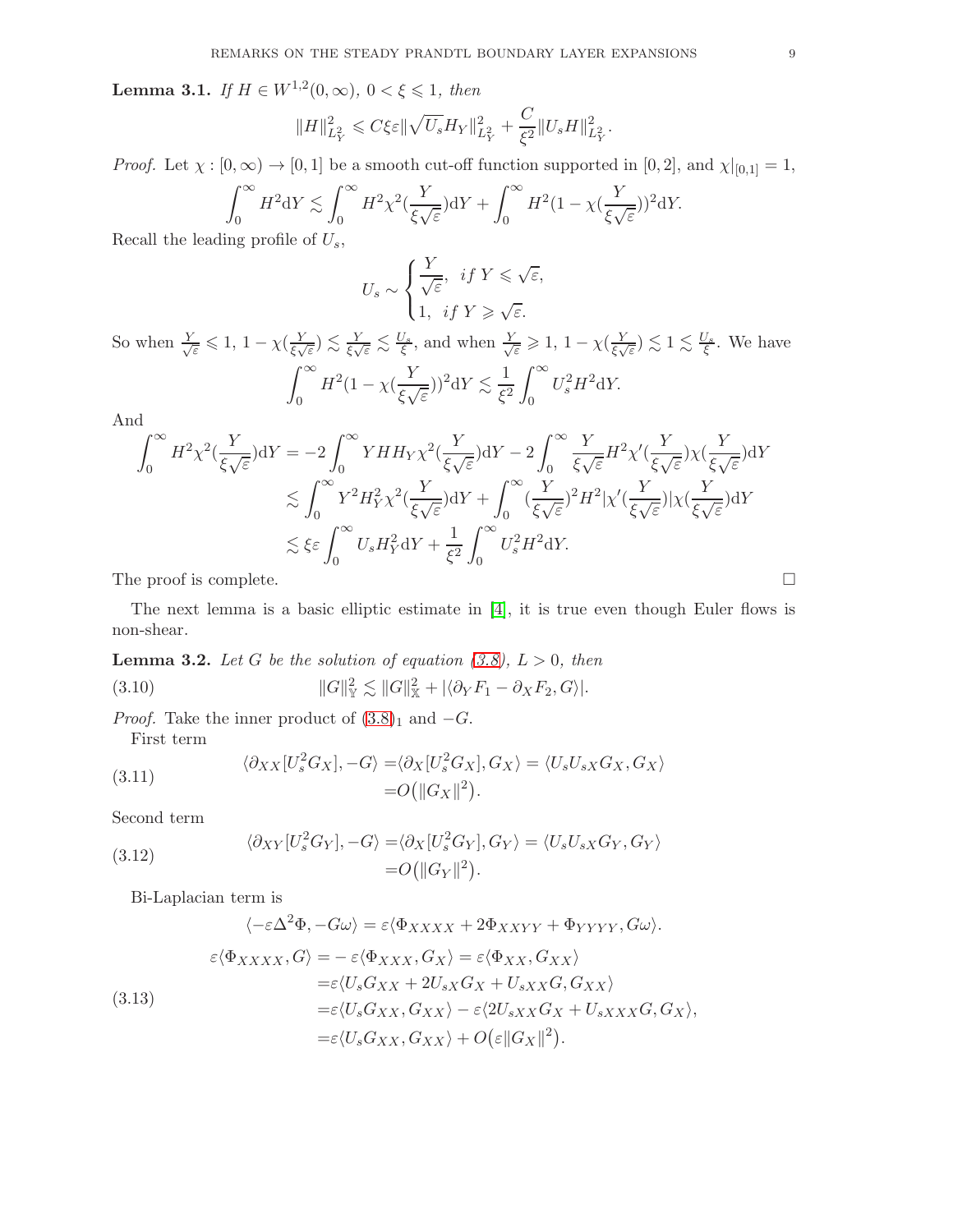**Lemma 3.1.** *If $H \in W^{1,2}(0,\infty)$, $0 < \xi \leqslant 1$, then*

$$\|H\|_{L_Y^2}^2 \leqslant C\xi\varepsilon\|\sqrt{U_s}H_Y\|_{L_Y^2}^2 + \frac{C}{\xi^2}\|U_s H\|_{L_Y^2}^2.$$

*Proof.* Let $\chi : [0,\infty) \to [0,1]$ be a smooth cut-off function supported in $[0,2]$, and $\chi|_{[0,1]} = 1$,

$$\int_0^\infty H^2 \mathrm{d}Y \lesssim \int_0^\infty H^2\chi^2(\frac{Y}{\xi\sqrt{\varepsilon}})\mathrm{d}Y + \int_0^\infty H^2(1-\chi(\frac{Y}{\xi\sqrt{\varepsilon}}))^2\mathrm{d}Y.$$

Recall the leading profile of $U_s$,

$$U_s \sim \begin{cases} \dfrac{Y}{\sqrt{\varepsilon}}, & if\ Y \leqslant \sqrt{\varepsilon}, \\ 1, & if\ Y \geqslant \sqrt{\varepsilon}. \end{cases}$$

So when $\frac{Y}{\sqrt{\varepsilon}} \leqslant 1$, $1-\chi(\frac{Y}{\xi\sqrt{\varepsilon}}) \lesssim \frac{Y}{\xi\sqrt{\varepsilon}} \lesssim \frac{U_s}{\xi}$, and when $\frac{Y}{\sqrt{\varepsilon}} \geqslant 1$, $1-\chi(\frac{Y}{\xi\sqrt{\varepsilon}}) \lesssim 1 \lesssim \frac{U_s}{\xi}$. We have

$$\int_0^\infty H^2(1-\chi(\frac{Y}{\xi\sqrt{\varepsilon}}))^2\mathrm{d}Y \lesssim \frac{1}{\xi^2}\int_0^\infty U_s^2H^2\mathrm{d}Y.$$

And

$$\begin{aligned}\int_0^\infty H^2\chi^2(\frac{Y}{\xi\sqrt{\varepsilon}})\mathrm{d}Y &= -2\int_0^\infty YHH_Y\chi^2(\frac{Y}{\xi\sqrt{\varepsilon}})\mathrm{d}Y - 2\int_0^\infty \frac{Y}{\xi\sqrt{\varepsilon}}H^2\chi'(\frac{Y}{\xi\sqrt{\varepsilon}})\chi(\frac{Y}{\xi\sqrt{\varepsilon}})\mathrm{d}Y \\ &\lesssim \int_0^\infty Y^2H_Y^2\chi^2(\frac{Y}{\xi\sqrt{\varepsilon}})\mathrm{d}Y + \int_0^\infty (\frac{Y}{\xi\sqrt{\varepsilon}})^2H^2|\chi'(\frac{Y}{\xi\sqrt{\varepsilon}})|\chi(\frac{Y}{\xi\sqrt{\varepsilon}})\mathrm{d}Y \\ &\lesssim \xi\varepsilon\int_0^\infty U_sH_Y^2\mathrm{d}Y + \frac{1}{\xi^2}\int_0^\infty U_s^2H^2\mathrm{d}Y.\end{aligned}$$

The proof is complete. $\square$

The next lemma is a basic elliptic estimate in [4], it is true even though Euler flows is non-shear.

**Lemma 3.2.** *Let $G$ be the solution of equation (3.8), $L > 0$, then*

$$\|G\|_{\mathbb{Y}}^2 \lesssim \|G\|_{\mathbb{X}}^2 + |\langle \partial_Y F_1 - \partial_X F_2, G\rangle|. \tag{3.10}$$

*Proof.* Take the inner product of $(3.8)_1$ and $-G$.

First term

$$\begin{aligned}\langle \partial_{XX}[U_s^2G_X], -G\rangle &= \langle \partial_X[U_s^2G_X], G_X\rangle = \langle U_sU_{sX}G_X, G_X\rangle \\ &= O\big(\|G_X\|^2\big).\end{aligned} \tag{3.11}$$

Second term

$$\begin{aligned}\langle \partial_{XY}[U_s^2G_Y], -G\rangle &= \langle \partial_X[U_s^2G_Y], G_Y\rangle = \langle U_sU_{sX}G_Y, G_Y\rangle \\ &= O\big(\|G_Y\|^2\big).\end{aligned} \tag{3.12}$$

Bi-Laplacian term is

$$\langle -\varepsilon\Delta^2\Phi, -G\omega\rangle = \varepsilon\langle \Phi_{XXXX} + 2\Phi_{XXYY} + \Phi_{YYYY}, G\omega\rangle.$$

$$\begin{aligned}\varepsilon\langle \Phi_{XXXX}, G\rangle &= -\varepsilon\langle \Phi_{XXX}, G_X\rangle = \varepsilon\langle \Phi_{XX}, G_{XX}\rangle \\ &= \varepsilon\langle U_sG_{XX} + 2U_{sX}G_X + U_{sXX}G, G_{XX}\rangle \\ &= \varepsilon\langle U_sG_{XX}, G_{XX}\rangle - \varepsilon\langle 2U_{sXX}G_X + U_{sXXX}G, G_X\rangle, \\ &= \varepsilon\langle U_sG_{XX}, G_{XX}\rangle + O\big(\varepsilon\|G_X\|^2\big).\end{aligned} \tag{3.13}$$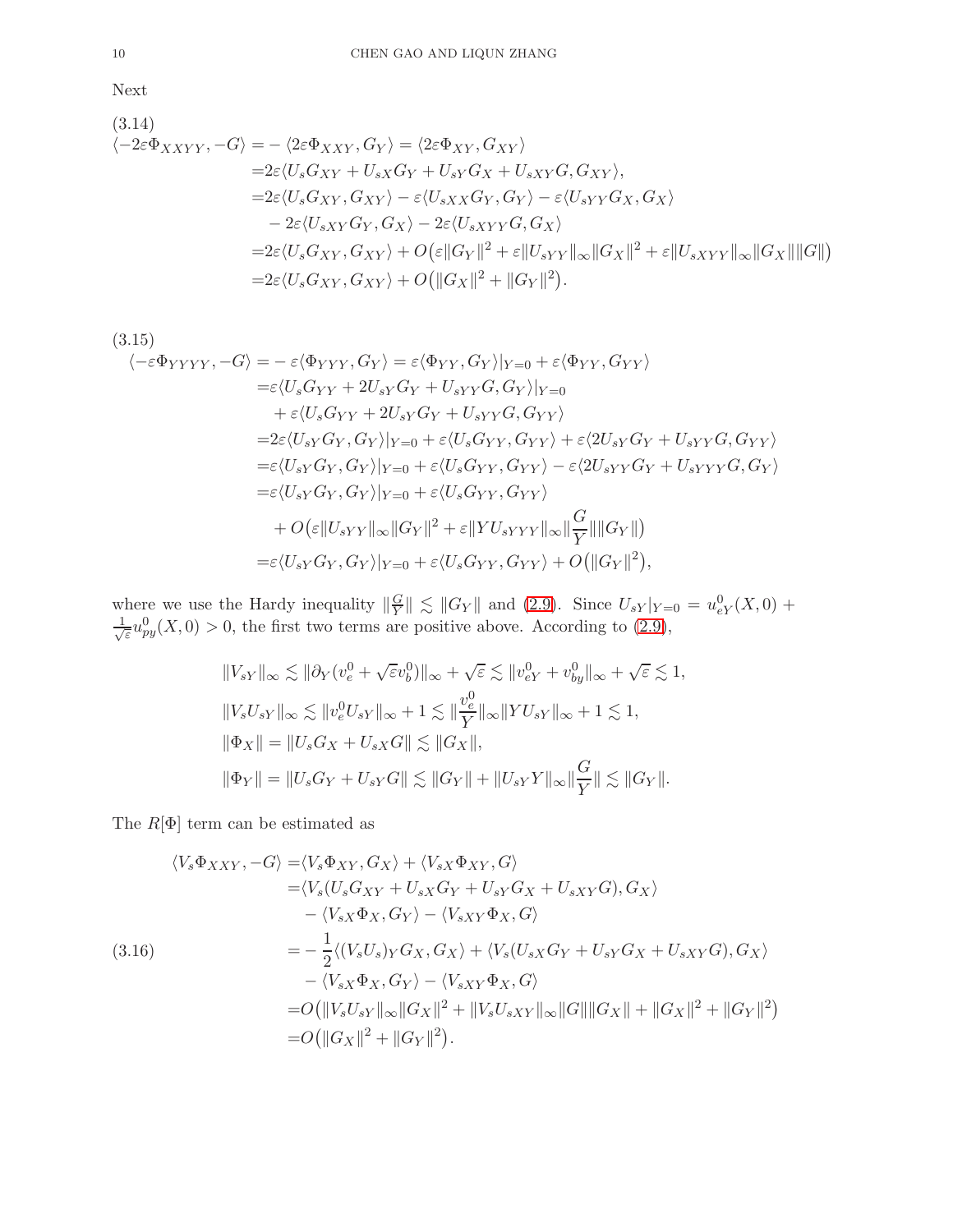Next

$$
\begin{aligned}
\langle -2\varepsilon\Phi_{XXYY}, -G\rangle =& -\langle 2\varepsilon\Phi_{XXY}, G_Y\rangle = \langle 2\varepsilon\Phi_{XY}, G_{XY}\rangle \\
=& 2\varepsilon\langle U_s G_{XY} + U_{sX}G_Y + U_{sY}G_X + U_{sXY}G, G_{XY}\rangle, \\
=& 2\varepsilon\langle U_s G_{XY}, G_{XY}\rangle - \varepsilon\langle U_{sXX}G_Y, G_Y\rangle - \varepsilon\langle U_{sYY}G_X, G_X\rangle \\
&- 2\varepsilon\langle U_{sXY}G_Y, G_X\rangle - 2\varepsilon\langle U_{sXYY}G, G_X\rangle \\
=& 2\varepsilon\langle U_s G_{XY}, G_{XY}\rangle + O\big(\varepsilon\|G_Y\|^2 + \varepsilon\|U_{sYY}\|_\infty\|G_X\|^2 + \varepsilon\|U_{sXYY}\|_\infty\|G_X\|\|G\|\big) \\
=& 2\varepsilon\langle U_s G_{XY}, G_{XY}\rangle + O\big(\|G_X\|^2 + \|G_Y\|^2\big).
\end{aligned} \tag{3.14}
$$

$$
\begin{aligned}
\langle -\varepsilon\Phi_{YYYY}, -G\rangle =& -\varepsilon\langle \Phi_{YYY}, G_Y\rangle = \varepsilon\langle \Phi_{YY}, G_Y\rangle|_{Y=0} + \varepsilon\langle \Phi_{YY}, G_{YY}\rangle \\
=& \varepsilon\langle U_s G_{YY} + 2U_{sY}G_Y + U_{sYY}G, G_Y\rangle|_{Y=0} \\
&+ \varepsilon\langle U_s G_{YY} + 2U_{sY}G_Y + U_{sYY}G, G_{YY}\rangle \\
=& 2\varepsilon\langle U_{sY}G_Y, G_Y\rangle|_{Y=0} + \varepsilon\langle U_s G_{YY}, G_{YY}\rangle + \varepsilon\langle 2U_{sY}G_Y + U_{sYY}G, G_{YY}\rangle \\
=& \varepsilon\langle U_{sY}G_Y, G_Y\rangle|_{Y=0} + \varepsilon\langle U_s G_{YY}, G_{YY}\rangle - \varepsilon\langle 2U_{sYY}G_Y + U_{sYYY}G, G_Y\rangle \\
=& \varepsilon\langle U_{sY}G_Y, G_Y\rangle|_{Y=0} + \varepsilon\langle U_s G_{YY}, G_{YY}\rangle \\
&+ O\big(\varepsilon\|U_{sYY}\|_\infty\|G_Y\|^2 + \varepsilon\|YU_{sYYY}\|_\infty\|\frac{G}{Y}\|\|G_Y\|\big) \\
=& \varepsilon\langle U_{sY}G_Y, G_Y\rangle|_{Y=0} + \varepsilon\langle U_s G_{YY}, G_{YY}\rangle + O\big(\|G_Y\|^2\big),
\end{aligned} \tag{3.15}
$$

where we use the Hardy inequality $\|\frac{G}{Y}\| \lesssim \|G_Y\|$ and (2.9). Since $U_{sY}|_{Y=0} = u^0_{eY}(X,0) + \frac{1}{\sqrt{\varepsilon}}u^0_{py}(X,0) > 0$, the first two terms are positive above. According to (2.9),

$$
\begin{aligned}
&\|V_{sY}\|_\infty \lesssim \|\partial_Y(v^0_e + \sqrt{\varepsilon}v^0_b)\|_\infty + \sqrt{\varepsilon} \lesssim \|v^0_{eY} + v^0_{by}\|_\infty + \sqrt{\varepsilon} \lesssim 1, \\
&\|V_s U_{sY}\|_\infty \lesssim \|v^0_e U_{sY}\|_\infty + 1 \lesssim \|\frac{v^0_e}{Y}\|_\infty\|YU_{sY}\|_\infty + 1 \lesssim 1, \\
&\|\Phi_X\| = \|U_s G_X + U_{sX}G\| \lesssim \|G_X\|, \\
&\|\Phi_Y\| = \|U_s G_Y + U_{sY}G\| \lesssim \|G_Y\| + \|U_{sY}Y\|_\infty\|\frac{G}{Y}\| \lesssim \|G_Y\|.
\end{aligned}
$$

The $R[\Phi]$ term can be estimated as

$$
\begin{aligned}
\langle V_s\Phi_{XXY}, -G\rangle =& \langle V_s\Phi_{XY}, G_X\rangle + \langle V_{sX}\Phi_{XY}, G\rangle \\
=& \langle V_s(U_s G_{XY} + U_{sX}G_Y + U_{sY}G_X + U_{sXY}G), G_X\rangle \\
&- \langle V_{sX}\Phi_X, G_Y\rangle - \langle V_{sXY}\Phi_X, G\rangle \\
=& -\frac{1}{2}\langle (V_s U_s)_Y G_X, G_X\rangle + \langle V_s(U_{sX}G_Y + U_{sY}G_X + U_{sXY}G), G_X\rangle \\
&- \langle V_{sX}\Phi_X, G_Y\rangle - \langle V_{sXY}\Phi_X, G\rangle \\
=& O\big(\|V_s U_{sY}\|_\infty\|G_X\|^2 + \|V_s U_{sXY}\|_\infty\|G\|\|G_X\| + \|G_X\|^2 + \|G_Y\|^2\big) \\
=& O\big(\|G_X\|^2 + \|G_Y\|^2\big).
\end{aligned} \tag{3.16}
$$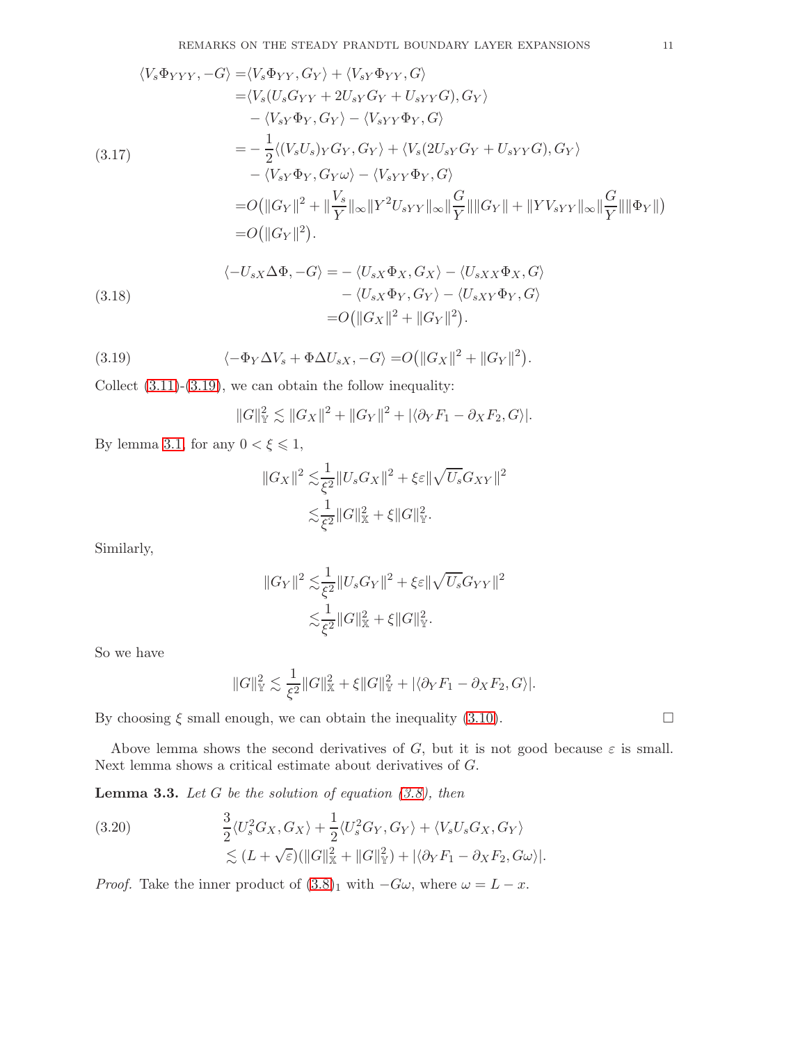$$
\begin{aligned}
\langle V_s\Phi_{YYY}, -G\rangle =&\langle V_s\Phi_{YY}, G_Y\rangle + \langle V_{sY}\Phi_{YY}, G\rangle \\
=&\langle V_s(U_sG_{YY} + 2U_{sY}G_Y + U_{sYY}G), G_Y\rangle \\
&- \langle V_{sY}\Phi_Y, G_Y\rangle - \langle V_{sYY}\Phi_Y, G\rangle \\
=&-\frac{1}{2}\langle (V_sU_s)_Y G_Y, G_Y\rangle + \langle V_s(2U_{sY}G_Y + U_{sYY}G), G_Y\rangle \\
&- \langle V_{sY}\Phi_Y, G_Y\omega\rangle - \langle V_{sYY}\Phi_Y, G\rangle \\
=&O\big(\|G_Y\|^2 + \|\frac{V_s}{Y}\|_\infty \|Y^2U_{sYY}\|_\infty \|\frac{G}{Y}\|\|G_Y\| + \|YV_{sYY}\|_\infty \|\frac{G}{Y}\|\|\Phi_Y\|\big) \\
=&O\big(\|G_Y\|^2\big).
\end{aligned}
\tag{3.17}
$$

$$
\begin{aligned}
\langle -U_{sX}\Delta\Phi, -G\rangle =&-\langle U_{sX}\Phi_X, G_X\rangle - \langle U_{sXX}\Phi_X, G\rangle \\
&- \langle U_{sX}\Phi_Y, G_Y\rangle - \langle U_{sXY}\Phi_Y, G\rangle \\
=&O\big(\|G_X\|^2 + \|G_Y\|^2\big).
\end{aligned}
\tag{3.18}
$$

$$
\langle -\Phi_Y\Delta V_s + \Phi\Delta U_{sX}, -G\rangle = O\big(\|G_X\|^2 + \|G_Y\|^2\big). \tag{3.19}
$$

Collect (3.11)-(3.19), we can obtain the follow inequality:

$$
\|G\|_{\mathbb{Y}}^2 \lesssim \|G_X\|^2 + \|G_Y\|^2 + |\langle \partial_Y F_1 - \partial_X F_2, G\rangle|.
$$

By lemma 3.1, for any $0 < \xi \leqslant 1$,

$$
\begin{aligned}
\|G_X\|^2 \lesssim& \frac{1}{\xi^2}\|U_sG_X\|^2 + \xi\varepsilon\|\sqrt{U_s}G_{XY}\|^2 \\
\lesssim& \frac{1}{\xi^2}\|G\|_{\mathbb{X}}^2 + \xi\|G\|_{\mathbb{Y}}^2.
\end{aligned}
$$

Similarly,

$$
\begin{aligned}
\|G_Y\|^2 \lesssim& \frac{1}{\xi^2}\|U_sG_Y\|^2 + \xi\varepsilon\|\sqrt{U_s}G_{YY}\|^2 \\
\lesssim& \frac{1}{\xi^2}\|G\|_{\mathbb{X}}^2 + \xi\|G\|_{\mathbb{Y}}^2.
\end{aligned}
$$

So we have

$$
\|G\|_{\mathbb{Y}}^2 \lesssim \frac{1}{\xi^2}\|G\|_{\mathbb{X}}^2 + \xi\|G\|_{\mathbb{Y}}^2 + |\langle \partial_Y F_1 - \partial_X F_2, G\rangle|.
$$

By choosing $\xi$ small enough, we can obtain the inequality (3.10). □

Above lemma shows the second derivatives of $G$, but it is not good because $\varepsilon$ is small. Next lemma shows a critical estimate about derivatives of $G$.

**Lemma 3.3.** *Let $G$ be the solution of equation (3.8), then*

$$
\begin{aligned}
&\frac{3}{2}\langle U_s^2G_X, G_X\rangle + \frac{1}{2}\langle U_s^2G_Y, G_Y\rangle + \langle V_sU_sG_X, G_Y\rangle \\
&\lesssim (L + \sqrt{\varepsilon})(\|G\|_{\mathbb{X}}^2 + \|G\|_{\mathbb{Y}}^2) + |\langle \partial_Y F_1 - \partial_X F_2, G\omega\rangle|.
\end{aligned}
\tag{3.20}
$$

*Proof.* Take the inner product of $(3.8)_1$ with $-G\omega$, where $\omega = L - x$.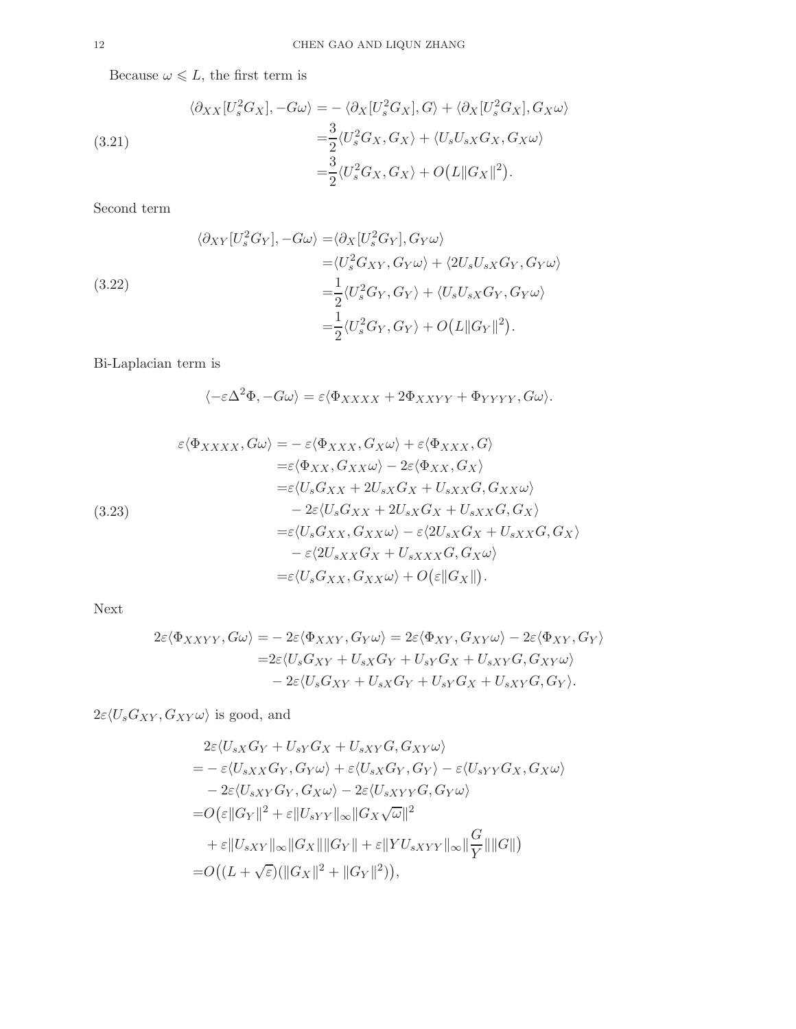Because $\omega \leqslant L$, the first term is

$$
\begin{aligned}
\langle \partial_{XX}[U_s^2 G_X], -G\omega\rangle =& -\langle \partial_X[U_s^2 G_X], G\rangle + \langle \partial_X[U_s^2 G_X], G_X\omega\rangle \\
=& \frac{3}{2}\langle U_s^2 G_X, G_X\rangle + \langle U_s U_{sX} G_X, G_X\omega\rangle \\
=& \frac{3}{2}\langle U_s^2 G_X, G_X\rangle + O\big(L\|G_X\|^2\big).
\end{aligned} \tag{3.21}
$$

Second term

$$
\begin{aligned}
\langle \partial_{XY}[U_s^2 G_Y], -G\omega\rangle =& \langle \partial_X[U_s^2 G_Y], G_Y\omega\rangle \\
=& \langle U_s^2 G_{XY}, G_Y\omega\rangle + \langle 2U_s U_{sX} G_Y, G_Y\omega\rangle \\
=& \frac{1}{2}\langle U_s^2 G_Y, G_Y\rangle + \langle U_s U_{sX} G_Y, G_Y\omega\rangle \\
=& \frac{1}{2}\langle U_s^2 G_Y, G_Y\rangle + O\big(L\|G_Y\|^2\big).
\end{aligned} \tag{3.22}
$$

Bi-Laplacian term is

$$
\langle -\varepsilon\Delta^2\Phi, -G\omega\rangle = \varepsilon\langle \Phi_{XXXX} + 2\Phi_{XXYY} + \Phi_{YYYY}, G\omega\rangle.
$$

$$
\begin{aligned}
\varepsilon\langle \Phi_{XXXX}, G\omega\rangle =& -\varepsilon\langle \Phi_{XXX}, G_X\omega\rangle + \varepsilon\langle \Phi_{XXX}, G\rangle \\
=& \varepsilon\langle \Phi_{XX}, G_{XX}\omega\rangle - 2\varepsilon\langle \Phi_{XX}, G_X\rangle \\
=& \varepsilon\langle U_s G_{XX} + 2U_{sX} G_X + U_{sXX} G, G_{XX}\omega\rangle \\
& - 2\varepsilon\langle U_s G_{XX} + 2U_{sX} G_X + U_{sXX} G, G_X\rangle \\
=& \varepsilon\langle U_s G_{XX}, G_{XX}\omega\rangle - \varepsilon\langle 2U_{sX} G_X + U_{sXX} G, G_X\rangle \\
& - \varepsilon\langle 2U_{sXX} G_X + U_{sXXX} G, G_X\omega\rangle \\
=& \varepsilon\langle U_s G_{XX}, G_{XX}\omega\rangle + O\big(\varepsilon\|G_X\|\big).
\end{aligned} \tag{3.23}
$$

Next

$$
\begin{aligned}
2\varepsilon\langle \Phi_{XXYY}, G\omega\rangle =& -2\varepsilon\langle \Phi_{XXY}, G_Y\omega\rangle = 2\varepsilon\langle \Phi_{XY}, G_{XY}\omega\rangle - 2\varepsilon\langle \Phi_{XY}, G_Y\rangle \\
=& 2\varepsilon\langle U_s G_{XY} + U_{sX} G_Y + U_{sY} G_X + U_{sXY} G, G_{XY}\omega\rangle \\
& - 2\varepsilon\langle U_s G_{XY} + U_{sX} G_Y + U_{sY} G_X + U_{sXY} G, G_Y\rangle.
\end{aligned}
$$

$2\varepsilon\langle U_s G_{XY}, G_{XY}\omega\rangle$ is good, and

$$
\begin{aligned}
& 2\varepsilon\langle U_{sX} G_Y + U_{sY} G_X + U_{sXY} G, G_{XY}\omega\rangle \\
=& -\varepsilon\langle U_{sXX} G_Y, G_Y\omega\rangle + \varepsilon\langle U_{sX} G_Y, G_Y\rangle - \varepsilon\langle U_{sYY} G_X, G_X\omega\rangle \\
& - 2\varepsilon\langle U_{sXY} G_Y, G_X\omega\rangle - 2\varepsilon\langle U_{sXYY} G, G_Y\omega\rangle \\
=& O\big(\varepsilon\|G_Y\|^2 + \varepsilon\|U_{sYY}\|_\infty\|G_X\sqrt{\omega}\|^2 \\
& + \varepsilon\|U_{sXY}\|_\infty\|G_X\|\|G_Y\| + \varepsilon\|YU_{sXYY}\|_\infty\|\frac{G}{Y}\|\|G\|\big) \\
=& O\big((L+\sqrt{\varepsilon})(\|G_X\|^2 + \|G_Y\|^2)\big),
\end{aligned}
$$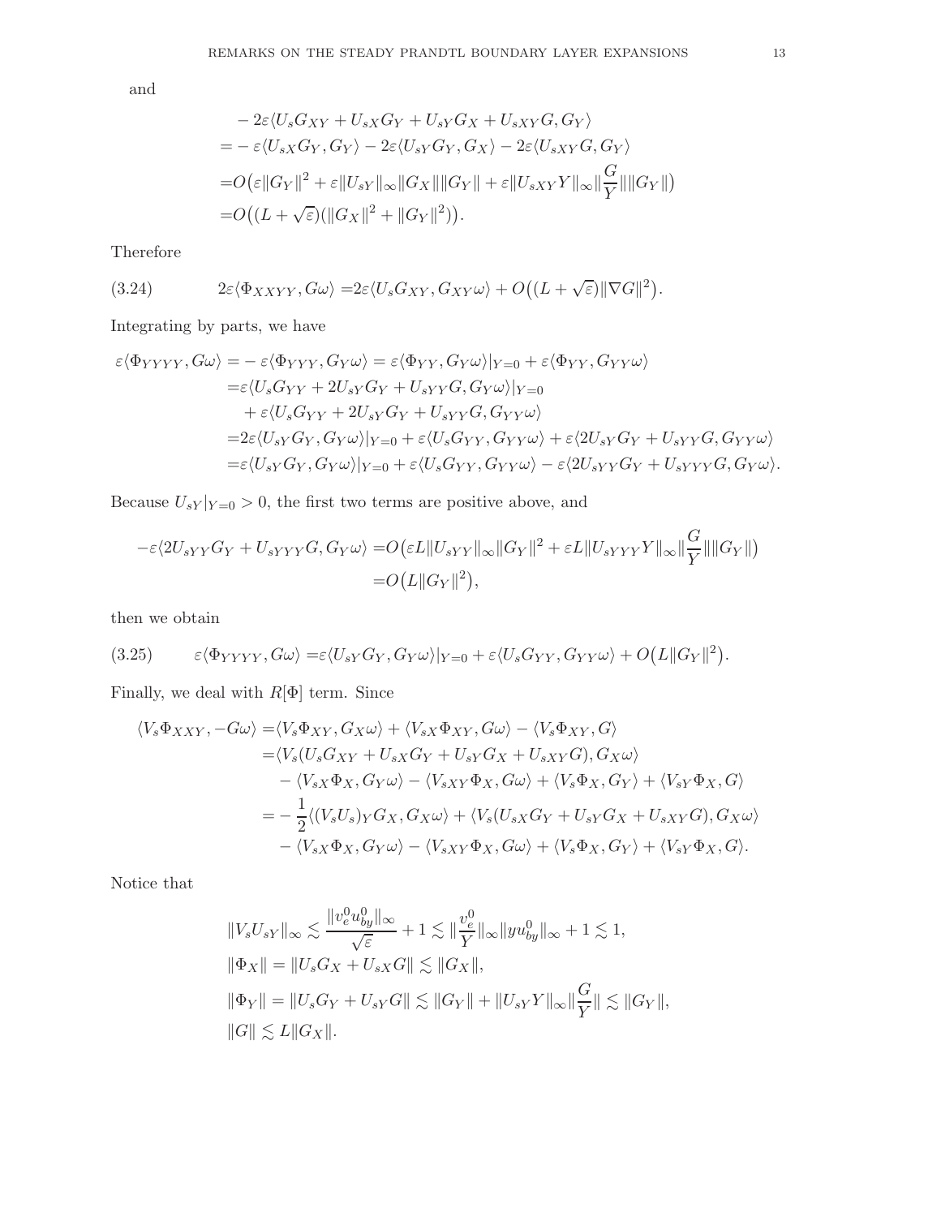and

$$
\begin{aligned}
&-2\varepsilon\langle U_s G_{XY} + U_{sX}G_Y + U_{sY}G_X + U_{sXY}G, G_Y\rangle \\
=&-\varepsilon\langle U_{sX}G_Y, G_Y\rangle - 2\varepsilon\langle U_{sY}G_Y, G_X\rangle - 2\varepsilon\langle U_{sXY}G, G_Y\rangle \\
=&O\big(\varepsilon\|G_Y\|^2 + \varepsilon\|U_{sY}\|_\infty\|G_X\|\|G_Y\| + \varepsilon\|U_{sXY}Y\|_\infty\|\frac{G}{Y}\|\|G_Y\|\big) \\
=&O\big((L+\sqrt{\varepsilon})(\|G_X\|^2 + \|G_Y\|^2)\big).
\end{aligned}
$$

Therefore

$$
2\varepsilon\langle \Phi_{XXYY}, G\omega\rangle = 2\varepsilon\langle U_s G_{XY}, G_{XY}\omega\rangle + O\big((L+\sqrt{\varepsilon})\|\nabla G\|^2\big). \tag{3.24}
$$

Integrating by parts, we have

$$
\begin{aligned}
\varepsilon\langle \Phi_{YYYY}, G\omega\rangle =& -\varepsilon\langle \Phi_{YYY}, G_Y\omega\rangle = \varepsilon\langle \Phi_{YY}, G_Y\omega\rangle|_{Y=0} + \varepsilon\langle \Phi_{YY}, G_{YY}\omega\rangle \\
=&\varepsilon\langle U_s G_{YY} + 2U_{sY}G_Y + U_{sYY}G, G_Y\omega\rangle|_{Y=0} \\
&+\varepsilon\langle U_s G_{YY} + 2U_{sY}G_Y + U_{sYY}G, G_{YY}\omega\rangle \\
=&2\varepsilon\langle U_{sY}G_Y, G_Y\omega\rangle|_{Y=0} + \varepsilon\langle U_s G_{YY}, G_{YY}\omega\rangle + \varepsilon\langle 2U_{sY}G_Y + U_{sYY}G, G_{YY}\omega\rangle \\
=&\varepsilon\langle U_{sY}G_Y, G_Y\omega\rangle|_{Y=0} + \varepsilon\langle U_s G_{YY}, G_{YY}\omega\rangle - \varepsilon\langle 2U_{sYY}G_Y + U_{sYYY}G, G_Y\omega\rangle.
\end{aligned}
$$

Because $U_{sY}|_{Y=0} > 0$, the first two terms are positive above, and

$$
\begin{aligned}
-\varepsilon\langle 2U_{sYY}G_Y + U_{sYYY}G, G_Y\omega\rangle =& O\big(\varepsilon L\|U_{sYY}\|_\infty\|G_Y\|^2 + \varepsilon L\|U_{sYYY}Y\|_\infty\|\frac{G}{Y}\|\|G_Y\|\big) \\
=& O\big(L\|G_Y\|^2\big),
\end{aligned}
$$

then we obtain

$$
\varepsilon\langle \Phi_{YYYY}, G\omega\rangle = \varepsilon\langle U_{sY}G_Y, G_Y\omega\rangle|_{Y=0} + \varepsilon\langle U_s G_{YY}, G_{YY}\omega\rangle + O\big(L\|G_Y\|^2\big). \tag{3.25}
$$

Finally, we deal with $R[\Phi]$ term. Since

$$
\begin{aligned}
\langle V_s\Phi_{XXY}, -G\omega\rangle =& \langle V_s\Phi_{XY}, G_X\omega\rangle + \langle V_{sX}\Phi_{XY}, G\omega\rangle - \langle V_s\Phi_{XY}, G\rangle \\
=& \langle V_s(U_s G_{XY} + U_{sX}G_Y + U_{sY}G_X + U_{sXY}G), G_X\omega\rangle \\
&-\langle V_{sX}\Phi_X, G_Y\omega\rangle - \langle V_{sXY}\Phi_X, G\omega\rangle + \langle V_s\Phi_X, G_Y\rangle + \langle V_{sY}\Phi_X, G\rangle \\
=& -\frac{1}{2}\langle (V_sU_s)_Y G_X, G_X\omega\rangle + \langle V_s(U_{sX}G_Y + U_{sY}G_X + U_{sXY}G), G_X\omega\rangle \\
&-\langle V_{sX}\Phi_X, G_Y\omega\rangle - \langle V_{sXY}\Phi_X, G\omega\rangle + \langle V_s\Phi_X, G_Y\rangle + \langle V_{sY}\Phi_X, G\rangle.
\end{aligned}
$$

Notice that

$$
\begin{aligned}
&\|V_sU_{sY}\|_\infty \lesssim \frac{\|v_e^0 u_{by}^0\|_\infty}{\sqrt{\varepsilon}} + 1 \lesssim \|\frac{v_e^0}{Y}\|_\infty\|yu_{by}^0\|_\infty + 1 \lesssim 1, \\
&\|\Phi_X\| = \|U_sG_X + U_{sX}G\| \lesssim \|G_X\|, \\
&\|\Phi_Y\| = \|U_sG_Y + U_{sY}G\| \lesssim \|G_Y\| + \|U_{sY}Y\|_\infty\|\frac{G}{Y}\| \lesssim \|G_Y\|, \\
&\|G\| \lesssim L\|G_X\|.
\end{aligned}
$$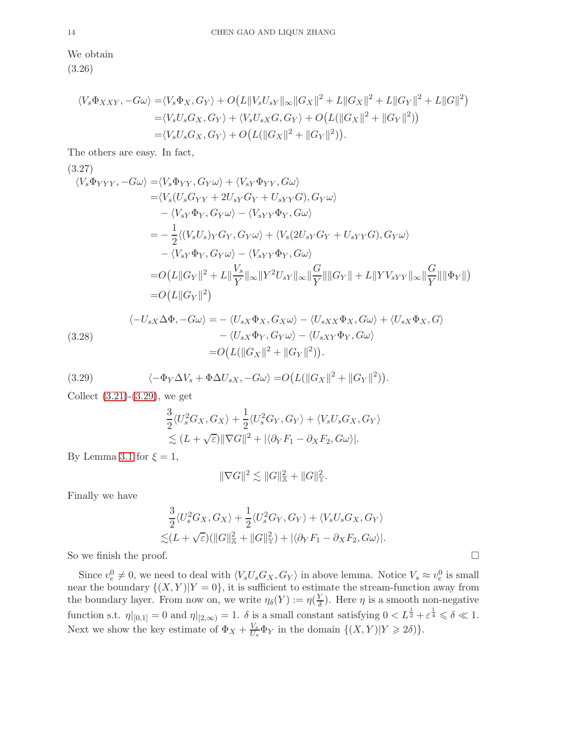We obtain
(3.26)

$$
\begin{aligned}
\langle V_s\Phi_{XXY}, -G\omega\rangle =& \langle V_s\Phi_X, G_Y\rangle + O\big(L\|V_sU_{sY}\|_\infty\|G_X\|^2 + L\|G_X\|^2 + L\|G_Y\|^2 + L\|G\|^2\big)\\
=& \langle V_sU_sG_X, G_Y\rangle + \langle V_sU_{sX}G, G_Y\rangle + O\big(L(\|G_X\|^2 + \|G_Y\|^2)\big)\\
=& \langle V_sU_sG_X, G_Y\rangle + O\big(L(\|G_X\|^2 + \|G_Y\|^2)\big).
\end{aligned}
$$

The others are easy. In fact,

(3.27)

$$
\begin{aligned}
\langle V_s\Phi_{YYY}, -G\omega\rangle =& \langle V_s\Phi_{YY}, G_Y\omega\rangle + \langle V_{sY}\Phi_{YY}, G\omega\rangle\\
=& \langle V_s(U_sG_{YY} + 2U_{sY}G_Y + U_{sYY}G), G_Y\omega\rangle\\
& - \langle V_{sY}\Phi_Y, G_Y\omega\rangle - \langle V_{sYY}\Phi_Y, G\omega\rangle\\
=& -\frac{1}{2}\langle (V_sU_s)_YG_Y, G_Y\omega\rangle + \langle V_s(2U_{sY}G_Y + U_{sYY}G), G_Y\omega\rangle\\
& - \langle V_{sY}\Phi_Y, G_Y\omega\rangle - \langle V_{sYY}\Phi_Y, G\omega\rangle\\
=& O\big(L\|G_Y\|^2 + L\|\frac{V_s}{Y}\|_\infty\|Y^2U_{sY}\|_\infty\|\frac{G}{Y}\|\|G_Y\| + L\|YV_{sYY}\|_\infty\|\frac{G}{Y}\|\|\Phi_Y\|\big)\\
=& O\big(L\|G_Y\|^2\big)
\end{aligned}
$$

$$
\begin{aligned}
\langle -U_{sX}\Delta\Phi, -G\omega\rangle =& -\langle U_{sX}\Phi_X, G_X\omega\rangle - \langle U_{sXX}\Phi_X, G\omega\rangle + \langle U_{sX}\Phi_X, G\rangle\\
& - \langle U_{sX}\Phi_Y, G_Y\omega\rangle - \langle U_{sXY}\Phi_Y, G\omega\rangle\\
=& O\big(L(\|G_X\|^2 + \|G_Y\|^2)\big).
\end{aligned}
\tag{3.28}
$$

$$
\langle -\Phi_Y\Delta V_s + \Phi\Delta U_{sX}, -G\omega\rangle = O\big(L(\|G_X\|^2 + \|G_Y\|^2)\big).
\tag{3.29}
$$

Collect (3.21)-(3.29), we get

$$
\begin{aligned}
&\frac{3}{2}\langle U_s^2G_X, G_X\rangle + \frac{1}{2}\langle U_s^2G_Y, G_Y\rangle + \langle V_sU_sG_X, G_Y\rangle\\
&\lesssim (L + \sqrt{\varepsilon})\|\nabla G\|^2 + |\langle \partial_YF_1 - \partial_XF_2, G\omega\rangle|.
\end{aligned}
$$

By Lemma 3.1 for $\xi = 1$,

$$
\|\nabla G\|^2 \lesssim \|G\|_{\mathbb{X}}^2 + \|G\|_{\mathbb{Y}}^2.
$$

Finally we have

$$
\begin{aligned}
&\frac{3}{2}\langle U_s^2G_X, G_X\rangle + \frac{1}{2}\langle U_s^2G_Y, G_Y\rangle + \langle V_sU_sG_X, G_Y\rangle\\
\lesssim& (L + \sqrt{\varepsilon})(\|G\|_{\mathbb{X}}^2 + \|G\|_{\mathbb{Y}}^2) + |\langle \partial_YF_1 - \partial_XF_2, G\omega\rangle|.
\end{aligned}
$$

So we finish the proof. □

Since $v_e^0 \neq 0$, we need to deal with $\langle V_sU_sG_X, G_Y\rangle$ in above lemma. Notice $V_s \approx v_e^0$ is small near the boundary $\{(X,Y)|Y = 0\}$, it is sufficient to estimate the stream-function away from the boundary layer. From now on, we write $\eta_\delta(Y) := \eta(\frac{Y}{\delta})$. Here $\eta$ is a smooth non-negative function s.t. $\eta|_{[0,1]} = 0$ and $\eta|_{[2,\infty)} = 1$. $\delta$ is a small constant satisfying $0 < L^{\frac{1}{2}} + \varepsilon^{\frac{1}{4}} \leqslant \delta \ll 1$. Next we show the key estimate of $\Phi_X + \frac{V_s}{U_s}\Phi_Y$ in the domain $\{(X,Y)|Y \geqslant 2\delta)\}$.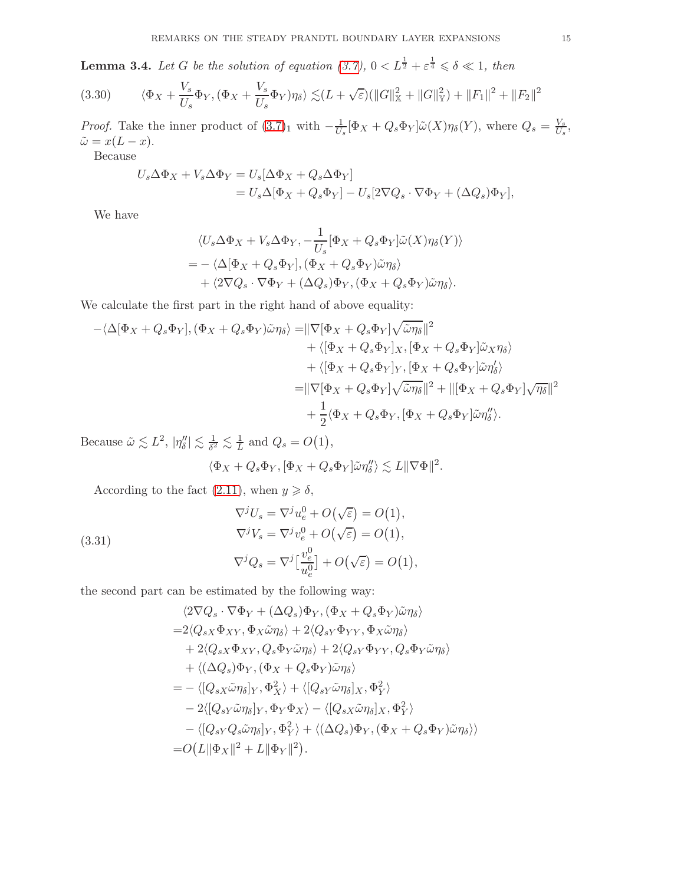**Lemma 3.4.** *Let $G$ be the solution of equation (3.7), $0 < L^{\frac{1}{2}} + \varepsilon^{\frac{1}{4}} \leqslant \delta \ll 1$, then*

$$
\langle \Phi_X + \frac{V_s}{U_s}\Phi_Y, (\Phi_X + \frac{V_s}{U_s}\Phi_Y)\eta_\delta \rangle \lesssim (L+\sqrt{\varepsilon})(\|G\|_{\mathbb{X}}^2 + \|G\|_{\mathbb{Y}}^2) + \|F_1\|^2 + \|F_2\|^2 \tag{3.30}
$$

*Proof.* Take the inner product of (3.7)$_1$ with $-\frac{1}{U_s}[\Phi_X + Q_s\Phi_Y]\tilde{\omega}(X)\eta_\delta(Y)$, where $Q_s = \frac{V_s}{U_s}$, $\tilde{\omega} = x(L-x)$.

Because

$$
\begin{aligned}
U_s\Delta\Phi_X + V_s\Delta\Phi_Y &= U_s[\Delta\Phi_X + Q_s\Delta\Phi_Y] \\
&= U_s\Delta[\Phi_X + Q_s\Phi_Y] - U_s[2\nabla Q_s\cdot\nabla\Phi_Y + (\Delta Q_s)\Phi_Y],
\end{aligned}
$$

We have

$$
\begin{aligned}
&\langle U_s\Delta\Phi_X + V_s\Delta\Phi_Y, -\frac{1}{U_s}[\Phi_X + Q_s\Phi_Y]\tilde{\omega}(X)\eta_\delta(Y)\rangle \\
=& -\langle \Delta[\Phi_X + Q_s\Phi_Y], (\Phi_X + Q_s\Phi_Y)\tilde{\omega}\eta_\delta\rangle \\
&+ \langle 2\nabla Q_s\cdot\nabla\Phi_Y + (\Delta Q_s)\Phi_Y, (\Phi_X + Q_s\Phi_Y)\tilde{\omega}\eta_\delta\rangle.
\end{aligned}
$$

We calculate the first part in the right hand of above equality:

$$
\begin{aligned}
-\langle \Delta[\Phi_X + Q_s\Phi_Y], (\Phi_X + Q_s\Phi_Y)\tilde{\omega}\eta_\delta\rangle =& \|\nabla[\Phi_X + Q_s\Phi_Y]\sqrt{\tilde{\omega}\eta_\delta}\|^2 \\
&+ \langle [\Phi_X + Q_s\Phi_Y]_X, [\Phi_X + Q_s\Phi_Y]\tilde{\omega}_X\eta_\delta\rangle \\
&+ \langle [\Phi_X + Q_s\Phi_Y]_Y, [\Phi_X + Q_s\Phi_Y]\tilde{\omega}\eta_\delta'\rangle \\
=& \|\nabla[\Phi_X + Q_s\Phi_Y]\sqrt{\tilde{\omega}\eta_\delta}\|^2 + \|[\Phi_X + Q_s\Phi_Y]\sqrt{\eta_\delta}\|^2 \\
&+ \frac{1}{2}\langle \Phi_X + Q_s\Phi_Y, [\Phi_X + Q_s\Phi_Y]\tilde{\omega}\eta_\delta''\rangle.
\end{aligned}
$$

Because $\tilde{\omega} \lesssim L^2$, $|\eta_\delta''| \lesssim \frac{1}{\delta^2} \lesssim \frac{1}{L}$ and $Q_s = O(1)$,

$$
\langle \Phi_X + Q_s\Phi_Y, [\Phi_X + Q_s\Phi_Y]\tilde{\omega}\eta_\delta''\rangle \lesssim L\|\nabla\Phi\|^2.
$$

According to the fact (2.11), when $y \geqslant \delta$,

$$
\begin{aligned}
\nabla^j U_s &= \nabla^j u_e^0 + O(\sqrt{\varepsilon}) = O(1), \\
\nabla^j V_s &= \nabla^j v_e^0 + O(\sqrt{\varepsilon}) = O(1), \\
\nabla^j Q_s &= \nabla^j\Big[\frac{v_e^0}{u_e^0}\Big] + O(\sqrt{\varepsilon}) = O(1),
\end{aligned}
\tag{3.31}
$$

the second part can be estimated by the following way:

$$
\begin{aligned}
&\langle 2\nabla Q_s\cdot\nabla\Phi_Y + (\Delta Q_s)\Phi_Y, (\Phi_X + Q_s\Phi_Y)\tilde{\omega}\eta_\delta\rangle \\
=& 2\langle Q_{sX}\Phi_{XY}, \Phi_X\tilde{\omega}\eta_\delta\rangle + 2\langle Q_{sY}\Phi_{YY}, \Phi_X\tilde{\omega}\eta_\delta\rangle \\
&+ 2\langle Q_{sX}\Phi_{XY}, Q_s\Phi_Y\tilde{\omega}\eta_\delta\rangle + 2\langle Q_{sY}\Phi_{YY}, Q_s\Phi_Y\tilde{\omega}\eta_\delta\rangle \\
&+ \langle (\Delta Q_s)\Phi_Y, (\Phi_X + Q_s\Phi_Y)\tilde{\omega}\eta_\delta\rangle \\
=& -\langle [Q_{sX}\tilde{\omega}\eta_\delta]_Y, \Phi_X^2\rangle + \langle [Q_{sY}\tilde{\omega}\eta_\delta]_X, \Phi_Y^2\rangle \\
&- 2\langle [Q_{sY}\tilde{\omega}\eta_\delta]_Y, \Phi_Y\Phi_X\rangle - \langle [Q_{sX}\tilde{\omega}\eta_\delta]_X, \Phi_Y^2\rangle \\
&- \langle [Q_{sY}Q_s\tilde{\omega}\eta_\delta]_Y, \Phi_Y^2\rangle + \langle (\Delta Q_s)\Phi_Y, (\Phi_X + Q_s\Phi_Y)\tilde{\omega}\eta_\delta\rangle\rangle \\
=& O\big(L\|\Phi_X\|^2 + L\|\Phi_Y\|^2\big).
\end{aligned}
$$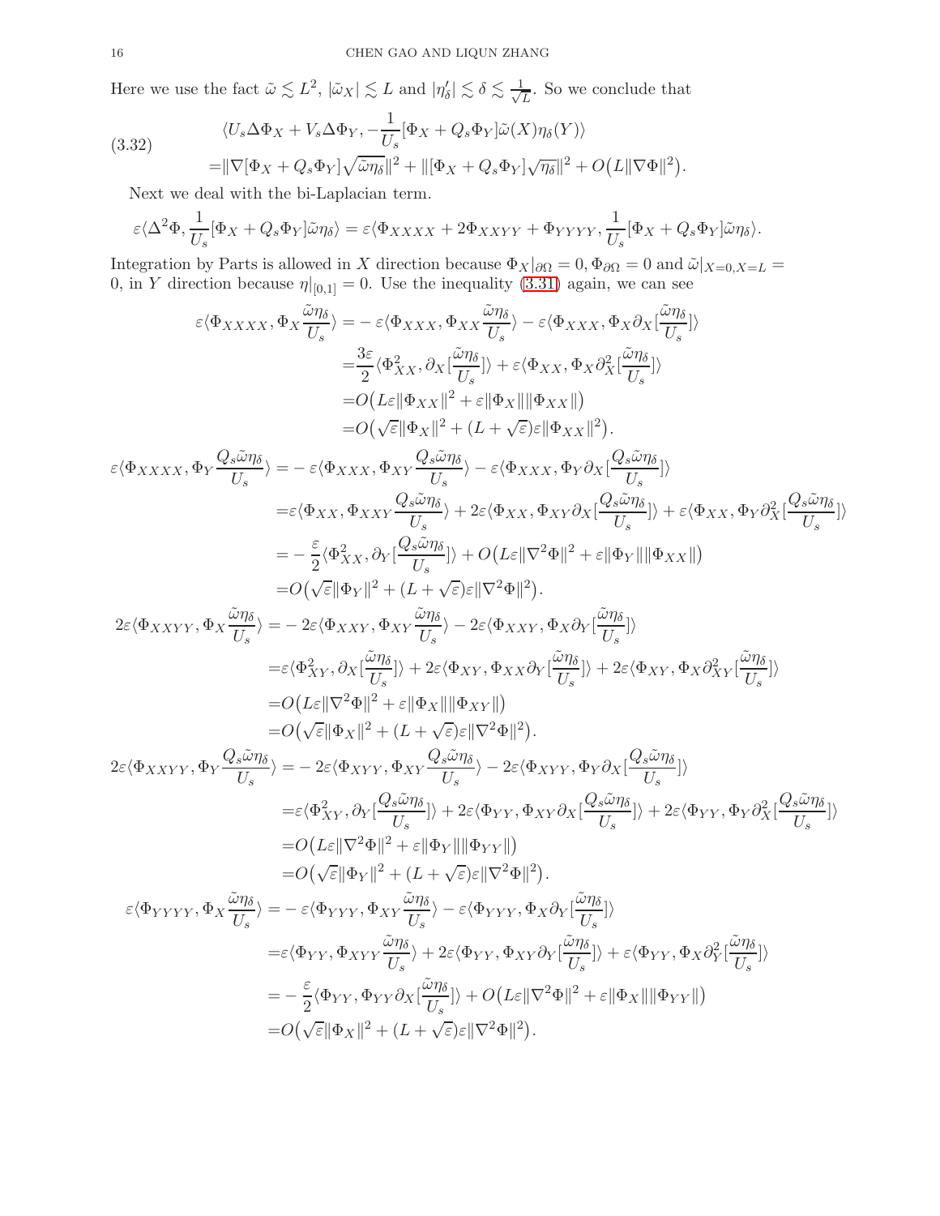Here we use the fact $\tilde\omega \lesssim L^2$, $|\tilde\omega_X| \lesssim L$ and $|\eta_\delta'| \lesssim \delta \lesssim \frac{1}{\sqrt{L}}$. So we conclude that

$$
\begin{aligned}
&\langle U_s\Delta\Phi_X + V_s\Delta\Phi_Y, -\frac{1}{U_s}[\Phi_X + Q_s\Phi_Y]\tilde\omega(X)\eta_\delta(Y)\rangle \\
=&\|\nabla[\Phi_X + Q_s\Phi_Y]\sqrt{\tilde\omega\eta_\delta}\|^2 + \|[\Phi_X + Q_s\Phi_Y]\sqrt{\eta_\delta}\|^2 + O\big(L\|\nabla\Phi\|^2\big).
\end{aligned}
\tag{3.32}
$$

Next we deal with the bi-Laplacian term.

$$
\varepsilon\langle \Delta^2\Phi, \frac{1}{U_s}[\Phi_X + Q_s\Phi_Y]\tilde\omega\eta_\delta\rangle = \varepsilon\langle \Phi_{XXXX} + 2\Phi_{XXYY} + \Phi_{YYYY}, \frac{1}{U_s}[\Phi_X + Q_s\Phi_Y]\tilde\omega\eta_\delta\rangle.
$$

Integration by Parts is allowed in $X$ direction because $\Phi_X|_{\partial\Omega} = 0, \Phi_{\partial\Omega} = 0$ and $\tilde\omega|_{X=0,X=L} = 0$, in $Y$ direction because $\eta|_{[0,1]} = 0$. Use the inequality (3.31) again, we can see

$$
\begin{aligned}
\varepsilon\langle \Phi_{XXXX}, \Phi_X\frac{\tilde\omega\eta_\delta}{U_s}\rangle =& -\varepsilon\langle \Phi_{XXX}, \Phi_{XX}\frac{\tilde\omega\eta_\delta}{U_s}\rangle - \varepsilon\langle \Phi_{XXX}, \Phi_X\partial_X[\frac{\tilde\omega\eta_\delta}{U_s}]\rangle \\
=&\frac{3\varepsilon}{2}\langle \Phi_{XX}^2, \partial_X[\frac{\tilde\omega\eta_\delta}{U_s}]\rangle + \varepsilon\langle \Phi_{XX}, \Phi_X\partial_X^2[\frac{\tilde\omega\eta_\delta}{U_s}]\rangle \\
=&O\big(L\varepsilon\|\Phi_{XX}\|^2 + \varepsilon\|\Phi_X\|\|\Phi_{XX}\|\big) \\
=&O\big(\sqrt{\varepsilon}\|\Phi_X\|^2 + (L+\sqrt{\varepsilon})\varepsilon\|\Phi_{XX}\|^2\big).
\end{aligned}
$$

$$
\begin{aligned}
\varepsilon\langle \Phi_{XXXX}, \Phi_Y\frac{Q_s\tilde\omega\eta_\delta}{U_s}\rangle =& -\varepsilon\langle \Phi_{XXX}, \Phi_{XY}\frac{Q_s\tilde\omega\eta_\delta}{U_s}\rangle - \varepsilon\langle \Phi_{XXX}, \Phi_Y\partial_X[\frac{Q_s\tilde\omega\eta_\delta}{U_s}]\rangle \\
=&\varepsilon\langle \Phi_{XX}, \Phi_{XXY}\frac{Q_s\tilde\omega\eta_\delta}{U_s}\rangle + 2\varepsilon\langle \Phi_{XX}, \Phi_{XY}\partial_X[\frac{Q_s\tilde\omega\eta_\delta}{U_s}]\rangle + \varepsilon\langle \Phi_{XX}, \Phi_Y\partial_X^2[\frac{Q_s\tilde\omega\eta_\delta}{U_s}]\rangle \\
=& -\frac{\varepsilon}{2}\langle \Phi_{XX}^2, \partial_Y[\frac{Q_s\tilde\omega\eta_\delta}{U_s}]\rangle + O\big(L\varepsilon\|\nabla^2\Phi\|^2 + \varepsilon\|\Phi_Y\|\|\Phi_{XX}\|\big) \\
=&O\big(\sqrt{\varepsilon}\|\Phi_Y\|^2 + (L+\sqrt{\varepsilon})\varepsilon\|\nabla^2\Phi\|^2\big).
\end{aligned}
$$

$$
\begin{aligned}
2\varepsilon\langle \Phi_{XXYY}, \Phi_X\frac{\tilde\omega\eta_\delta}{U_s}\rangle =& -2\varepsilon\langle \Phi_{XXY}, \Phi_{XY}\frac{\tilde\omega\eta_\delta}{U_s}\rangle - 2\varepsilon\langle \Phi_{XXY}, \Phi_X\partial_Y[\frac{\tilde\omega\eta_\delta}{U_s}]\rangle \\
=&\varepsilon\langle \Phi_{XY}^2, \partial_X[\frac{\tilde\omega\eta_\delta}{U_s}]\rangle + 2\varepsilon\langle \Phi_{XY}, \Phi_{XX}\partial_Y[\frac{\tilde\omega\eta_\delta}{U_s}]\rangle + 2\varepsilon\langle \Phi_{XY}, \Phi_X\partial_{XY}^2[\frac{\tilde\omega\eta_\delta}{U_s}]\rangle \\
=&O\big(L\varepsilon\|\nabla^2\Phi\|^2 + \varepsilon\|\Phi_X\|\|\Phi_{XY}\|\big) \\
=&O\big(\sqrt{\varepsilon}\|\Phi_X\|^2 + (L+\sqrt{\varepsilon})\varepsilon\|\nabla^2\Phi\|^2\big).
\end{aligned}
$$

$$
\begin{aligned}
2\varepsilon\langle \Phi_{XXYY}, \Phi_Y\frac{Q_s\tilde\omega\eta_\delta}{U_s}\rangle =& -2\varepsilon\langle \Phi_{XYY}, \Phi_{XY}\frac{Q_s\tilde\omega\eta_\delta}{U_s}\rangle - 2\varepsilon\langle \Phi_{XYY}, \Phi_Y\partial_X[\frac{Q_s\tilde\omega\eta_\delta}{U_s}]\rangle \\
=&\varepsilon\langle \Phi_{XY}^2, \partial_Y[\frac{Q_s\tilde\omega\eta_\delta}{U_s}]\rangle + 2\varepsilon\langle \Phi_{YY}, \Phi_{XY}\partial_X[\frac{Q_s\tilde\omega\eta_\delta}{U_s}]\rangle + 2\varepsilon\langle \Phi_{YY}, \Phi_Y\partial_X^2[\frac{Q_s\tilde\omega\eta_\delta}{U_s}]\rangle \\
=&O\big(L\varepsilon\|\nabla^2\Phi\|^2 + \varepsilon\|\Phi_Y\|\|\Phi_{YY}\|\big) \\
=&O\big(\sqrt{\varepsilon}\|\Phi_Y\|^2 + (L+\sqrt{\varepsilon})\varepsilon\|\nabla^2\Phi\|^2\big).
\end{aligned}
$$

$$
\begin{aligned}
\varepsilon\langle \Phi_{YYYY}, \Phi_X\frac{\tilde\omega\eta_\delta}{U_s}\rangle =& -\varepsilon\langle \Phi_{YYY}, \Phi_{XY}\frac{\tilde\omega\eta_\delta}{U_s}\rangle - \varepsilon\langle \Phi_{YYY}, \Phi_X\partial_Y[\frac{\tilde\omega\eta_\delta}{U_s}]\rangle \\
=&\varepsilon\langle \Phi_{YY}, \Phi_{XYY}\frac{\tilde\omega\eta_\delta}{U_s}\rangle + 2\varepsilon\langle \Phi_{YY}, \Phi_{XY}\partial_Y[\frac{\tilde\omega\eta_\delta}{U_s}]\rangle + \varepsilon\langle \Phi_{YY}, \Phi_X\partial_Y^2[\frac{\tilde\omega\eta_\delta}{U_s}]\rangle \\
=& -\frac{\varepsilon}{2}\langle \Phi_{YY}, \Phi_{YY}\partial_X[\frac{\tilde\omega\eta_\delta}{U_s}]\rangle + O\big(L\varepsilon\|\nabla^2\Phi\|^2 + \varepsilon\|\Phi_X\|\|\Phi_{YY}\|\big) \\
=&O\big(\sqrt{\varepsilon}\|\Phi_X\|^2 + (L+\sqrt{\varepsilon})\varepsilon\|\nabla^2\Phi\|^2\big).
\end{aligned}
$$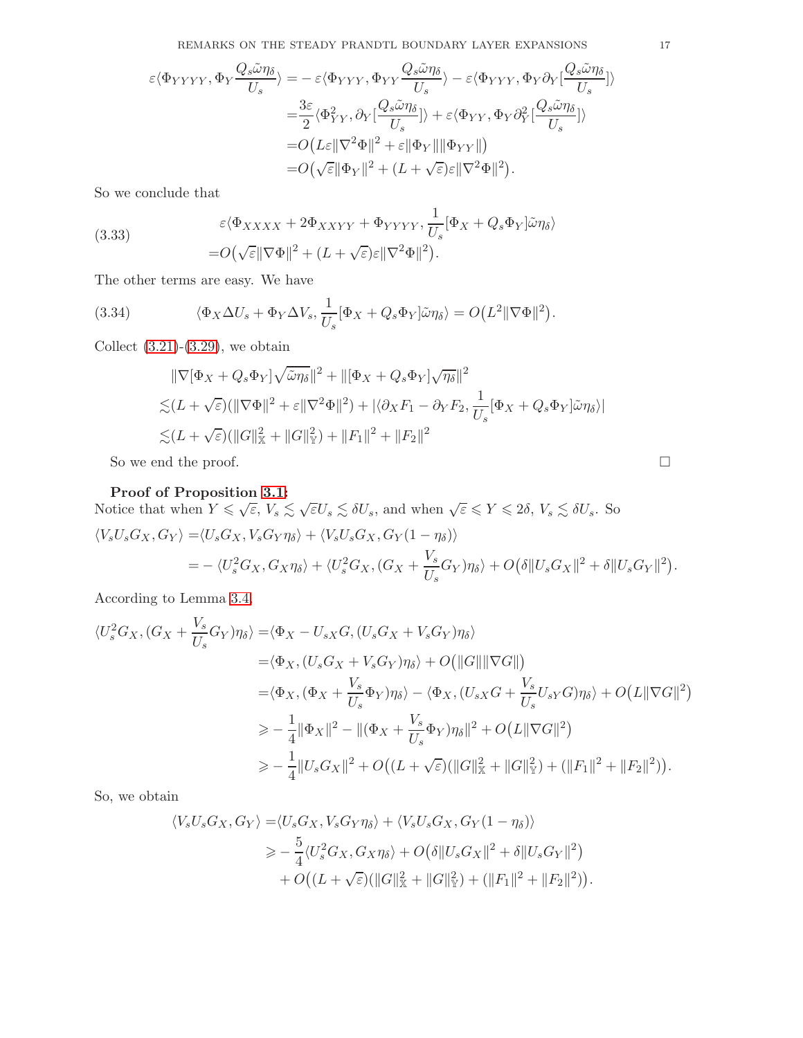$$
\begin{aligned}
\varepsilon\langle\Phi_{YYYY},\Phi_Y\frac{Q_s\tilde{\omega}\eta_\delta}{U_s}\rangle=&-\varepsilon\langle\Phi_{YYY},\Phi_{YY}\frac{Q_s\tilde{\omega}\eta_\delta}{U_s}\rangle-\varepsilon\langle\Phi_{YYY},\Phi_Y\partial_Y[\frac{Q_s\tilde{\omega}\eta_\delta}{U_s}]\rangle\\
=&\frac{3\varepsilon}{2}\langle\Phi_{YY}^2,\partial_Y[\frac{Q_s\tilde{\omega}\eta_\delta}{U_s}]\rangle+\varepsilon\langle\Phi_{YY},\Phi_Y\partial_Y^2[\frac{Q_s\tilde{\omega}\eta_\delta}{U_s}]\rangle\\
=&O\big(L\varepsilon\|\nabla^2\Phi\|^2+\varepsilon\|\Phi_Y\|\|\Phi_{YY}\|\big)\\
=&O\big(\sqrt{\varepsilon}\|\Phi_Y\|^2+(L+\sqrt{\varepsilon})\varepsilon\|\nabla^2\Phi\|^2\big).
\end{aligned}
$$

So we conclude that

$$
\begin{aligned}
&\varepsilon\langle\Phi_{XXXX}+2\Phi_{XXYY}+\Phi_{YYYY},\frac{1}{U_s}[\Phi_X+Q_s\Phi_Y]\tilde{\omega}\eta_\delta\rangle\\
=&O\big(\sqrt{\varepsilon}\|\nabla\Phi\|^2+(L+\sqrt{\varepsilon})\varepsilon\|\nabla^2\Phi\|^2\big).
\end{aligned}\tag{3.33}
$$

The other terms are easy. We have

$$
\langle\Phi_X\Delta U_s+\Phi_Y\Delta V_s,\frac{1}{U_s}[\Phi_X+Q_s\Phi_Y]\tilde{\omega}\eta_\delta\rangle=O\big(L^2\|\nabla\Phi\|^2\big).\tag{3.34}
$$

Collect (3.21)-(3.29), we obtain

$$
\begin{aligned}
&\|\nabla[\Phi_X+Q_s\Phi_Y]\sqrt{\tilde{\omega}\eta_\delta}\|^2+\|[\Phi_X+Q_s\Phi_Y]\sqrt{\eta_\delta}\|^2\\
\lesssim&(L+\sqrt{\varepsilon})(\|\nabla\Phi\|^2+\varepsilon\|\nabla^2\Phi\|^2)+|\langle\partial_XF_1-\partial_YF_2,\frac{1}{U_s}[\Phi_X+Q_s\Phi_Y]\tilde{\omega}\eta_\delta\rangle|\\
\lesssim&(L+\sqrt{\varepsilon})(\|G\|_{\mathbb{X}}^2+\|G\|_{\mathbb{Y}}^2)+\|F_1\|^2+\|F_2\|^2
\end{aligned}
$$

So we end the proof. $\square$

**Proof of Proposition 3.1:**
Notice that when $Y\leqslant\sqrt{\varepsilon}$, $V_s\lesssim\sqrt{\varepsilon}U_s\lesssim\delta U_s$, and when $\sqrt{\varepsilon}\leqslant Y\leqslant 2\delta$, $V_s\lesssim\delta U_s$. So

$$
\begin{aligned}
\langle V_sU_sG_X,G_Y\rangle=&\langle U_sG_X,V_sG_Y\eta_\delta\rangle+\langle V_sU_sG_X,G_Y(1-\eta_\delta)\rangle\\
=&-\langle U_s^2G_X,G_X\eta_\delta\rangle+\langle U_s^2G_X,(G_X+\frac{V_s}{U_s}G_Y)\eta_\delta\rangle+O\big(\delta\|U_sG_X\|^2+\delta\|U_sG_Y\|^2\big).
\end{aligned}
$$

According to Lemma 3.4,

$$
\begin{aligned}
\langle U_s^2G_X,(G_X+\frac{V_s}{U_s}G_Y)\eta_\delta\rangle=&\langle\Phi_X-U_{sX}G,(U_sG_X+V_sG_Y)\eta_\delta\rangle\\
=&\langle\Phi_X,(U_sG_X+V_sG_Y)\eta_\delta\rangle+O\big(\|G\|\|\nabla G\|\big)\\
=&\langle\Phi_X,(\Phi_X+\frac{V_s}{U_s}\Phi_Y)\eta_\delta\rangle-\langle\Phi_X,(U_{sX}G+\frac{V_s}{U_s}U_{sY}G)\eta_\delta\rangle+O\big(L\|\nabla G\|^2\big)\\
\geqslant&-\frac{1}{4}\|\Phi_X\|^2-\|(\Phi_X+\frac{V_s}{U_s}\Phi_Y)\eta_\delta\|^2+O\big(L\|\nabla G\|^2\big)\\
\geqslant&-\frac{1}{4}\|U_sG_X\|^2+O\big((L+\sqrt{\varepsilon})(\|G\|_{\mathbb{X}}^2+\|G\|_{\mathbb{Y}}^2)+(\|F_1\|^2+\|F_2\|^2)\big).
\end{aligned}
$$

So, we obtain

$$
\begin{aligned}
\langle V_sU_sG_X,G_Y\rangle=&\langle U_sG_X,V_sG_Y\eta_\delta\rangle+\langle V_sU_sG_X,G_Y(1-\eta_\delta)\rangle\\
\geqslant&-\frac{5}{4}\langle U_s^2G_X,G_X\eta_\delta\rangle+O\big(\delta\|U_sG_X\|^2+\delta\|U_sG_Y\|^2\big)\\
&+O\big((L+\sqrt{\varepsilon})(\|G\|_{\mathbb{X}}^2+\|G\|_{\mathbb{Y}}^2)+(\|F_1\|^2+\|F_2\|^2)\big).
\end{aligned}
$$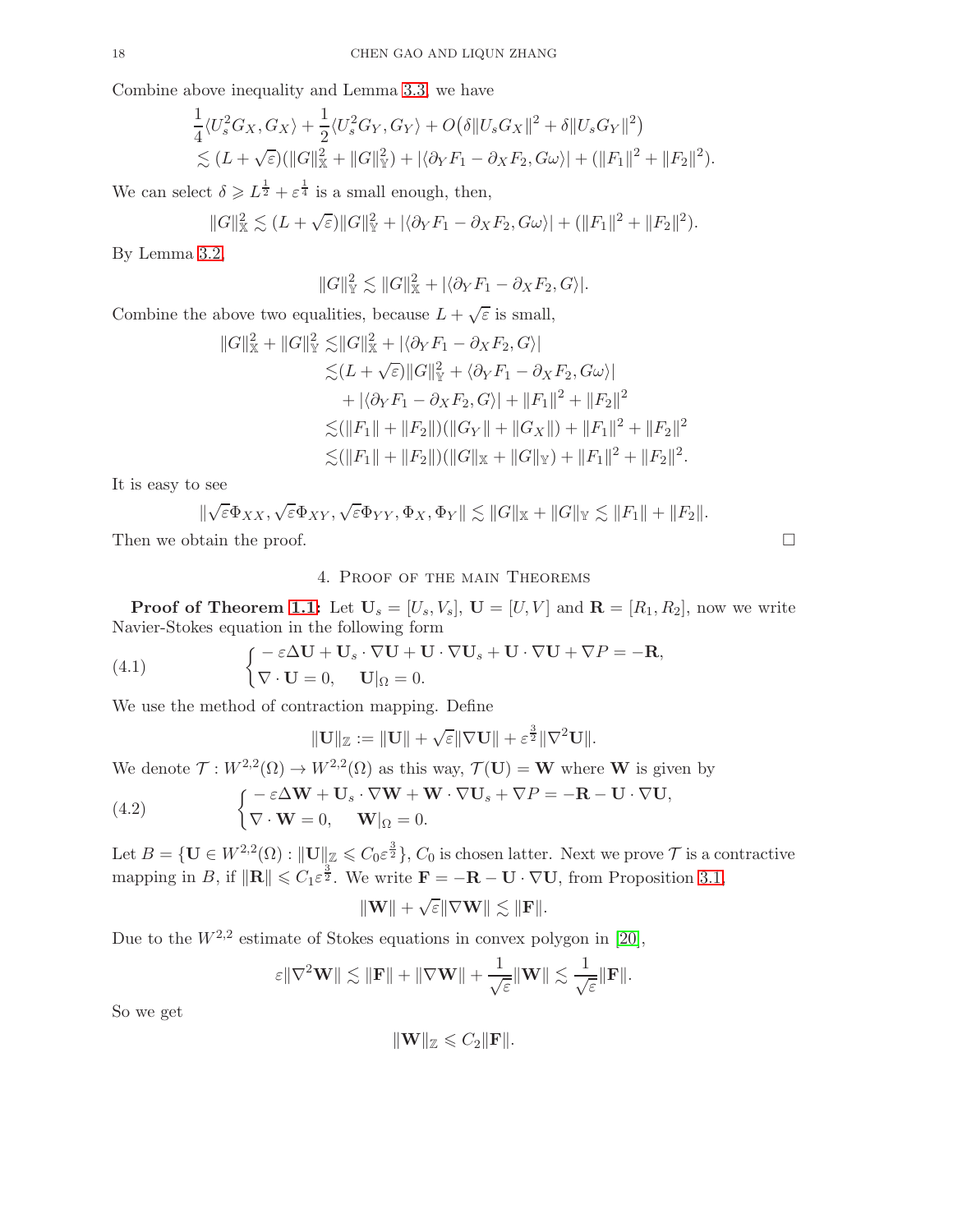Combine above inequality and Lemma 3.3, we have

$$
\begin{aligned}
&\frac{1}{4}\langle U_s^2 G_X, G_X\rangle + \frac{1}{2}\langle U_s^2 G_Y, G_Y\rangle + O\big(\delta\|U_s G_X\|^2 + \delta\|U_s G_Y\|^2\big)\\
&\lesssim (L+\sqrt{\varepsilon})(\|G\|_{\mathbb{X}}^2 + \|G\|_{\mathbb{Y}}^2) + |\langle \partial_Y F_1 - \partial_X F_2, G\omega\rangle| + (\|F_1\|^2 + \|F_2\|^2).
\end{aligned}
$$

We can select $\delta \geqslant L^{\frac{1}{2}} + \varepsilon^{\frac{1}{4}}$ is a small enough, then,

$$
\|G\|_{\mathbb{X}}^2 \lesssim (L+\sqrt{\varepsilon})\|G\|_{\mathbb{Y}}^2 + |\langle \partial_Y F_1 - \partial_X F_2, G\omega\rangle| + (\|F_1\|^2 + \|F_2\|^2).
$$

By Lemma 3.2,

$$
\|G\|_{\mathbb{Y}}^2 \lesssim \|G\|_{\mathbb{X}}^2 + |\langle \partial_Y F_1 - \partial_X F_2, G\rangle|.
$$

Combine the above two equalities, because $L+\sqrt{\varepsilon}$ is small,

$$
\begin{aligned}
\|G\|_{\mathbb{X}}^2 + \|G\|_{\mathbb{Y}}^2 \lesssim& \|G\|_{\mathbb{X}}^2 + |\langle \partial_Y F_1 - \partial_X F_2, G\rangle|\\
\lesssim& (L+\sqrt{\varepsilon})\|G\|_{\mathbb{Y}}^2 + \langle \partial_Y F_1 - \partial_X F_2, G\omega\rangle|\\
&+ |\langle \partial_Y F_1 - \partial_X F_2, G\rangle| + \|F_1\|^2 + \|F_2\|^2\\
\lesssim& (\|F_1\| + \|F_2\|)(\|G_Y\| + \|G_X\|) + \|F_1\|^2 + \|F_2\|^2\\
\lesssim& (\|F_1\| + \|F_2\|)(\|G\|_{\mathbb{X}} + \|G\|_{\mathbb{Y}}) + \|F_1\|^2 + \|F_2\|^2.
\end{aligned}
$$

It is easy to see

$$
\|\sqrt{\varepsilon}\Phi_{XX}, \sqrt{\varepsilon}\Phi_{XY}, \sqrt{\varepsilon}\Phi_{YY}, \Phi_X, \Phi_Y\| \lesssim \|G\|_{\mathbb{X}} + \|G\|_{\mathbb{Y}} \lesssim \|F_1\| + \|F_2\|.
$$

Then we obtain the proof. $\square$

## 4. Proof of the main Theorems

**Proof of Theorem 1.1:** Let $\mathbf{U}_s = [U_s, V_s]$, $\mathbf{U} = [U, V]$ and $\mathbf{R} = [R_1, R_2]$, now we write Navier-Stokes equation in the following form

$$
\begin{cases}
-\varepsilon\Delta\mathbf{U} + \mathbf{U}_s\cdot\nabla\mathbf{U} + \mathbf{U}\cdot\nabla\mathbf{U}_s + \mathbf{U}\cdot\nabla\mathbf{U} + \nabla P = -\mathbf{R},\\
\nabla\cdot\mathbf{U} = 0, \quad \mathbf{U}|_{\Omega} = 0.
\end{cases}
\tag{4.1}
$$

We use the method of contraction mapping. Define

$$
\|\mathbf{U}\|_{\mathbb{Z}} := \|\mathbf{U}\| + \sqrt{\varepsilon}\|\nabla\mathbf{U}\| + \varepsilon^{\frac{3}{2}}\|\nabla^2\mathbf{U}\|.
$$

We denote $\mathcal{T}: W^{2,2}(\Omega) \to W^{2,2}(\Omega)$ as this way, $\mathcal{T}(\mathbf{U}) = \mathbf{W}$ where $\mathbf{W}$ is given by

$$
\begin{cases}
-\varepsilon\Delta\mathbf{W} + \mathbf{U}_s\cdot\nabla\mathbf{W} + \mathbf{W}\cdot\nabla\mathbf{U}_s + \nabla P = -\mathbf{R} - \mathbf{U}\cdot\nabla\mathbf{U},\\
\nabla\cdot\mathbf{W} = 0, \quad \mathbf{W}|_{\Omega} = 0.
\end{cases}
\tag{4.2}
$$

Let $B = \{\mathbf{U} \in W^{2,2}(\Omega) : \|\mathbf{U}\|_{\mathbb{Z}} \leqslant C_0\varepsilon^{\frac{3}{2}}\}$, $C_0$ is chosen latter. Next we prove $\mathcal{T}$ is a contractive mapping in $B$, if $\|\mathbf{R}\| \leqslant C_1\varepsilon^{\frac{3}{2}}$. We write $\mathbf{F} = -\mathbf{R} - \mathbf{U}\cdot\nabla\mathbf{U}$, from Proposition 3.1,

$$
\|\mathbf{W}\| + \sqrt{\varepsilon}\|\nabla\mathbf{W}\| \lesssim \|\mathbf{F}\|.
$$

Due to the $W^{2,2}$ estimate of Stokes equations in convex polygon in [20],

$$
\varepsilon\|\nabla^2\mathbf{W}\| \lesssim \|\mathbf{F}\| + \|\nabla\mathbf{W}\| + \frac{1}{\sqrt{\varepsilon}}\|\mathbf{W}\| \lesssim \frac{1}{\sqrt{\varepsilon}}\|\mathbf{F}\|.
$$

So we get

$$
\|\mathbf{W}\|_{\mathbb{Z}} \leqslant C_2\|\mathbf{F}\|.
$$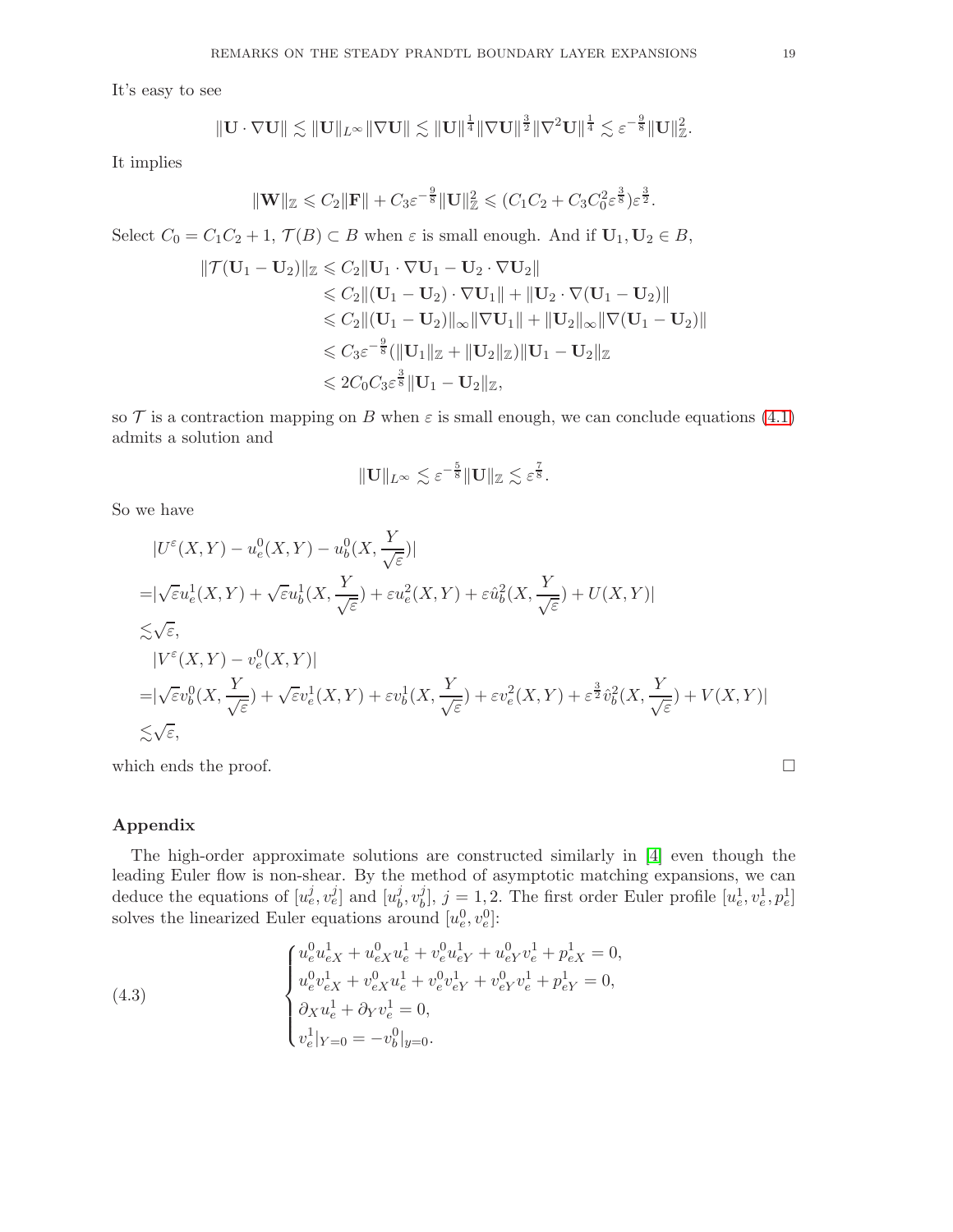It's easy to see

$$\|\mathbf{U}\cdot\nabla\mathbf{U}\| \lesssim \|\mathbf{U}\|_{L^\infty}\|\nabla\mathbf{U}\| \lesssim \|\mathbf{U}\|^{\frac14}\|\nabla\mathbf{U}\|^{\frac32}\|\nabla^2\mathbf{U}\|^{\frac14} \lesssim \varepsilon^{-\frac98}\|\mathbf{U}\|_{\mathbb{Z}}^2.$$

It implies

$$\|\mathbf{W}\|_{\mathbb{Z}} \leqslant C_2\|\mathbf{F}\| + C_3\varepsilon^{-\frac98}\|\mathbf{U}\|_{\mathbb{Z}}^2 \leqslant (C_1C_2 + C_3C_0^2\varepsilon^{\frac38})\varepsilon^{\frac32}.$$

Select $C_0 = C_1C_2 + 1$, $\mathcal{T}(B) \subset B$ when $\varepsilon$ is small enough. And if $\mathbf{U}_1, \mathbf{U}_2 \in B$,

$$\begin{aligned}
\|\mathcal{T}(\mathbf{U}_1 - \mathbf{U}_2)\|_{\mathbb{Z}} &\leqslant C_2\|\mathbf{U}_1\cdot\nabla\mathbf{U}_1 - \mathbf{U}_2\cdot\nabla\mathbf{U}_2\| \\
&\leqslant C_2\|(\mathbf{U}_1 - \mathbf{U}_2)\cdot\nabla\mathbf{U}_1\| + \|\mathbf{U}_2\cdot\nabla(\mathbf{U}_1 - \mathbf{U}_2)\| \\
&\leqslant C_2\|(\mathbf{U}_1 - \mathbf{U}_2)\|_\infty\|\nabla\mathbf{U}_1\| + \|\mathbf{U}_2\|_\infty\|\nabla(\mathbf{U}_1 - \mathbf{U}_2)\| \\
&\leqslant C_3\varepsilon^{-\frac98}(\|\mathbf{U}_1\|_{\mathbb{Z}} + \|\mathbf{U}_2\|_{\mathbb{Z}})\|\mathbf{U}_1 - \mathbf{U}_2\|_{\mathbb{Z}} \\
&\leqslant 2C_0C_3\varepsilon^{\frac38}\|\mathbf{U}_1 - \mathbf{U}_2\|_{\mathbb{Z}},
\end{aligned}$$

so $\mathcal{T}$ is a contraction mapping on $B$ when $\varepsilon$ is small enough, we can conclude equations (4.1) admits a solution and

$$\|\mathbf{U}\|_{L^\infty} \lesssim \varepsilon^{-\frac58}\|\mathbf{U}\|_{\mathbb{Z}} \lesssim \varepsilon^{\frac78}.$$

So we have

$$\begin{aligned}
&|U^\varepsilon(X,Y) - u_e^0(X,Y) - u_b^0(X,\frac{Y}{\sqrt{\varepsilon}})| \\
=&|\sqrt{\varepsilon}u_e^1(X,Y) + \sqrt{\varepsilon}u_b^1(X,\frac{Y}{\sqrt{\varepsilon}}) + \varepsilon u_e^2(X,Y) + \varepsilon\hat{u}_b^2(X,\frac{Y}{\sqrt{\varepsilon}}) + U(X,Y)| \\
\lesssim&\sqrt{\varepsilon}, \\
&|V^\varepsilon(X,Y) - v_e^0(X,Y)| \\
=&|\sqrt{\varepsilon}v_b^0(X,\frac{Y}{\sqrt{\varepsilon}}) + \sqrt{\varepsilon}v_e^1(X,Y) + \varepsilon v_b^1(X,\frac{Y}{\sqrt{\varepsilon}}) + \varepsilon v_e^2(X,Y) + \varepsilon^{\frac32}\hat{v}_b^2(X,\frac{Y}{\sqrt{\varepsilon}}) + V(X,Y)| \\
\lesssim&\sqrt{\varepsilon},
\end{aligned}$$

which ends the proof. □

## Appendix

The high-order approximate solutions are constructed similarly in [4] even though the leading Euler flow is non-shear. By the method of asymptotic matching expansions, we can deduce the equations of $[u_e^j, v_e^j]$ and $[u_b^j, v_b^j]$, $j = 1, 2$. The first order Euler profile $[u_e^1, v_e^1, p_e^1]$ solves the linearized Euler equations around $[u_e^0, v_e^0]$:

$$\begin{cases}
u_e^0 u_{eX}^1 + u_{eX}^0 u_e^1 + v_e^0 u_{eY}^1 + u_{eY}^0 v_e^1 + p_{eX}^1 = 0, \\
u_e^0 v_{eX}^1 + v_{eX}^0 u_e^1 + v_e^0 v_{eY}^1 + v_{eY}^0 v_e^1 + p_{eY}^1 = 0, \\
\partial_X u_e^1 + \partial_Y v_e^1 = 0, \\
v_e^1|_{Y=0} = -v_b^0|_{y=0}.
\end{cases} \tag{4.3}$$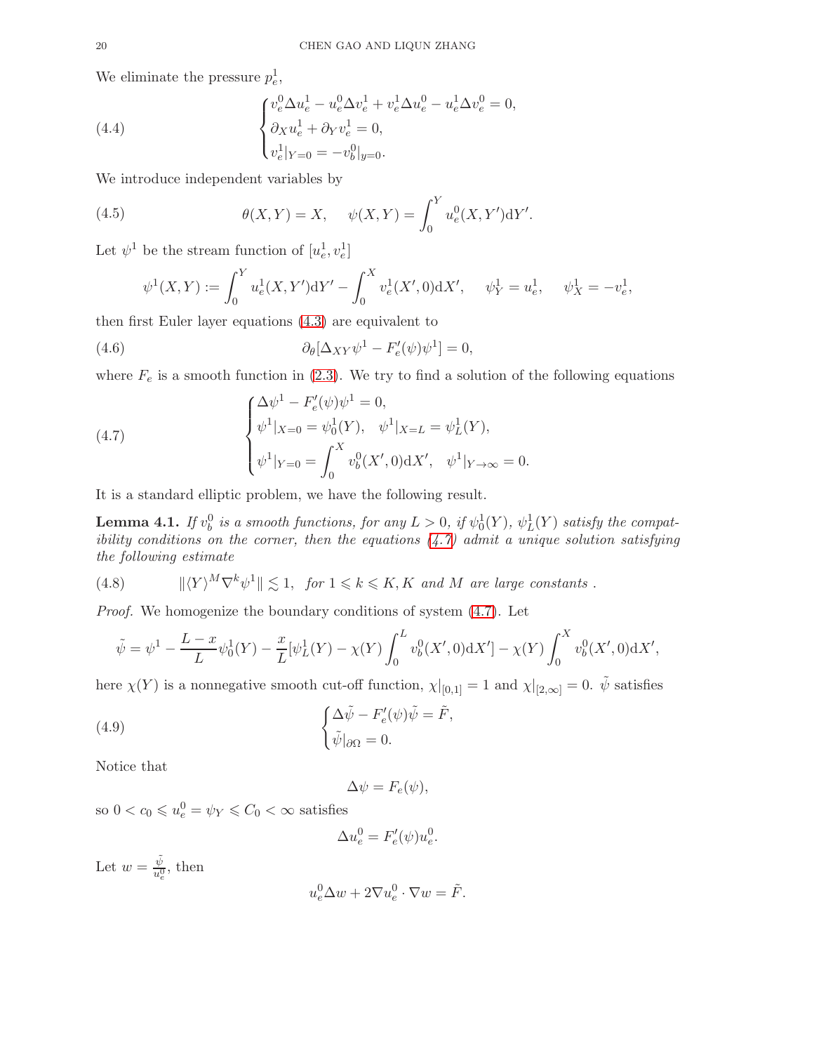We eliminate the pressure $p_e^1$,

$$
\begin{cases}
v_e^0 \Delta u_e^1 - u_e^0 \Delta v_e^1 + v_e^1 \Delta u_e^0 - u_e^1 \Delta v_e^0 = 0, \\
\partial_X u_e^1 + \partial_Y v_e^1 = 0, \\
v_e^1|_{Y=0} = -v_b^0|_{y=0}.
\end{cases}
\tag{4.4}
$$

We introduce independent variables by

$$
\theta(X, Y) = X, \quad \psi(X, Y) = \int_0^Y u_e^0(X, Y')\mathrm{d}Y'. \tag{4.5}
$$

Let $\psi^1$ be the stream function of $[u_e^1, v_e^1]$

$$
\psi^1(X, Y) := \int_0^Y u_e^1(X, Y')\mathrm{d}Y' - \int_0^X v_e^1(X', 0)\mathrm{d}X', \quad \psi_Y^1 = u_e^1, \quad \psi_X^1 = -v_e^1,
$$

then first Euler layer equations (4.3) are equivalent to

$$
\partial_\theta[\Delta_{XY}\psi^1 - F_e'(\psi)\psi^1] = 0, \tag{4.6}
$$

where $F_e$ is a smooth function in (2.3). We try to find a solution of the following equations

$$
\begin{cases}
\Delta\psi^1 - F_e'(\psi)\psi^1 = 0, \\
\psi^1|_{X=0} = \psi_0^1(Y), \quad \psi^1|_{X=L} = \psi_L^1(Y), \\
\psi^1|_{Y=0} = \displaystyle\int_0^X v_b^0(X', 0)\mathrm{d}X', \quad \psi^1|_{Y\to\infty} = 0.
\end{cases}
\tag{4.7}
$$

It is a standard elliptic problem, we have the following result.

**Lemma 4.1.** *If $v_b^0$ is a smooth functions, for any $L > 0$, if $\psi_0^1(Y)$, $\psi_L^1(Y)$ satisfy the compatibility conditions on the corner, then the equations (4.7) admit a unique solution satisfying the following estimate*

$$
\|\langle Y\rangle^M \nabla^k \psi^1\| \lesssim 1, \quad \text{for } 1 \leqslant k \leqslant K, K \text{ and } M \text{ are large constants}. \tag{4.8}
$$

*Proof.* We homogenize the boundary conditions of system (4.7). Let

$$
\tilde{\psi} = \psi^1 - \frac{L - x}{L}\psi_0^1(Y) - \frac{x}{L}[\psi_L^1(Y) - \chi(Y)\int_0^L v_b^0(X', 0)\mathrm{d}X'] - \chi(Y)\int_0^X v_b^0(X', 0)\mathrm{d}X',
$$

here $\chi(Y)$ is a nonnegative smooth cut-off function, $\chi|_{[0,1]} = 1$ and $\chi|_{[2,\infty]} = 0$. $\tilde{\psi}$ satisfies

$$
\begin{cases}
\Delta\tilde{\psi} - F_e'(\psi)\tilde{\psi} = \tilde{F}, \\
\tilde{\psi}|_{\partial\Omega} = 0.
\end{cases}
\tag{4.9}
$$

Notice that

$$
\Delta\psi = F_e(\psi),
$$

so $0 < c_0 \leqslant u_e^0 = \psi_Y \leqslant C_0 < \infty$ satisfies

$$
\Delta u_e^0 = F_e'(\psi)u_e^0.
$$

Let $w = \frac{\tilde{\psi}}{u_e^0}$, then

$$
u_e^0 \Delta w + 2\nabla u_e^0 \cdot \nabla w = \tilde{F}.
$$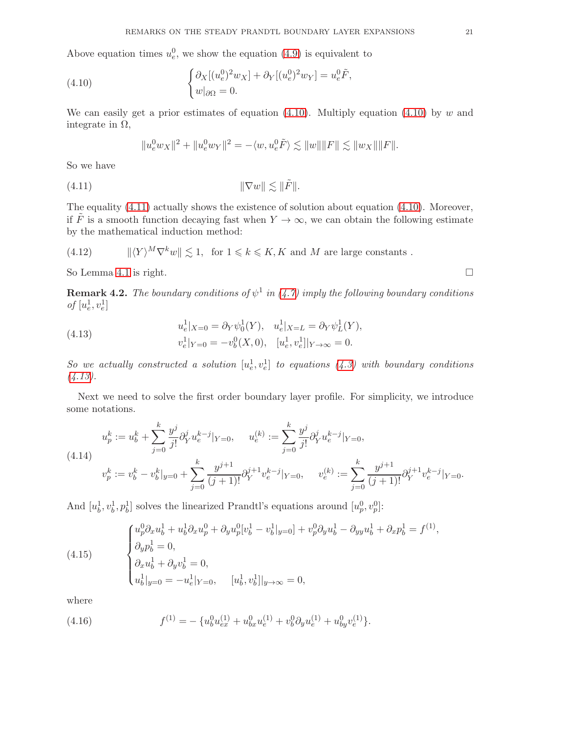Above equation times $u_e^0$, we show the equation (4.9) is equivalent to

$$
\begin{cases} \partial_X[(u_e^0)^2 w_X] + \partial_Y[(u_e^0)^2 w_Y] = u_e^0 \tilde{F}, \\ w|_{\partial\Omega} = 0. \end{cases} \tag{4.10}
$$

We can easily get a prior estimates of equation (4.10). Multiply equation (4.10) by $w$ and integrate in $\Omega$,

$$
\|u_e^0 w_X\|^2 + \|u_e^0 w_Y\|^2 = -\langle w, u_e^0 \tilde{F}\rangle \lesssim \|w\|\|F\| \lesssim \|w_X\|\|F\|.
$$

So we have

$$
\|\nabla w\| \lesssim \|\tilde{F}\|. \tag{4.11}
$$

The equality (4.11) actually shows the existence of solution about equation (4.10). Moreover, if $\tilde{F}$ is a smooth function decaying fast when $Y \to \infty$, we can obtain the following estimate by the mathematical induction method:

$$
\|\langle Y\rangle^M \nabla^k w\| \lesssim 1, \quad \text{for } 1 \leqslant k \leqslant K, K \text{ and } M \text{ are large constants }. \tag{4.12}
$$

So Lemma 4.1 is right. □

**Remark 4.2.** *The boundary conditions of $\psi^1$ in (4.7) imply the following boundary conditions of $[u_e^1, v_e^1]$*

$$
\begin{aligned} &u_e^1|_{X=0} = \partial_Y \psi_0^1(Y), \quad u_e^1|_{X=L} = \partial_Y \psi_L^1(Y), \\ &v_e^1|_{Y=0} = -v_b^0(X,0), \quad [u_e^1, v_e^1]|_{Y\to\infty} = 0. \end{aligned} \tag{4.13}
$$

*So we actually constructed a solution $[u_e^1, v_e^1]$ to equations (4.3) with boundary conditions (4.13).*

Next we need to solve the first order boundary layer profile. For simplicity, we introduce some notations.

$$
\begin{aligned} &u_p^k := u_b^k + \sum_{j=0}^k \frac{y^j}{j!} \partial_Y^j u_e^{k-j}|_{Y=0}, \quad u_e^{(k)} := \sum_{j=0}^k \frac{y^j}{j!} \partial_Y^j u_e^{k-j}|_{Y=0}, \\ &v_p^k := v_b^k - v_b^k|_{y=0} + \sum_{j=0}^k \frac{y^{j+1}}{(j+1)!} \partial_Y^{j+1} v_e^{k-j}|_{Y=0}, \quad v_e^{(k)} := \sum_{j=0}^k \frac{y^{j+1}}{(j+1)!} \partial_Y^{j+1} v_e^{k-j}|_{Y=0}. \end{aligned} \tag{4.14}
$$

And $[u_b^1, v_b^1, p_b^1]$ solves the linearized Prandtl's equations around $[u_p^0, v_p^0]$:

$$
\begin{cases} u_p^0 \partial_x u_b^1 + u_b^1 \partial_x u_p^0 + \partial_y u_p^0 [v_b^1 - v_b^1|_{y=0}] + v_p^0 \partial_y u_b^1 - \partial_{yy} u_b^1 + \partial_x p_b^1 = f^{(1)}, \\ \partial_y p_b^1 = 0, \\ \partial_x u_b^1 + \partial_y v_b^1 = 0, \\ u_b^1|_{y=0} = -u_e^1|_{Y=0}, \quad [u_b^1, v_b^1]|_{y\to\infty} = 0, \end{cases} \tag{4.15}
$$

where

$$
f^{(1)} = -\left\{u_b^0 u_{ex}^{(1)} + u_{bx}^0 u_e^{(1)} + v_b^0 \partial_y u_e^{(1)} + u_{by}^0 v_e^{(1)}\right\}. \tag{4.16}
$$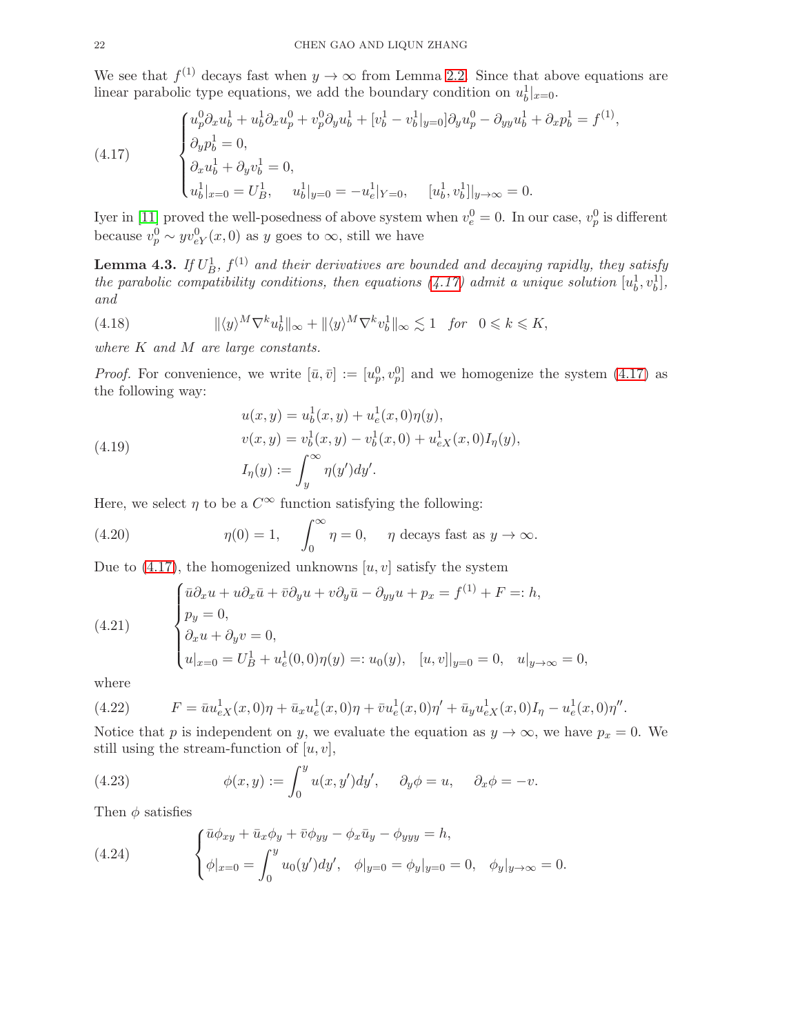We see that $f^{(1)}$ decays fast when $y \to \infty$ from Lemma 2.2. Since that above equations are linear parabolic type equations, we add the boundary condition on $u_b^1|_{x=0}$.

$$
\begin{cases}
u_p^0 \partial_x u_b^1 + u_b^1 \partial_x u_p^0 + v_p^0 \partial_y u_b^1 + [v_b^1 - v_b^1|_{y=0}]\partial_y u_p^0 - \partial_{yy} u_b^1 + \partial_x p_b^1 = f^{(1)}, \\
\partial_y p_b^1 = 0, \\
\partial_x u_b^1 + \partial_y v_b^1 = 0, \\
u_b^1|_{x=0} = U_B^1, \quad u_b^1|_{y=0} = -u_e^1|_{Y=0}, \quad [u_b^1, v_b^1]|_{y \to \infty} = 0.
\end{cases}
\tag{4.17}
$$

Iyer in [11] proved the well-posedness of above system when $v_e^0 = 0$. In our case, $v_p^0$ is different because $v_p^0 \sim y v_{eY}^0(x,0)$ as $y$ goes to $\infty$, still we have

**Lemma 4.3.** *If $U_B^1$, $f^{(1)}$ and their derivatives are bounded and decaying rapidly, they satisfy the parabolic compatibility conditions, then equations (4.17) admit a unique solution $[u_b^1, v_b^1]$, and*

$$
\|\langle y\rangle^M \nabla^k u_b^1\|_\infty + \|\langle y\rangle^M \nabla^k v_b^1\|_\infty \lesssim 1 \quad for \quad 0 \leqslant k \leqslant K,
\tag{4.18}
$$

*where $K$ and $M$ are large constants.*

*Proof.* For convenience, we write $[\bar{u}, \bar{v}] := [u_p^0, v_p^0]$ and we homogenize the system (4.17) as the following way:

$$
\begin{aligned}
u(x,y) &= u_b^1(x,y) + u_e^1(x,0)\eta(y), \\
v(x,y) &= v_b^1(x,y) - v_b^1(x,0) + u_{eX}^1(x,0) I_\eta(y), \\
I_\eta(y) &:= \int_y^\infty \eta(y')dy'.
\end{aligned}
\tag{4.19}
$$

Here, we select $\eta$ to be a $C^\infty$ function satisfying the following:

$$
\eta(0) = 1, \qquad \int_0^\infty \eta = 0, \qquad \eta \text{ decays fast as } y \to \infty.
\tag{4.20}
$$

Due to (4.17), the homogenized unknowns $[u, v]$ satisfy the system

$$
\begin{cases}
\bar{u}\partial_x u + u \partial_x \bar{u} + \bar{v}\partial_y u + v \partial_y \bar{u} - \partial_{yy} u + p_x = f^{(1)} + F =: h, \\
p_y = 0, \\
\partial_x u + \partial_y v = 0, \\
u|_{x=0} = U_B^1 + u_e^1(0,0)\eta(y) =: u_0(y), \quad [u, v]|_{y=0} = 0, \quad u|_{y \to \infty} = 0,
\end{cases}
\tag{4.21}
$$

where

$$
F = \bar{u} u_{eX}^1(x,0)\eta + \bar{u}_x u_e^1(x,0)\eta + \bar{v} u_e^1(x,0)\eta' + \bar{u}_y u_{eX}^1(x,0) I_\eta - u_e^1(x,0)\eta''.
\tag{4.22}
$$

Notice that $p$ is independent on $y$, we evaluate the equation as $y \to \infty$, we have $p_x = 0$. We still using the stream-function of $[u, v]$,

$$
\phi(x,y) := \int_0^y u(x,y')dy', \qquad \partial_y \phi = u, \qquad \partial_x \phi = -v.
\tag{4.23}
$$

Then $\phi$ satisfies

$$
\begin{cases}
\bar{u}\phi_{xy} + \bar{u}_x \phi_y + \bar{v}\phi_{yy} - \phi_x \bar{u}_y - \phi_{yyy} = h, \\
\phi|_{x=0} = \displaystyle\int_0^y u_0(y')dy', \quad \phi|_{y=0} = \phi_y|_{y=0} = 0, \quad \phi_y|_{y \to \infty} = 0.
\end{cases}
\tag{4.24}
$$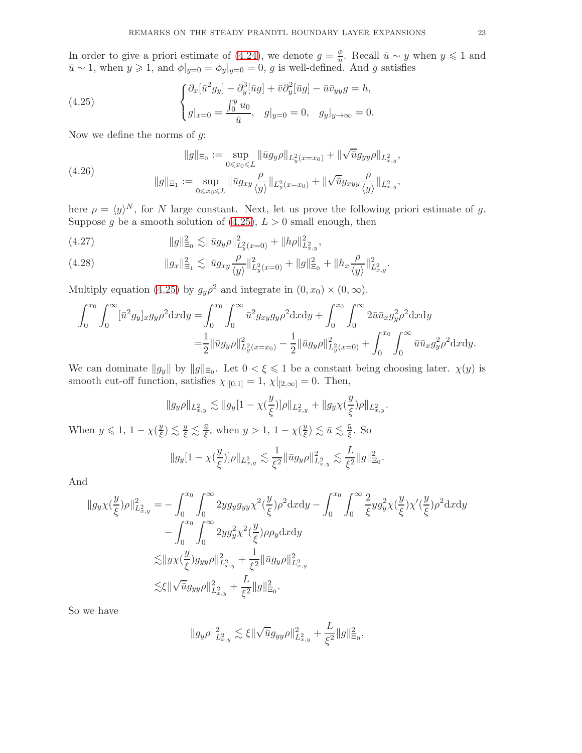In order to give a priori estimate of (4.24), we denote $g = \frac{\phi}{\bar{u}}$. Recall $\bar{u} \sim y$ when $y \leqslant 1$ and $\bar{u} \sim 1$, when $y \geqslant 1$, and $\phi|_{y=0} = \phi_y|_{y=0} = 0$, $g$ is well-defined. And $g$ satisfies

$$
\begin{cases} \partial_x[\bar{u}^2 g_y] - \partial_y^3[\bar{u}g] + \bar{v}\partial_y^2[\bar{u}g] - \bar{u}\bar{v}_{yy} g = h, \\ g|_{x=0} = \dfrac{\int_0^y u_0}{\bar{u}}, \quad g|_{y=0} = 0, \quad g_y|_{y\to\infty} = 0. \end{cases} \tag{4.25}
$$

Now we define the norms of $g$:

$$
\begin{aligned}
\|g\|_{\Xi_0} &:= \sup_{0\leqslant x_0 \leqslant L} \|\bar{u} g_y \rho\|_{L^2_y(x=x_0)} + \|\sqrt{\bar{u}} g_{yy}\rho\|_{L^2_{x,y}}, \\
\|g\|_{\Xi_1} &:= \sup_{0\leqslant x_0 \leqslant L} \|\bar{u} g_{xy} \frac{\rho}{\langle y\rangle}\|_{L^2_y(x=x_0)} + \|\sqrt{\bar{u}} g_{xyy}\frac{\rho}{\langle y\rangle}\|_{L^2_{x,y}},
\end{aligned} \tag{4.26}
$$

here $\rho = \langle y\rangle^N$, for $N$ large constant. Next, let us prove the following priori estimate of $g$. Suppose $g$ be a smooth solution of (4.25), $L > 0$ small enough, then

$$
\|g\|^2_{\Xi_0} \lesssim \|\bar{u} g_y \rho\|^2_{L^2_y(x=0)} + \|h\rho\|^2_{L^2_{x,y}}, \tag{4.27}
$$

$$
\|g_x\|^2_{\Xi_1} \lesssim \|\bar{u} g_{xy}\frac{\rho}{\langle y\rangle}\|^2_{L^2_y(x=0)} + \|g\|^2_{\Xi_0} + \|h_x \frac{\rho}{\langle y\rangle}\|^2_{L^2_{x,y}}. \tag{4.28}
$$

Multiply equation (4.25) by $g_y\rho^2$ and integrate in $(0, x_0)\times(0,\infty)$.

$$
\begin{aligned}
\int_0^{x_0}\int_0^\infty [\bar{u}^2 g_y]_x g_y \rho^2 \mathrm{d}x\mathrm{d}y &= \int_0^{x_0}\int_0^\infty \bar{u}^2 g_{xy} g_y \rho^2 \mathrm{d}x\mathrm{d}y + \int_0^{x_0}\int_0^\infty 2\bar{u}\bar{u}_x g_y^2\rho^2 \mathrm{d}x\mathrm{d}y \\
&= \frac{1}{2}\|\bar{u} g_y \rho\|^2_{L^2_y(x=x_0)} - \frac{1}{2}\|\bar{u} g_y\rho\|^2_{L^2_y(x=0)} + \int_0^{x_0}\int_0^\infty \bar{u}\bar{u}_x g_y^2 \rho^2 \mathrm{d}x\mathrm{d}y.
\end{aligned}
$$

We can dominate $\|g_y\|$ by $\|g\|_{\Xi_0}$. Let $0 < \xi \leqslant 1$ be a constant being choosing later. $\chi(y)$ is smooth cut-off function, satisfies $\chi|_{[0,1]} = 1$, $\chi|_{[2,\infty]} = 0$. Then,

$$
\|g_y\rho\|_{L^2_{x,y}} \lesssim \|g_y[1-\chi(\frac{y}{\xi})]\rho\|_{L^2_{x,y}} + \|g_y\chi(\frac{y}{\xi})\rho\|_{L^2_{x,y}}.
$$

When $y \leqslant 1$, $1-\chi(\frac{y}{\xi}) \lesssim \frac{y}{\xi} \lesssim \frac{\bar{u}}{\xi}$, when $y > 1$, $1-\chi(\frac{y}{\xi}) \lesssim \bar{u} \lesssim \frac{\bar{u}}{\xi}$. So

$$
\|g_y[1-\chi(\frac{y}{\xi})]\rho\|_{L^2_{x,y}} \lesssim \frac{1}{\xi^2}\|\bar{u} g_y\rho\|^2_{L^2_{x,y}} \lesssim \frac{L}{\xi^2}\|g\|^2_{\Xi_0}.
$$

And

$$
\begin{aligned}
\|g_y\chi(\frac{y}{\xi})\rho\|^2_{L^2_{x,y}} =& -\int_0^{x_0}\int_0^\infty 2y g_y g_{yy}\chi^2(\frac{y}{\xi})\rho^2 \mathrm{d}x\mathrm{d}y - \int_0^{x_0}\int_0^\infty \frac{2}{\xi} y g_y^2 \chi(\frac{y}{\xi})\chi'(\frac{y}{\xi})\rho^2 \mathrm{d}x\mathrm{d}y \\
&- \int_0^{x_0}\int_0^\infty 2y g_y^2 \chi^2(\frac{y}{\xi})\rho\rho_y \mathrm{d}x\mathrm{d}y \\
\lesssim& \|y\chi(\frac{y}{\xi})g_{yy}\rho\|^2_{L^2_{x,y}} + \frac{1}{\xi^2}\|\bar{u} g_y\rho\|^2_{L^2_{x,y}} \\
\lesssim& \xi\|\sqrt{\bar{u}} g_{yy}\rho\|^2_{L^2_{x,y}} + \frac{L}{\xi^2}\|g\|^2_{\Xi_0}.
\end{aligned}
$$

So we have

$$
\|g_y\rho\|^2_{L^2_{x,y}} \lesssim \xi\|\sqrt{\bar{u}} g_{yy}\rho\|^2_{L^2_{x,y}} + \frac{L}{\xi^2}\|g\|^2_{\Xi_0},
$$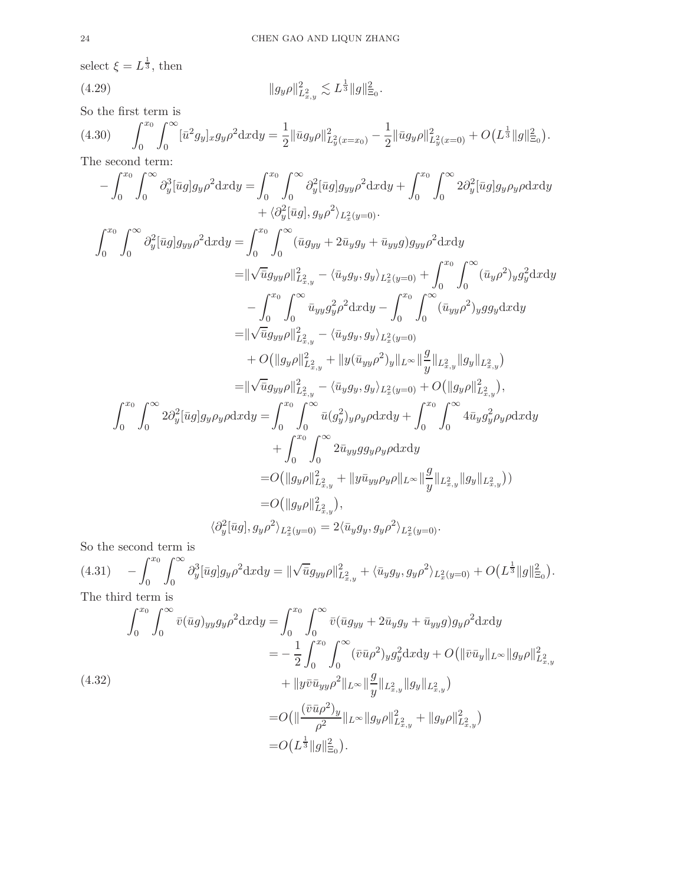select $\xi = L^{\frac{1}{3}}$, then

$$\|g_y\rho\|^2_{L^2_{x,y}} \lesssim L^{\frac{1}{3}}\|g\|^2_{\Xi_0}. \tag{4.29}$$

So the first term is

$$\int_0^{x_0}\int_0^\infty [\bar{u}^2 g_y]_x g_y \rho^2 \mathrm{d}x\mathrm{d}y = \frac{1}{2}\|\bar{u}g_y\rho\|^2_{L^2_y(x=x_0)} - \frac{1}{2}\|\bar{u}g_y\rho\|^2_{L^2_y(x=0)} + O\big(L^{\frac{1}{3}}\|g\|^2_{\Xi_0}\big). \tag{4.30}$$

The second term:

$$\begin{aligned}
-\int_0^{x_0}\int_0^\infty \partial_y^3[\bar{u}g] g_y\rho^2\mathrm{d}x\mathrm{d}y =& \int_0^{x_0}\int_0^\infty \partial_y^2[\bar{u}g] g_{yy}\rho^2\mathrm{d}x\mathrm{d}y + \int_0^{x_0}\int_0^\infty 2\partial_y^2[\bar{u}g] g_y\rho_y\rho\mathrm{d}x\mathrm{d}y \\
&+ \langle \partial_y^2[\bar{u}g], g_y\rho^2\rangle_{L^2_x(y=0)}.
\end{aligned}$$

$$\begin{aligned}
\int_0^{x_0}\int_0^\infty \partial_y^2[\bar{u}g] g_{yy}\rho^2\mathrm{d}x\mathrm{d}y =& \int_0^{x_0}\int_0^\infty (\bar{u}g_{yy} + 2\bar{u}_y g_y + \bar{u}_{yy}g) g_{yy}\rho^2\mathrm{d}x\mathrm{d}y \\
=& \|\sqrt{\bar{u}}g_{yy}\rho\|^2_{L^2_{x,y}} - \langle \bar{u}_y g_y, g_y\rangle_{L^2_x(y=0)} + \int_0^{x_0}\int_0^\infty (\bar{u}_y\rho^2)_y g_y^2 \mathrm{d}x\mathrm{d}y \\
&- \int_0^{x_0}\int_0^\infty \bar{u}_{yy} g_y^2\rho^2\mathrm{d}x\mathrm{d}y - \int_0^{x_0}\int_0^\infty (\bar{u}_{yy}\rho^2)_y g g_y\mathrm{d}x\mathrm{d}y \\
=& \|\sqrt{\bar{u}}g_{yy}\rho\|^2_{L^2_{x,y}} - \langle \bar{u}_y g_y, g_y\rangle_{L^2_x(y=0)} \\
&+ O\big(\|g_y\rho\|^2_{L^2_{x,y}} + \|y(\bar{u}_{yy}\rho^2)_y\|_{L^\infty}\|\frac{g}{y}\|_{L^2_{x,y}}\|g_y\|_{L^2_{x,y}}\big) \\
=& \|\sqrt{\bar{u}}g_{yy}\rho\|^2_{L^2_{x,y}} - \langle \bar{u}_y g_y, g_y\rangle_{L^2_x(y=0)} + O\big(\|g_y\rho\|^2_{L^2_{x,y}}\big),
\end{aligned}$$

$$\begin{aligned}
\int_0^{x_0}\int_0^\infty 2\partial_y^2[\bar{u}g] g_y\rho_y\rho\mathrm{d}x\mathrm{d}y =& \int_0^{x_0}\int_0^\infty \bar{u}(g_y^2)_y\rho_y\rho\mathrm{d}x\mathrm{d}y + \int_0^{x_0}\int_0^\infty 4\bar{u}_y g_y^2\rho_y\rho\mathrm{d}x\mathrm{d}y \\
&+ \int_0^{x_0}\int_0^\infty 2\bar{u}_{yy} g g_y\rho_y\rho\mathrm{d}x\mathrm{d}y \\
=& O\big(\|g_y\rho\|^2_{L^2_{x,y}} + \|y\bar{u}_{yy}\rho_y\rho\|_{L^\infty}\|\frac{g}{y}\|_{L^2_{x,y}}\|g_y\|_{L^2_{x,y}})\big) \\
=& O\big(\|g_y\rho\|^2_{L^2_{x,y}}\big),
\end{aligned}$$

$$\langle \partial_y^2[\bar{u}g], g_y\rho^2\rangle_{L^2_x(y=0)} = 2\langle \bar{u}_y g_y, g_y\rho^2\rangle_{L^2_x(y=0)}.$$

So the second term is

$$-\int_0^{x_0}\int_0^\infty \partial_y^3[\bar{u}g] g_y\rho^2\mathrm{d}x\mathrm{d}y = \|\sqrt{\bar{u}}g_{yy}\rho\|^2_{L^2_{x,y}} + \langle \bar{u}_y g_y, g_y\rho^2\rangle_{L^2_x(y=0)} + O\big(L^{\frac{1}{3}}\|g\|^2_{\Xi_0}\big). \tag{4.31}$$

The third term is

$$\begin{aligned}
\int_0^{x_0}\int_0^\infty \bar{v}(\bar{u}g)_{yy} g_y\rho^2\mathrm{d}x\mathrm{d}y =& \int_0^{x_0}\int_0^\infty \bar{v}(\bar{u}g_{yy} + 2\bar{u}_y g_y + \bar{u}_{yy}g) g_y\rho^2\mathrm{d}x\mathrm{d}y \\
=& -\frac{1}{2}\int_0^{x_0}\int_0^\infty (\bar{v}\bar{u}\rho^2)_y g_y^2\mathrm{d}x\mathrm{d}y + O\big(\|\bar{v}\bar{u}_y\|_{L^\infty}\|g_y\rho\|^2_{L^2_{x,y}} \\
&+ \|y\bar{v}\bar{u}_{yy}\rho^2\|_{L^\infty}\|\frac{g}{y}\|_{L^2_{x,y}}\|g_y\|_{L^2_{x,y}}\big) \\
=& O\big(\|\frac{(\bar{v}\bar{u}\rho^2)_y}{\rho^2}\|_{L^\infty}\|g_y\rho\|^2_{L^2_{x,y}} + \|g_y\rho\|^2_{L^2_{x,y}}\big) \\
=& O\big(L^{\frac{1}{3}}\|g\|^2_{\Xi_0}\big).
\end{aligned} \tag{4.32}$$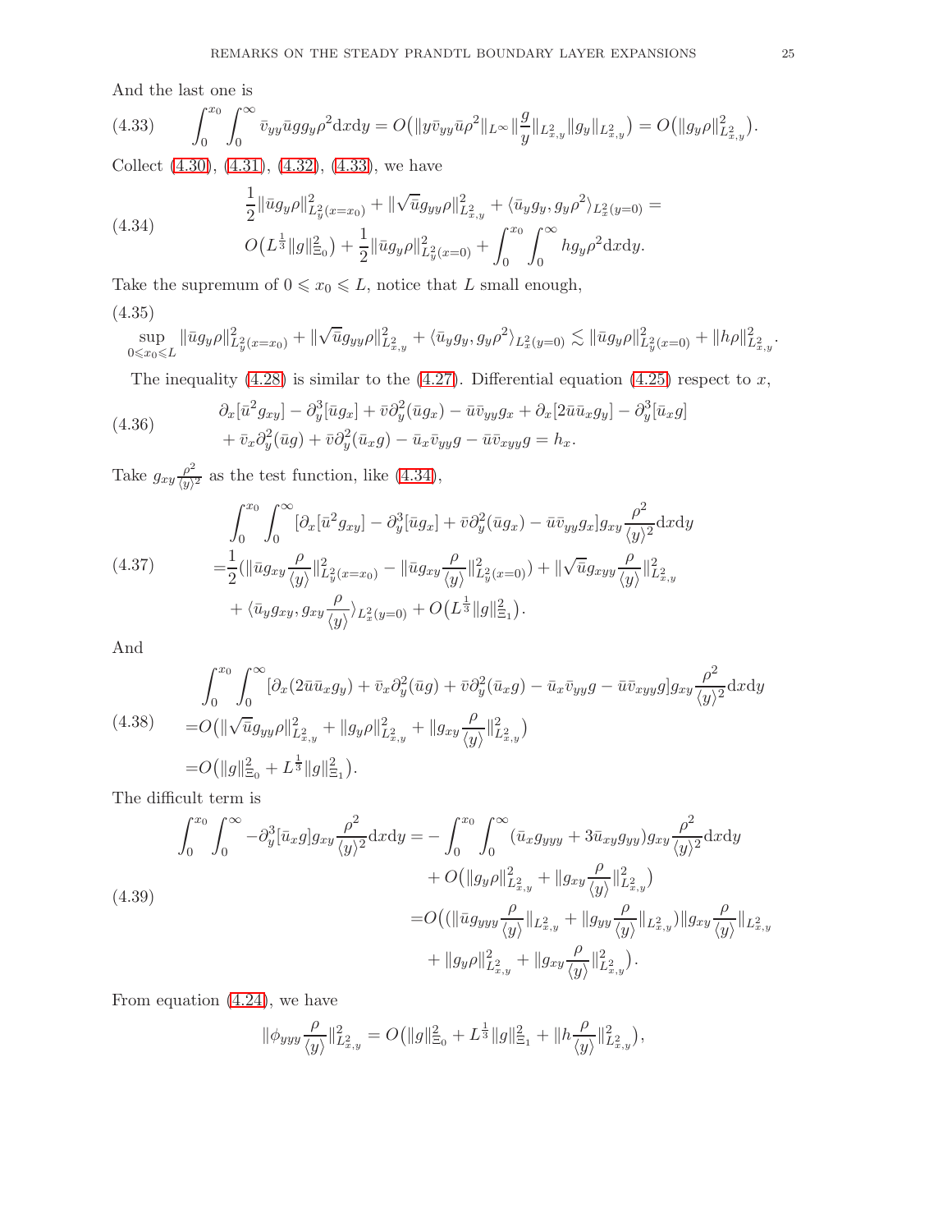And the last one is

$$
\int_0^{x_0}\int_0^\infty \bar v_{yy}\bar u g g_y \rho^2 \mathrm{d}x\mathrm{d}y = O\big(\|y\bar v_{yy}\bar u\rho^2\|_{L^\infty}\|\frac{g}{y}\|_{L^2_{x,y}}\|g_y\|_{L^2_{x,y}}\big) = O\big(\|g_y\rho\|^2_{L^2_{x,y}}\big). \tag{4.33}
$$

Collect (4.30), (4.31), (4.32), (4.33), we have

$$
\begin{aligned}
&\frac{1}{2}\|\bar u g_y\rho\|^2_{L^2_y(x=x_0)} + \|\sqrt{\bar u} g_{yy}\rho\|^2_{L^2_{x,y}} + \langle \bar u_y g_y, g_y\rho^2\rangle_{L^2_x(y=0)} = \\
&O\big(L^{\frac13}\|g\|^2_{\Xi_0}\big) + \frac12\|\bar u g_y\rho\|^2_{L^2_y(x=0)} + \int_0^{x_0}\int_0^\infty h g_y\rho^2 \mathrm{d}x\mathrm{d}y.
\end{aligned} \tag{4.34}
$$

Take the supremum of $0\leqslant x_0\leqslant L$, notice that $L$ small enough,

$$
\sup_{0\leqslant x_0\leqslant L}\|\bar u g_y\rho\|^2_{L^2_y(x=x_0)} + \|\sqrt{\bar u} g_{yy}\rho\|^2_{L^2_{x,y}} + \langle \bar u_y g_y, g_y\rho^2\rangle_{L^2_x(y=0)} \lesssim \|\bar u g_y\rho\|^2_{L^2_y(x=0)} + \|h\rho\|^2_{L^2_{x,y}}. \tag{4.35}
$$

The inequality (4.28) is similar to the (4.27). Differential equation (4.25) respect to $x$,

$$
\begin{aligned}
&\partial_x[\bar u^2 g_{xy}] - \partial_y^3[\bar u g_x] + \bar v\partial_y^2(\bar u g_x) - \bar u\bar v_{yy} g_x + \partial_x[2\bar u\bar u_x g_y] - \partial_y^3[\bar u_x g] \\
&+ \bar v_x\partial_y^2(\bar u g) + \bar v\partial_y^2(\bar u_x g) - \bar u_x\bar v_{yy} g - \bar u\bar v_{xyy} g = h_x.
\end{aligned} \tag{4.36}
$$

Take $g_{xy}\frac{\rho^2}{\langle y\rangle^2}$ as the test function, like (4.34),

$$
\begin{aligned}
&\int_0^{x_0}\int_0^\infty [\partial_x[\bar u^2 g_{xy}] - \partial_y^3[\bar u g_x] + \bar v\partial_y^2(\bar u g_x) - \bar u\bar v_{yy} g_x] g_{xy}\frac{\rho^2}{\langle y\rangle^2}\mathrm{d}x\mathrm{d}y \\
=&\frac12\big(\|\bar u g_{xy}\frac{\rho}{\langle y\rangle}\|^2_{L^2_y(x=x_0)} - \|\bar u g_{xy}\frac{\rho}{\langle y\rangle}\|^2_{L^2_y(x=0)}\big) + \|\sqrt{\bar u} g_{xyy}\frac{\rho}{\langle y\rangle}\|^2_{L^2_{x,y}} \\
&+ \langle \bar u_y g_{xy}, g_{xy}\frac{\rho}{\langle y\rangle}\rangle_{L^2_x(y=0)} + O\big(L^{\frac13}\|g\|^2_{\Xi_1}\big).
\end{aligned} \tag{4.37}
$$

And

$$
\begin{aligned}
&\int_0^{x_0}\int_0^\infty [\partial_x(2\bar u\bar u_x g_y) + \bar v_x\partial_y^2(\bar u g) + \bar v\partial_y^2(\bar u_x g) - \bar u_x\bar v_{yy} g - \bar u\bar v_{xyy} g] g_{xy}\frac{\rho^2}{\langle y\rangle^2}\mathrm{d}x\mathrm{d}y \\
=&O\big(\|\sqrt{\bar u} g_{yy}\rho\|^2_{L^2_{x,y}} + \|g_y\rho\|^2_{L^2_{x,y}} + \|g_{xy}\frac{\rho}{\langle y\rangle}\|^2_{L^2_{x,y}}\big) \\
=&O\big(\|g\|^2_{\Xi_0} + L^{\frac13}\|g\|^2_{\Xi_1}\big).
\end{aligned} \tag{4.38}
$$

The difficult term is

$$
\begin{aligned}
\int_0^{x_0}\int_0^\infty -\partial_y^3[\bar u_x g] g_{xy}\frac{\rho^2}{\langle y\rangle^2}\mathrm{d}x\mathrm{d}y =& -\int_0^{x_0}\int_0^\infty (\bar u_x g_{yyy} + 3\bar u_{xy} g_{yy}) g_{xy}\frac{\rho^2}{\langle y\rangle^2}\mathrm{d}x\mathrm{d}y \\
&+ O\big(\|g_y\rho\|^2_{L^2_{x,y}} + \|g_{xy}\frac{\rho}{\langle y\rangle}\|^2_{L^2_{x,y}}\big) \\
=&O\big((\|\bar u g_{yyy}\frac{\rho}{\langle y\rangle}\|_{L^2_{x,y}} + \|g_{yy}\frac{\rho}{\langle y\rangle}\|_{L^2_{x,y}})\|g_{xy}\frac{\rho}{\langle y\rangle}\|_{L^2_{x,y}} \\
&+ \|g_y\rho\|^2_{L^2_{x,y}} + \|g_{xy}\frac{\rho}{\langle y\rangle}\|^2_{L^2_{x,y}}\big).
\end{aligned} \tag{4.39}
$$

From equation (4.24), we have

$$
\|\phi_{yyy}\frac{\rho}{\langle y\rangle}\|^2_{L^2_{x,y}} = O\big(\|g\|^2_{\Xi_0} + L^{\frac13}\|g\|^2_{\Xi_1} + \|h\frac{\rho}{\langle y\rangle}\|^2_{L^2_{x,y}}\big),
$$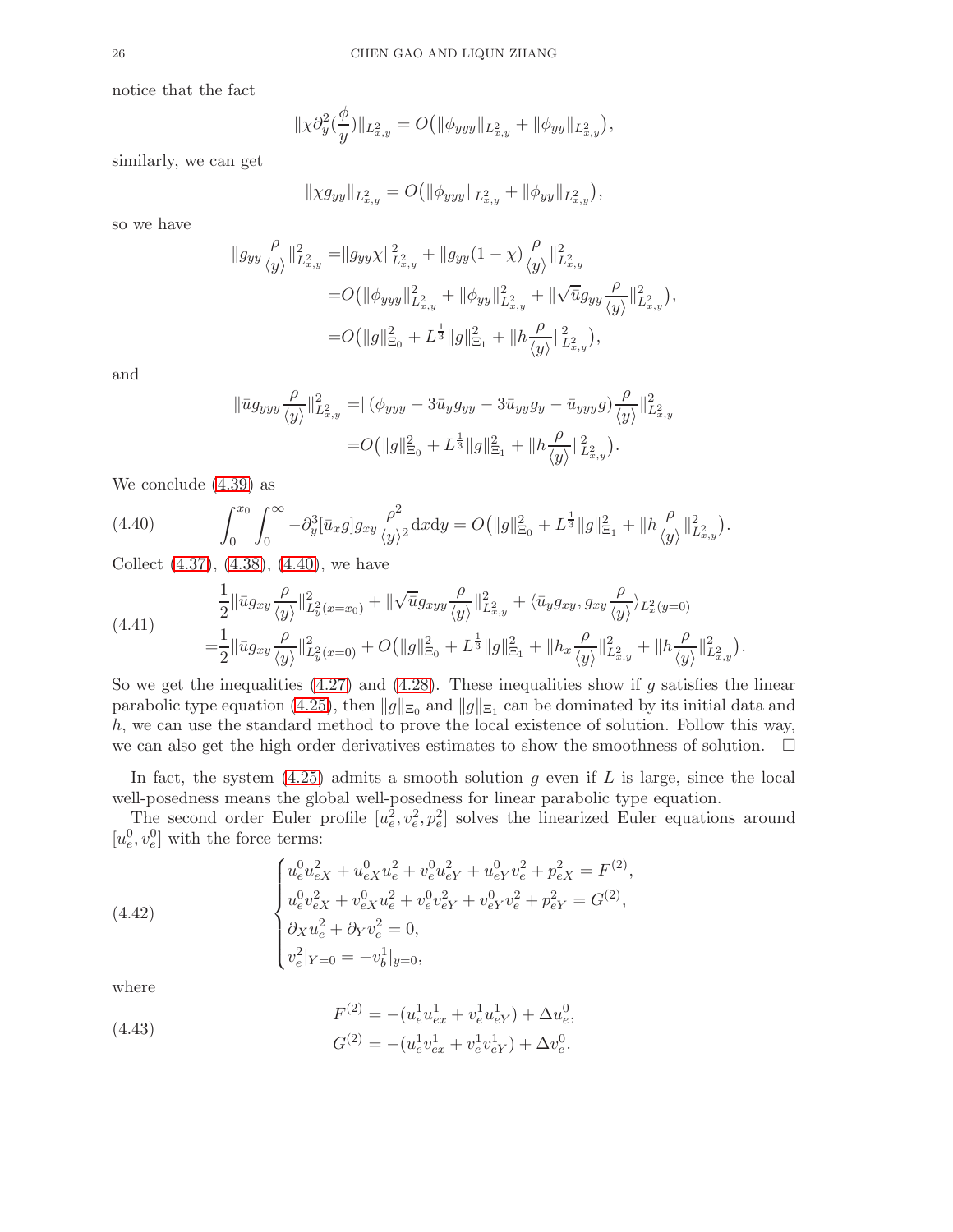notice that the fact

$$\|\chi\partial_y^2(\frac{\phi}{y})\|_{L^2_{x,y}} = O\big(\|\phi_{yyy}\|_{L^2_{x,y}} + \|\phi_{yy}\|_{L^2_{x,y}}\big),$$

similarly, we can get

$$\|\chi g_{yy}\|_{L^2_{x,y}} = O\big(\|\phi_{yyy}\|_{L^2_{x,y}} + \|\phi_{yy}\|_{L^2_{x,y}}\big),$$

so we have

$$\begin{aligned}
\|g_{yy}\frac{\rho}{\langle y\rangle}\|^2_{L^2_{x,y}} =& \|g_{yy}\chi\|^2_{L^2_{x,y}} + \|g_{yy}(1-\chi)\frac{\rho}{\langle y\rangle}\|^2_{L^2_{x,y}} \\
=& O\big(\|\phi_{yyy}\|^2_{L^2_{x,y}} + \|\phi_{yy}\|^2_{L^2_{x,y}} + \|\sqrt{\bar{u}}g_{yy}\frac{\rho}{\langle y\rangle}\|^2_{L^2_{x,y}}\big), \\
=& O\big(\|g\|^2_{\Xi_0} + L^{\frac{1}{3}}\|g\|^2_{\Xi_1} + \|h\frac{\rho}{\langle y\rangle}\|^2_{L^2_{x,y}}\big),
\end{aligned}$$

and

$$\begin{aligned}
\|\bar{u}g_{yyy}\frac{\rho}{\langle y\rangle}\|^2_{L^2_{x,y}} =& \|(\phi_{yyy} - 3\bar{u}_y g_{yy} - 3\bar{u}_{yy}g_y - \bar{u}_{yyy}g)\frac{\rho}{\langle y\rangle}\|^2_{L^2_{x,y}} \\
=& O\big(\|g\|^2_{\Xi_0} + L^{\frac{1}{3}}\|g\|^2_{\Xi_1} + \|h\frac{\rho}{\langle y\rangle}\|^2_{L^2_{x,y}}\big).
\end{aligned}$$

We conclude (4.39) as

$$\int_0^{x_0}\int_0^\infty -\partial_y^3[\bar{u}_x g]g_{xy}\frac{\rho^2}{\langle y\rangle^2}\mathrm{d}x\mathrm{d}y = O\big(\|g\|^2_{\Xi_0} + L^{\frac{1}{3}}\|g\|^2_{\Xi_1} + \|h\frac{\rho}{\langle y\rangle}\|^2_{L^2_{x,y}}\big). \tag{4.40}$$

Collect (4.37), (4.38), (4.40), we have

$$\begin{aligned}
&\frac{1}{2}\|\bar{u}g_{xy}\frac{\rho}{\langle y\rangle}\|^2_{L^2_y(x=x_0)} + \|\sqrt{\bar{u}}g_{xyy}\frac{\rho}{\langle y\rangle}\|^2_{L^2_{x,y}} + \langle\bar{u}_y g_{xy}, g_{xy}\frac{\rho}{\langle y\rangle}\rangle_{L^2_x(y=0)} \\
=&\frac{1}{2}\|\bar{u}g_{xy}\frac{\rho}{\langle y\rangle}\|^2_{L^2_y(x=0)} + O\big(\|g\|^2_{\Xi_0} + L^{\frac{1}{3}}\|g\|^2_{\Xi_1} + \|h_x\frac{\rho}{\langle y\rangle}\|^2_{L^2_{x,y}} + \|h\frac{\rho}{\langle y\rangle}\|^2_{L^2_{x,y}}\big).
\end{aligned} \tag{4.41}$$

So we get the inequalities (4.27) and (4.28). These inequalities show if $g$ satisfies the linear parabolic type equation (4.25), then $\|g\|_{\Xi_0}$ and $\|g\|_{\Xi_1}$ can be dominated by its initial data and $h$, we can use the standard method to prove the local existence of solution. Follow this way, we can also get the high order derivatives estimates to show the smoothness of solution. $\square$

In fact, the system (4.25) admits a smooth solution $g$ even if $L$ is large, since the local well-posedness means the global well-posedness for linear parabolic type equation.

The second order Euler profile $[u_e^2, v_e^2, p_e^2]$ solves the linearized Euler equations around $[u_e^0, v_e^0]$ with the force terms:

$$\begin{cases}
u_e^0 u_{eX}^2 + u_{eX}^0 u_e^2 + v_e^0 u_{eY}^2 + u_{eY}^0 v_e^2 + p_{eX}^2 = F^{(2)}, \\
u_e^0 v_{eX}^2 + v_{eX}^0 u_e^2 + v_e^0 v_{eY}^2 + v_{eY}^0 v_e^2 + p_{eY}^2 = G^{(2)}, \\
\partial_X u_e^2 + \partial_Y v_e^2 = 0, \\
v_e^2|_{Y=0} = -v_b^1|_{y=0},
\end{cases} \tag{4.42}$$

where

$$\begin{aligned}
F^{(2)} &= -(u_e^1 u_{ex}^1 + v_e^1 u_{eY}^1) + \Delta u_e^0, \\
G^{(2)} &= -(u_e^1 v_{ex}^1 + v_e^1 v_{eY}^1) + \Delta v_e^0.
\end{aligned} \tag{4.43}$$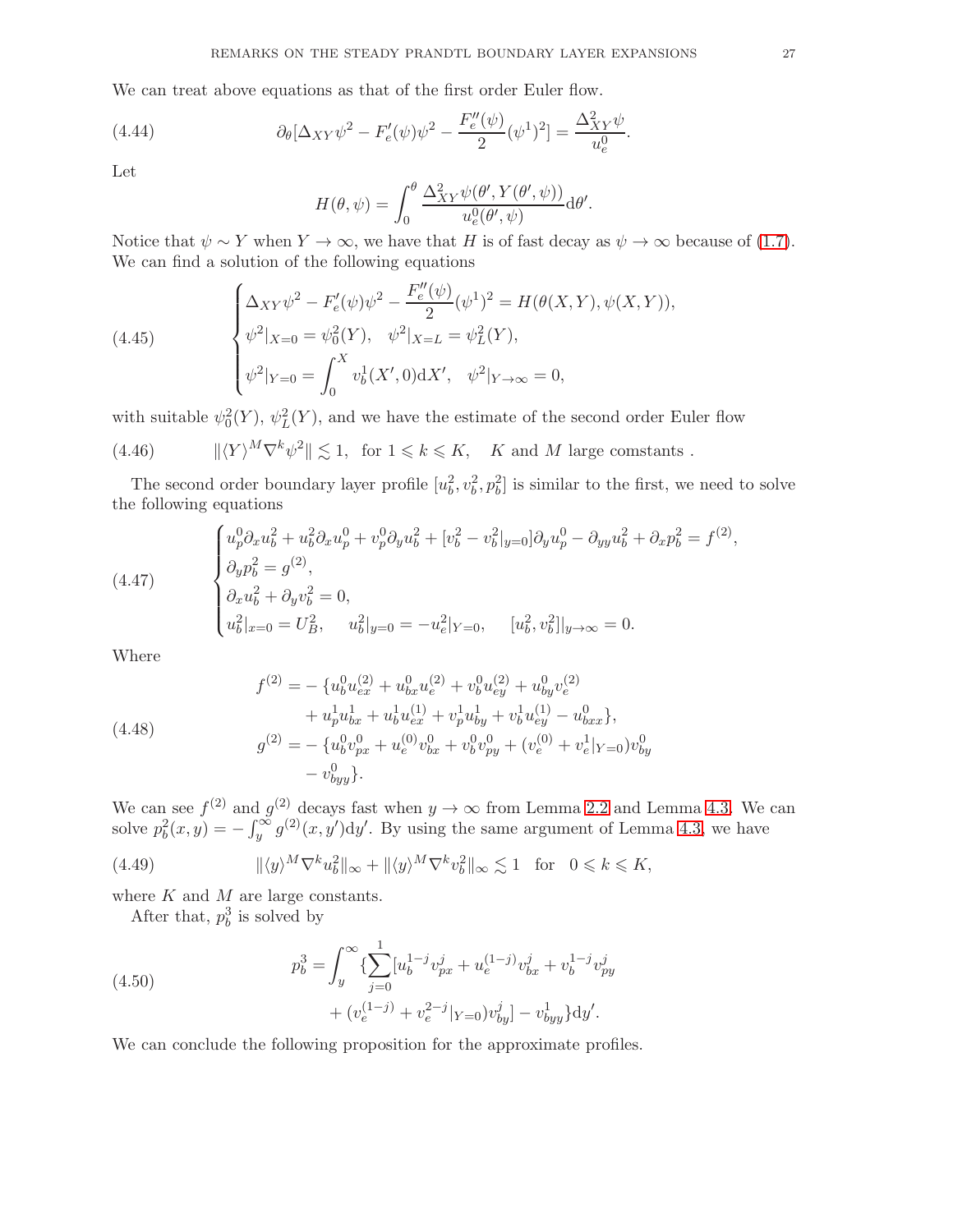We can treat above equations as that of the first order Euler flow.

$$\partial_\theta[\Delta_{XY}\psi^2 - F_e'(\psi)\psi^2 - \frac{F_e''(\psi)}{2}(\psi^1)^2] = \frac{\Delta_{XY}^2\psi}{u_e^0}. \tag{4.44}$$

Let

$$H(\theta,\psi) = \int_0^\theta \frac{\Delta_{XY}^2\psi(\theta', Y(\theta',\psi))}{u_e^0(\theta',\psi)}\mathrm{d}\theta'.$$

Notice that $\psi \sim Y$ when $Y \to \infty$, we have that $H$ is of fast decay as $\psi \to \infty$ because of (1.7). We can find a solution of the following equations

$$\begin{cases} \Delta_{XY}\psi^2 - F_e'(\psi)\psi^2 - \dfrac{F_e''(\psi)}{2}(\psi^1)^2 = H(\theta(X,Y),\psi(X,Y)), \\ \psi^2|_{X=0} = \psi_0^2(Y), \quad \psi^2|_{X=L} = \psi_L^2(Y), \\ \psi^2|_{Y=0} = \displaystyle\int_0^X v_b^1(X',0)\mathrm{d}X', \quad \psi^2|_{Y\to\infty} = 0, \end{cases} \tag{4.45}$$

with suitable $\psi_0^2(Y)$, $\psi_L^2(Y)$, and we have the estimate of the second order Euler flow

$$\|\langle Y\rangle^M \nabla^k \psi^2\| \lesssim 1, \quad \text{for } 1 \leqslant k \leqslant K, \quad K \text{ and } M \text{ large comstants }. \tag{4.46}$$

The second order boundary layer profile $[u_b^2, v_b^2, p_b^2]$ is similar to the first, we need to solve the following equations

$$\begin{cases} u_p^0\partial_x u_b^2 + u_b^2\partial_x u_p^0 + v_p^0\partial_y u_b^2 + [v_b^2 - v_b^2|_{y=0}]\partial_y u_p^0 - \partial_{yy}u_b^2 + \partial_x p_b^2 = f^{(2)}, \\ \partial_y p_b^2 = g^{(2)}, \\ \partial_x u_b^2 + \partial_y v_b^2 = 0, \\ u_b^2|_{x=0} = U_B^2, \quad u_b^2|_{y=0} = -u_e^2|_{Y=0}, \quad [u_b^2, v_b^2]|_{y\to\infty} = 0. \end{cases} \tag{4.47}$$

Where

$$\begin{aligned} f^{(2)} =& -\{u_b^0 u_{ex}^{(2)} + u_{bx}^0 u_e^{(2)} + v_b^0 u_{ey}^{(2)} + u_{by}^0 v_e^{(2)} \\ &+ u_p^1 u_{bx}^1 + u_b^1 u_{ex}^{(1)} + v_p^1 u_{by}^1 + v_b^1 u_{ey}^{(1)} - u_{bxx}^0\}, \\ g^{(2)} =& -\{u_b^0 v_{px}^0 + u_e^{(0)} v_{bx}^0 + v_b^0 v_{py}^0 + (v_e^{(0)} + v_e^1|_{Y=0})v_{by}^0 \\ &- v_{byy}^0\}. \end{aligned} \tag{4.48}$$

We can see $f^{(2)}$ and $g^{(2)}$ decays fast when $y \to \infty$ from Lemma 2.2 and Lemma 4.3. We can solve $p_b^2(x,y) = -\int_y^\infty g^{(2)}(x,y')\mathrm{d}y'$. By using the same argument of Lemma 4.3, we have

$$\|\langle y\rangle^M \nabla^k u_b^2\|_\infty + \|\langle y\rangle^M \nabla^k v_b^2\|_\infty \lesssim 1 \quad \text{for} \quad 0 \leqslant k \leqslant K, \tag{4.49}$$

where $K$ and $M$ are large constants.

After that, $p_b^3$ is solved by

$$\begin{aligned} p_b^3 = \int_y^\infty \{&\sum_{j=0}^{1}[u_b^{1-j}v_{px}^j + u_e^{(1-j)}v_{bx}^j + v_b^{1-j}v_{py}^j \\ &+ (v_e^{(1-j)} + v_e^{2-j}|_{Y=0})v_{by}^j] - v_{byy}^1\}\mathrm{d}y'. \end{aligned} \tag{4.50}$$

We can conclude the following proposition for the approximate profiles.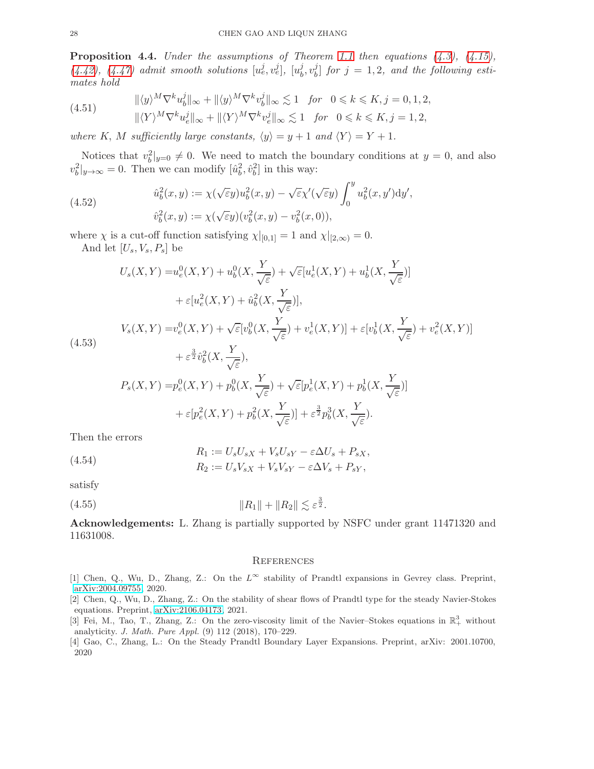**Proposition 4.4.** *Under the assumptions of Theorem 1.1 then equations (4.3), (4.15), (4.42), (4.47) admit smooth solutions $[u_e^j, v_e^j]$, $[u_b^j, v_b^j]$ for $j = 1, 2$, and the following estimates hold*

$$
\begin{aligned}
&\|\langle y\rangle^M \nabla^k u_b^j\|_\infty + \|\langle y\rangle^M \nabla^k v_b^j\|_\infty \lesssim 1 \quad \text{for} \quad 0 \leqslant k \leqslant K, j = 0, 1, 2, \\
&\|\langle Y\rangle^M \nabla^k u_e^j\|_\infty + \|\langle Y\rangle^M \nabla^k v_e^j\|_\infty \lesssim 1 \quad \text{for} \quad 0 \leqslant k \leqslant K, j = 1, 2,
\end{aligned}
\tag{4.51}
$$

*where $K$, $M$ sufficiently large constants, $\langle y\rangle = y + 1$ and $\langle Y\rangle = Y + 1$.*

Notices that $v_b^2|_{y=0} \neq 0$. We need to match the boundary conditions at $y = 0$, and also $v_b^2|_{y\to\infty} = 0$. Then we can modify $[\hat{u}_b^2, \hat{v}_b^2]$ in this way:

$$
\begin{aligned}
&\hat{u}_b^2(x, y) := \chi(\sqrt{\varepsilon}y)u_b^2(x, y) - \sqrt{\varepsilon}\chi'(\sqrt{\varepsilon}y)\int_0^y u_b^2(x, y')\mathrm{d}y', \\
&\hat{v}_b^2(x, y) := \chi(\sqrt{\varepsilon}y)(v_b^2(x, y) - v_b^2(x, 0)),
\end{aligned}
\tag{4.52}
$$

where $\chi$ is a cut-off function satisfying $\chi|_{[0,1]} = 1$ and $\chi|_{[2,\infty)} = 0$.

And let $[U_s, V_s, P_s]$ be

$$
\begin{aligned}
U_s(X, Y) =& u_e^0(X, Y) + u_b^0(X, \frac{Y}{\sqrt{\varepsilon}}) + \sqrt{\varepsilon}[u_e^1(X, Y) + u_b^1(X, \frac{Y}{\sqrt{\varepsilon}})] \\
&+ \varepsilon[u_e^2(X, Y) + \hat{u}_b^2(X, \frac{Y}{\sqrt{\varepsilon}})], \\
V_s(X, Y) =& v_e^0(X, Y) + \sqrt{\varepsilon}[v_b^0(X, \frac{Y}{\sqrt{\varepsilon}}) + v_e^1(X, Y)] + \varepsilon[v_b^1(X, \frac{Y}{\sqrt{\varepsilon}}) + v_e^2(X, Y)] \\
&+ \varepsilon^{\frac{3}{2}}\hat{v}_b^2(X, \frac{Y}{\sqrt{\varepsilon}}), \\
P_s(X, Y) =& p_e^0(X, Y) + p_b^0(X, \frac{Y}{\sqrt{\varepsilon}}) + \sqrt{\varepsilon}[p_e^1(X, Y) + p_b^1(X, \frac{Y}{\sqrt{\varepsilon}})] \\
&+ \varepsilon[p_e^2(X, Y) + p_b^2(X, \frac{Y}{\sqrt{\varepsilon}})] + \varepsilon^{\frac{3}{2}}p_b^3(X, \frac{Y}{\sqrt{\varepsilon}}).
\end{aligned}
\tag{4.53}
$$

Then the errors

$$
\begin{aligned}
R_1 &:= U_s U_{sX} + V_s U_{sY} - \varepsilon\Delta U_s + P_{sX}, \\
R_2 &:= U_s V_{sX} + V_s V_{sY} - \varepsilon\Delta V_s + P_{sY},
\end{aligned}
\tag{4.54}
$$

satisfy

$$
\|R_1\| + \|R_2\| \lesssim \varepsilon^{\frac{3}{2}}. \tag{4.55}
$$

**Acknowledgements:** L. Zhang is partially supported by NSFC under grant 11471320 and 11631008.

## References

[1] Chen, Q., Wu, D., Zhang, Z.: On the $L^\infty$ stability of Prandtl expansions in Gevrey class. Preprint, arXiv:2004.09755, 2020.

[2] Chen, Q., Wu, D., Zhang, Z.: On the stability of shear flows of Prandtl type for the steady Navier-Stokes equations. Preprint, arXiv:2106.04173, 2021.

[3] Fei, M., Tao, T., Zhang, Z.: On the zero-viscosity limit of the Navier–Stokes equations in $\mathbb{R}_+^3$ without analyticity. *J. Math. Pure Appl.* (9) 112 (2018), 170–229.

[4] Gao, C., Zhang, L.: On the Steady Prandtl Boundary Layer Expansions. Preprint, arXiv: 2001.10700, 2020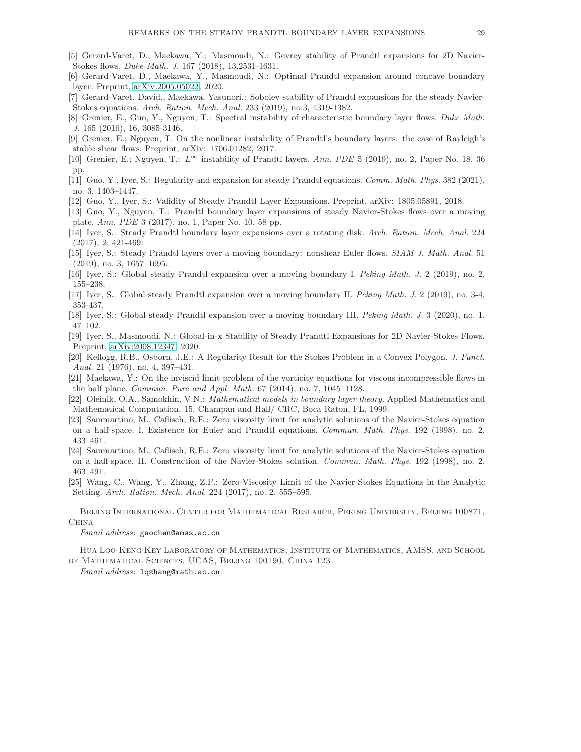[5] Gerard-Varet, D., Maekawa, Y.: Masmoudi, N.: Gevrey stability of Prandtl expansions for 2D Navier-Stokes flows. *Duke Math. J.* 167 (2018), 13,2531-1631.

[6] Gerard-Varet, D., Maekawa, Y., Masmoudi, N.: Optimal Prandtl expansion around concave boundary layer. Preprint, arXiv:2005.05022, 2020.

[7] Gerard-Varet, David., Maekawa, Yasunori.: Sobolev stability of Prandtl expansions for the steady Navier-Stokes equations. *Arch. Ration. Mech. Anal.* 233 (2019), no.3, 1319-1382.

[8] Grenier, E., Guo, Y., Nguyen, T.: Spectral instability of characteristic boundary layer flows. *Duke Math. J.* 165 (2016), 16, 3085-3146.

[9] Grenier, E.; Nguyen, T. On the nonlinear instability of Prandtl's boundary layers: the case of Rayleigh's stable shear flows. Preprint, arXiv: 1706.01282, 2017.

[10] Grenier, E.; Nguyen, T.: $L^\infty$ instability of Prandtl layers. *Ann. PDE* 5 (2019), no. 2, Paper No. 18, 36 pp.

[11] Guo, Y., Iyer, S.: Regularity and expansion for steady Prandtl equations. *Comm. Math. Phys.* 382 (2021), no. 3, 1403–1447.

[12] Guo, Y., Iyer, S.: Validity of Steady Prandtl Layer Expansions. Preprint, arXiv: 1805.05891, 2018.

[13] Guo, Y., Nguyen, T.: Prandtl boundary layer expansions of steady Navier-Stokes flows over a moving plate. *Ann. PDE* 3 (2017), no. 1, Paper No. 10, 58 pp.

[14] Iyer, S.: Steady Prandtl boundary layer expansions over a rotating disk. *Arch. Ration. Mech. Anal.* 224 (2017), 2, 421-469.

[15] Iyer, S.: Steady Prandtl layers over a moving boundary: nonshear Euler flows. *SIAM J. Math. Anal.* 51 (2019), no. 3, 1657–1695.

[16] Iyer, S.: Global steady Prandtl expansion over a moving boundary I. *Peking Math. J.* 2 (2019), no. 2, 155–238.

[17] Iyer, S.: Global steady Prandtl expansion over a moving boundary II. *Peking Math. J.* 2 (2019), no. 3-4, 353-437.

[18] Iyer, S.: Global steady Prandtl expansion over a moving boundary III. *Peking Math. J.* 3 (2020), no. 1, 47–102.

[19] Iyer, S., Masmoudi, N.: Global-in-x Stability of Steady Prandtl Expansions for 2D Navier-Stokes Flows. Preprint, arXiv:2008.12347, 2020.

[20] Kellogg, R.B., Osborn, J.E.: A Regularity Result for the Stokes Problem in a Convex Polygon. *J. Funct. Anal.* 21 (1976), no. 4, 397–431.

[21] Maekawa, Y.: On the inviscid limit problem of the vorticity equations for viscous incompressible flows in the half plane. *Commun. Pure and Appl. Math.* 67 (2014), no. 7, 1045–1128.

[22] Oleinik, O.A., Samokhin, V.N,: *Mathematical models in boundary layer theory.* Applied Mathematics and Mathematical Computation, 15. Champan and Hall/ CRC, Boca Raton, FL, 1999.

[23] Sammartino, M., Caflisch, R.E.: Zero viscosity limit for analytic solutions of the Navier-Stokes equation on a half-space. I. Existence for Euler and Prandtl equations. *Commun. Math. Phys.* 192 (1998), no. 2, 433–461.

[24] Sammartino, M., Caflisch, R.E.: Zero viscosity limit for analytic solutions of the Navier-Stokes equation on a half-space. II. Construction of the Navier-Stokes solution. *Commun. Math. Phys.* 192 (1998), no. 2, 463–491.

[25] Wang, C., Wang, Y., Zhang, Z.F.: Zero-Viscosity Limit of the Navier-Stokes Equations in the Analytic Setting. *Arch. Ration. Mech. Anal.* 224 (2017), no. 2, 555–595.

Beijing International Center for Mathematical Research, Peking University, Beijing 100871, China

*Email address*: `gaochen@amss.ac.cn`

Hua Loo-Keng Key Laboratory of Mathematics, Institute of Mathematics, AMSS, and School of Mathematical Sciences, UCAS, Beijing 100190, China 123

*Email address*: `lqzhang@math.ac.cn`